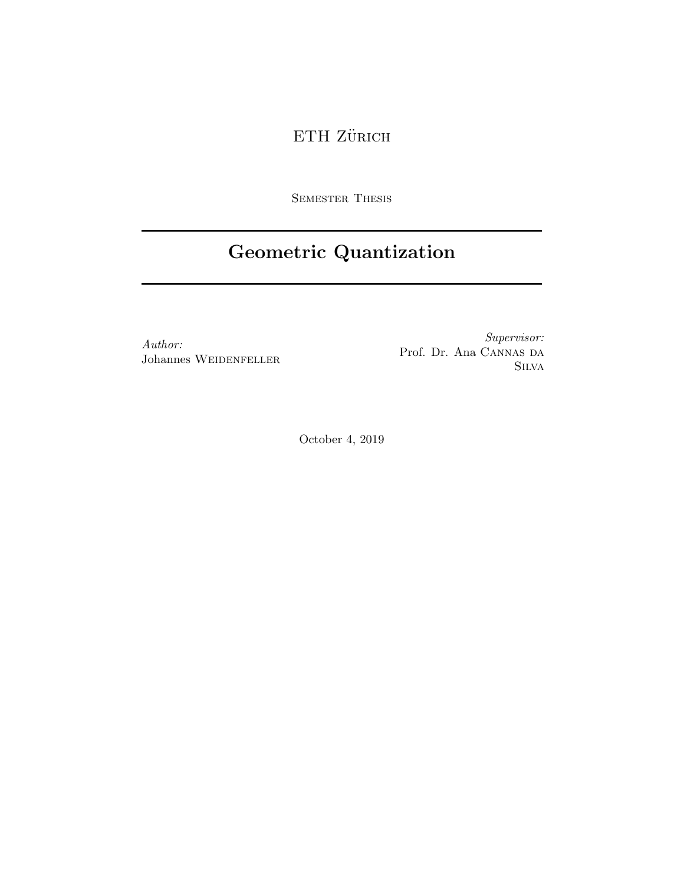ETH ZÜRICH

SEMESTER THESIS

# Geometric Quantization

*Author:*
Johannes WEIDENFELLER

*Supervisor:*
Prof. Dr. Ana CANNAS DA SILVA

October 4, 2019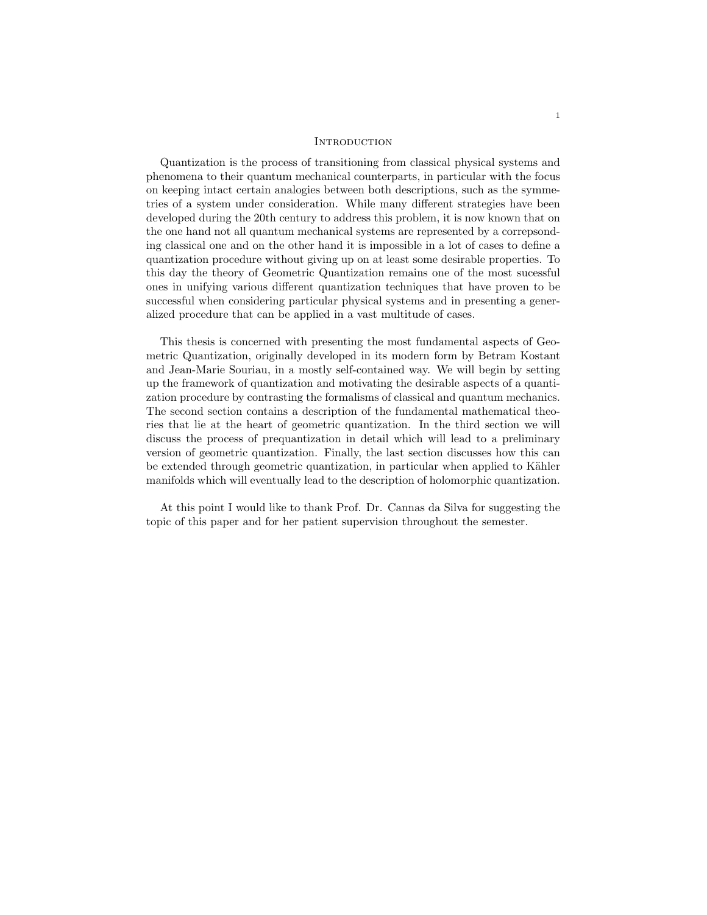## Introduction

Quantization is the process of transitioning from classical physical systems and phenomena to their quantum mechanical counterparts, in particular with the focus on keeping intact certain analogies between both descriptions, such as the symmetries of a system under consideration. While many different strategies have been developed during the 20th century to address this problem, it is now known that on the one hand not all quantum mechanical systems are represented by a correpsonding classical one and on the other hand it is impossible in a lot of cases to define a quantization procedure without giving up on at least some desirable properties. To this day the theory of Geometric Quantization remains one of the most sucessful ones in unifying various different quantization techniques that have proven to be successful when considering particular physical systems and in presenting a generalized procedure that can be applied in a vast multitude of cases.

This thesis is concerned with presenting the most fundamental aspects of Geometric Quantization, originally developed in its modern form by Betram Kostant and Jean-Marie Souriau, in a mostly self-contained way. We will begin by setting up the framework of quantization and motivating the desirable aspects of a quantization procedure by contrasting the formalisms of classical and quantum mechanics. The second section contains a description of the fundamental mathematical theories that lie at the heart of geometric quantization. In the third section we will discuss the process of prequantization in detail which will lead to a preliminary version of geometric quantization. Finally, the last section discusses how this can be extended through geometric quantization, in particular when applied to Kähler manifolds which will eventually lead to the description of holomorphic quantization.

At this point I would like to thank Prof. Dr. Cannas da Silva for suggesting the topic of this paper and for her patient supervision throughout the semester.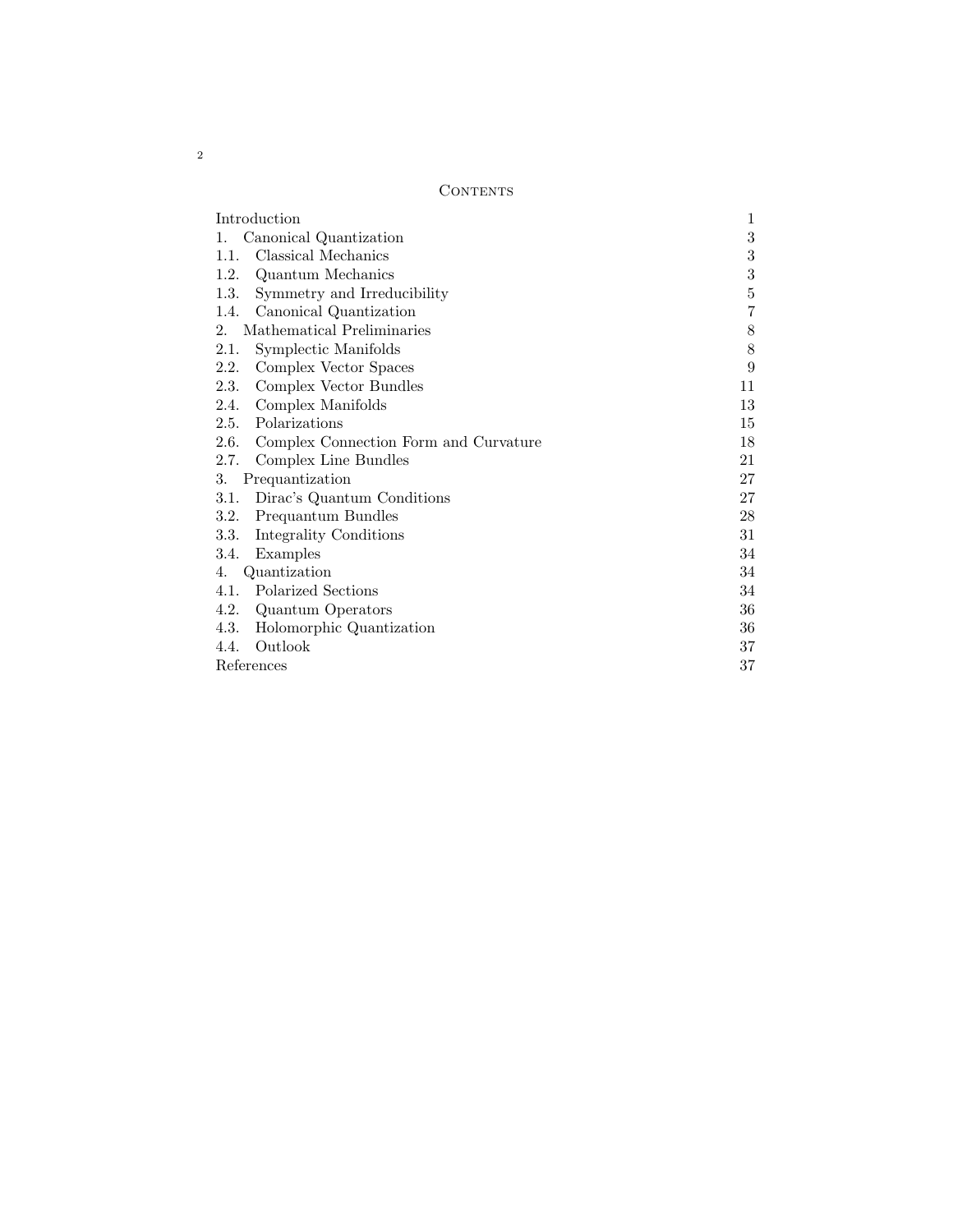## Contents

| | |
|---|---|
| Introduction | 1 |
| 1. Canonical Quantization | 3 |
| 1.1. Classical Mechanics | 3 |
| 1.2. Quantum Mechanics | 3 |
| 1.3. Symmetry and Irreducibility | 5 |
| 1.4. Canonical Quantization | 7 |
| 2. Mathematical Preliminaries | 8 |
| 2.1. Symplectic Manifolds | 8 |
| 2.2. Complex Vector Spaces | 9 |
| 2.3. Complex Vector Bundles | 11 |
| 2.4. Complex Manifolds | 13 |
| 2.5. Polarizations | 15 |
| 2.6. Complex Connection Form and Curvature | 18 |
| 2.7. Complex Line Bundles | 21 |
| 3. Prequantization | 27 |
| 3.1. Dirac's Quantum Conditions | 27 |
| 3.2. Prequantum Bundles | 28 |
| 3.3. Integrality Conditions | 31 |
| 3.4. Examples | 34 |
| 4. Quantization | 34 |
| 4.1. Polarized Sections | 34 |
| 4.2. Quantum Operators | 36 |
| 4.3. Holomorphic Quantization | 36 |
| 4.4. Outlook | 37 |
| References | 37 |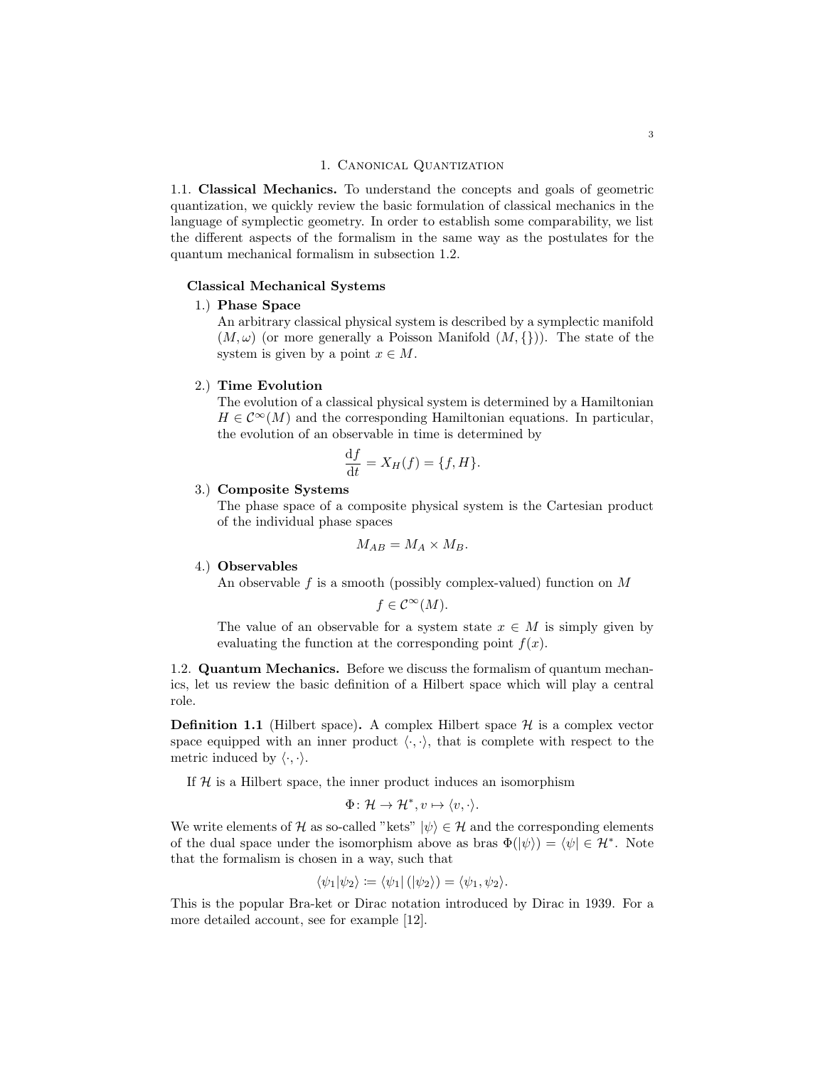# 1. Canonical Quantization

## 1.1. Classical Mechanics.

To understand the concepts and goals of geometric quantization, we quickly review the basic formulation of classical mechanics in the language of symplectic geometry. In order to establish some comparability, we list the different aspects of the formalism in the same way as the postulates for the quantum mechanical formalism in subsection 1.2.

**Classical Mechanical Systems**

1.) **Phase Space**
An arbitrary classical physical system is described by a symplectic manifold $(M, \omega)$ (or more generally a Poisson Manifold $(M, \{\})$). The state of the system is given by a point $x \in M$.

2.) **Time Evolution**
The evolution of a classical physical system is determined by a Hamiltonian $H \in \mathcal{C}^\infty(M)$ and the corresponding Hamiltonian equations. In particular, the evolution of an observable in time is determined by

$$\frac{\mathrm{d}f}{\mathrm{d}t} = X_H(f) = \{f, H\}.$$

3.) **Composite Systems**
The phase space of a composite physical system is the Cartesian product of the individual phase spaces

$$M_{AB} = M_A \times M_B.$$

4.) **Observables**
An observable $f$ is a smooth (possibly complex-valued) function on $M$

$$f \in \mathcal{C}^\infty(M).$$

The value of an observable for a system state $x \in M$ is simply given by evaluating the function at the corresponding point $f(x)$.

## 1.2. Quantum Mechanics.

Before we discuss the formalism of quantum mechanics, let us review the basic definition of a Hilbert space which will play a central role.

**Definition 1.1** (Hilbert space)**.** A complex Hilbert space $\mathcal{H}$ is a complex vector space equipped with an inner product $\langle \cdot, \cdot \rangle$, that is complete with respect to the metric induced by $\langle \cdot, \cdot \rangle$.

If $\mathcal{H}$ is a Hilbert space, the inner product induces an isomorphism

$$\Phi \colon \mathcal{H} \to \mathcal{H}^*, v \mapsto \langle v, \cdot \rangle.$$

We write elements of $\mathcal{H}$ as so-called "kets" $|\psi\rangle \in \mathcal{H}$ and the corresponding elements of the dual space under the isomorphism above as bras $\Phi(|\psi\rangle) = \langle\psi| \in \mathcal{H}^*$. Note that the formalism is chosen in a way, such that

$$\langle \psi_1 | \psi_2 \rangle \coloneqq \langle \psi_1 | \left( |\psi_2\rangle \right) = \langle \psi_1, \psi_2 \rangle.$$

This is the popular Bra-ket or Dirac notation introduced by Dirac in 1939. For a more detailed account, see for example [12].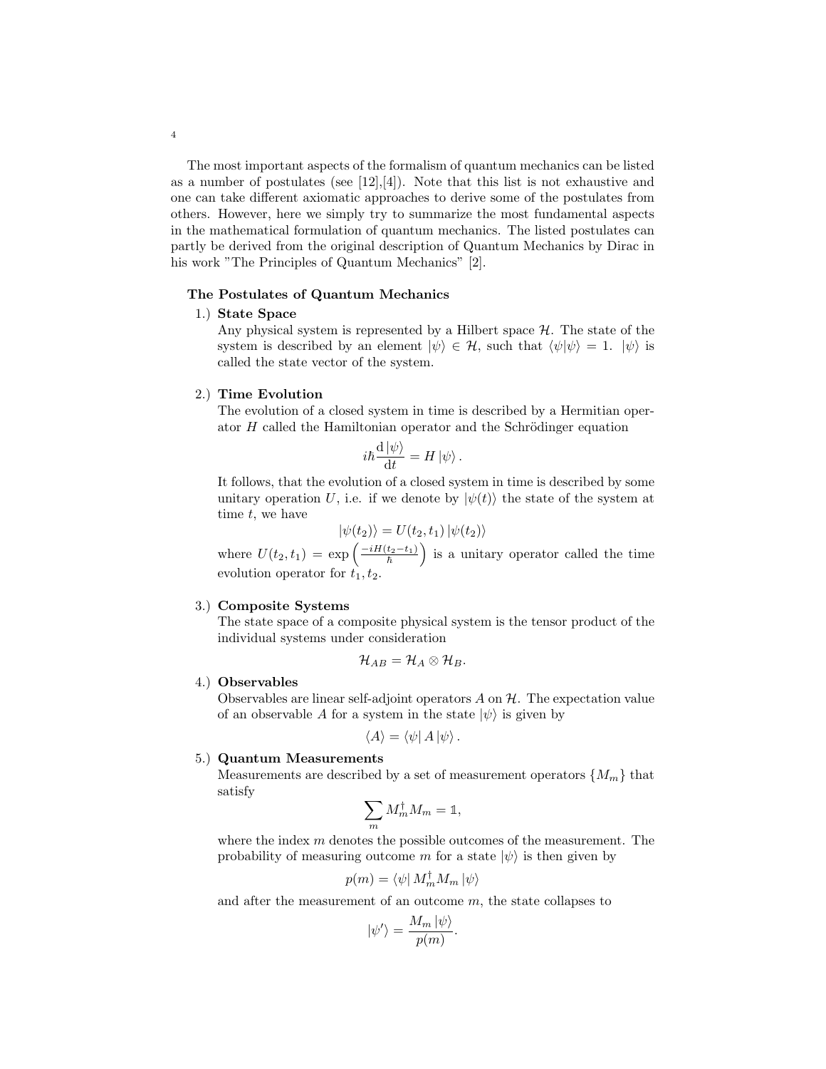The most important aspects of the formalism of quantum mechanics can be listed as a number of postulates (see [12],[4]). Note that this list is not exhaustive and one can take different axiomatic approaches to derive some of the postulates from others. However, here we simply try to summarize the most fundamental aspects in the mathematical formulation of quantum mechanics. The listed postulates can partly be derived from the original description of Quantum Mechanics by Dirac in his work "The Principles of Quantum Mechanics" [2].

**The Postulates of Quantum Mechanics**

1.) **State Space**
Any physical system is represented by a Hilbert space $\mathcal{H}$. The state of the system is described by an element $|\psi\rangle \in \mathcal{H}$, such that $\langle\psi|\psi\rangle = 1$. $|\psi\rangle$ is called the state vector of the system.

2.) **Time Evolution**
The evolution of a closed system in time is described by a Hermitian operator $H$ called the Hamiltonian operator and the Schrödinger equation

$$i\hbar \frac{\mathrm{d}\,|\psi\rangle}{\mathrm{d}t} = H\,|\psi\rangle\,.$$

It follows, that the evolution of a closed system in time is described by some unitary operation $U$, i.e. if we denote by $|\psi(t)\rangle$ the state of the system at time $t$, we have

$$|\psi(t_2)\rangle = U(t_2, t_1)\,|\psi(t_2)\rangle$$

where $U(t_2, t_1) = \exp\left(\frac{-iH(t_2-t_1)}{\hbar}\right)$ is a unitary operator called the time evolution operator for $t_1, t_2$.

3.) **Composite Systems**
The state space of a composite physical system is the tensor product of the individual systems under consideration

$$\mathcal{H}_{AB} = \mathcal{H}_A \otimes \mathcal{H}_B.$$

4.) **Observables**
Observables are linear self-adjoint operators $A$ on $\mathcal{H}$. The expectation value of an observable $A$ for a system in the state $|\psi\rangle$ is given by

$$\langle A \rangle = \langle\psi|\,A\,|\psi\rangle\,.$$

5.) **Quantum Measurements**
Measurements are described by a set of measurement operators $\{M_m\}$ that satisfy

$$\sum_m M_m^\dagger M_m = \mathbb{1},$$

where the index $m$ denotes the possible outcomes of the measurement. The probability of measuring outcome $m$ for a state $|\psi\rangle$ is then given by

$$p(m) = \langle\psi|\,M_m^\dagger M_m\,|\psi\rangle$$

and after the measurement of an outcome $m$, the state collapses to

$$|\psi'\rangle = \frac{M_m\,|\psi\rangle}{p(m)}.$$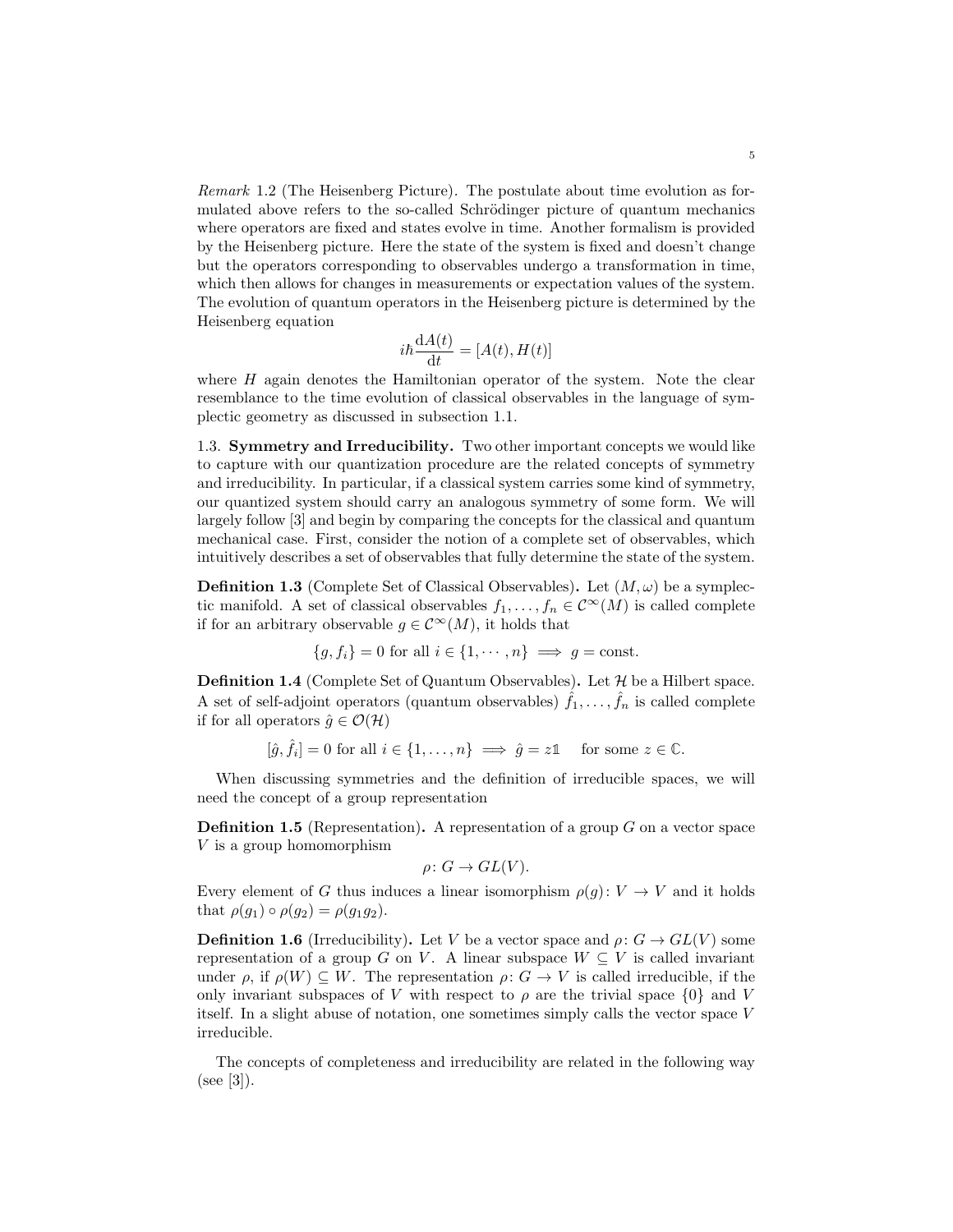*Remark* 1.2 (The Heisenberg Picture). The postulate about time evolution as formulated above refers to the so-called Schrödinger picture of quantum mechanics where operators are fixed and states evolve in time. Another formalism is provided by the Heisenberg picture. Here the state of the system is fixed and doesn't change but the operators corresponding to observables undergo a transformation in time, which then allows for changes in measurements or expectation values of the system. The evolution of quantum operators in the Heisenberg picture is determined by the Heisenberg equation

$$i\hbar \frac{\mathrm{d}A(t)}{\mathrm{d}t} = [A(t), H(t)]$$

where $H$ again denotes the Hamiltonian operator of the system. Note the clear resemblance to the time evolution of classical observables in the language of symplectic geometry as discussed in subsection 1.1.

1.3. **Symmetry and Irreducibility.** Two other important concepts we would like to capture with our quantization procedure are the related concepts of symmetry and irreducibility. In particular, if a classical system carries some kind of symmetry, our quantized system should carry an analogous symmetry of some form. We will largely follow [3] and begin by comparing the concepts for the classical and quantum mechanical case. First, consider the notion of a complete set of observables, which intuitively describes a set of observables that fully determine the state of the system.

**Definition 1.3** (Complete Set of Classical Observables)**.** Let $(M, \omega)$ be a symplectic manifold. A set of classical observables $f_1, \ldots, f_n \in \mathcal{C}^\infty(M)$ is called complete if for an arbitrary observable $g \in \mathcal{C}^\infty(M)$, it holds that

$$\{g, f_i\} = 0 \text{ for all } i \in \{1, \cdots, n\} \implies g = \text{const.}$$

**Definition 1.4** (Complete Set of Quantum Observables)**.** Let $\mathcal{H}$ be a Hilbert space. A set of self-adjoint operators (quantum observables) $\hat{f}_1, \ldots, \hat{f}_n$ is called complete if for all operators $\hat{g} \in \mathcal{O}(\mathcal{H})$

$$[\hat{g}, \hat{f}_i] = 0 \text{ for all } i \in \{1, \ldots, n\} \implies \hat{g} = z\mathbb{1} \quad \text{for some } z \in \mathbb{C}.$$

When discussing symmetries and the definition of irreducible spaces, we will need the concept of a group representation

**Definition 1.5** (Representation)**.** A representation of a group $G$ on a vector space $V$ is a group homomorphism

$$\rho \colon G \to GL(V).$$

Every element of $G$ thus induces a linear isomorphism $\rho(g) \colon V \to V$ and it holds that $\rho(g_1) \circ \rho(g_2) = \rho(g_1 g_2)$.

**Definition 1.6** (Irreducibility)**.** Let $V$ be a vector space and $\rho \colon G \to GL(V)$ some representation of a group $G$ on $V$. A linear subspace $W \subseteq V$ is called invariant under $\rho$, if $\rho(W) \subseteq W$. The representation $\rho \colon G \to V$ is called irreducible, if the only invariant subspaces of $V$ with respect to $\rho$ are the trivial space $\{0\}$ and $V$ itself. In a slight abuse of notation, one sometimes simply calls the vector space $V$ irreducible.

The concepts of completeness and irreducibility are related in the following way (see [3]).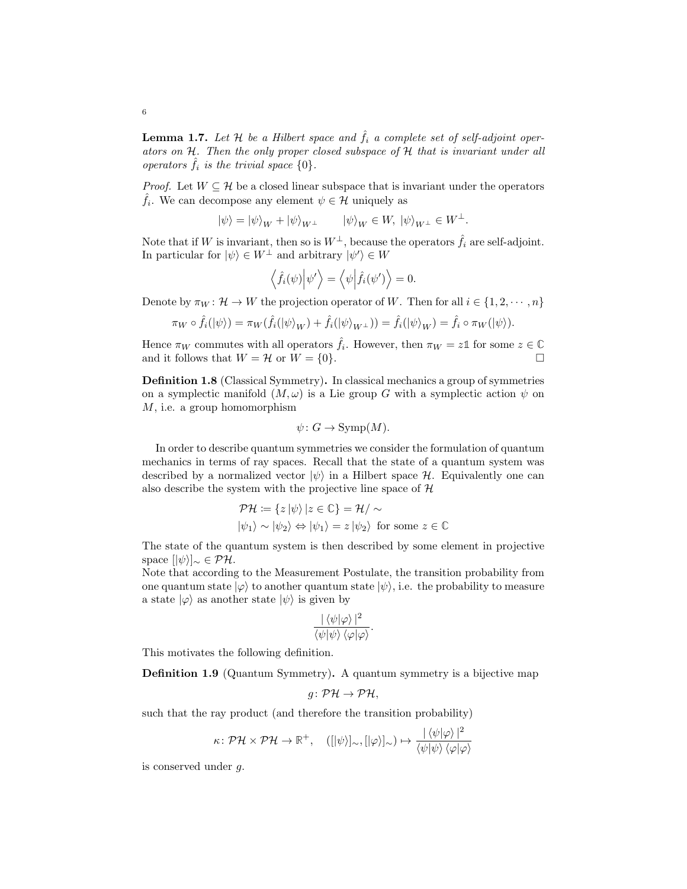**Lemma 1.7.** *Let $\mathcal{H}$ be a Hilbert space and $\hat{f}_i$ a complete set of self-adjoint operators on $\mathcal{H}$. Then the only proper closed subspace of $\mathcal{H}$ that is invariant under all operators $\hat{f}_i$ is the trivial space $\{0\}$.*

*Proof.* Let $W \subseteq \mathcal{H}$ be a closed linear subspace that is invariant under the operators $\hat{f}_i$. We can decompose any element $\psi \in \mathcal{H}$ uniquely as

$$|\psi\rangle = |\psi\rangle_W + |\psi\rangle_{W^\perp} \qquad |\psi\rangle_W \in W,\ |\psi\rangle_{W^\perp} \in W^\perp.$$

Note that if $W$ is invariant, then so is $W^\perp$, because the operators $\hat{f}_i$ are self-adjoint. In particular for $|\psi\rangle \in W^\perp$ and arbitrary $|\psi'\rangle \in W$

$$\left\langle \hat{f}_i(\psi) \middle| \psi' \right\rangle = \left\langle \psi \middle| \hat{f}_i(\psi') \right\rangle = 0.$$

Denote by $\pi_W \colon \mathcal{H} \to W$ the projection operator of $W$. Then for all $i \in \{1, 2, \cdots, n\}$

$$\pi_W \circ \hat{f}_i(|\psi\rangle) = \pi_W(\hat{f}_i(|\psi\rangle_W) + \hat{f}_i(|\psi\rangle_{W^\perp})) = \hat{f}_i(|\psi\rangle_W) = \hat{f}_i \circ \pi_W(|\psi\rangle).$$

Hence $\pi_W$ commutes with all operators $\hat{f}_i$. However, then $\pi_W = z\mathbb{1}$ for some $z \in \mathbb{C}$ and it follows that $W = \mathcal{H}$ or $W = \{0\}$. $\square$

**Definition 1.8** (Classical Symmetry)**.** In classical mechanics a group of symmetries on a symplectic manifold $(M, \omega)$ is a Lie group $G$ with a symplectic action $\psi$ on $M$, i.e. a group homomorphism

$$\psi \colon G \to \mathrm{Symp}(M).$$

In order to describe quantum symmetries we consider the formulation of quantum mechanics in terms of ray spaces. Recall that the state of a quantum system was described by a normalized vector $|\psi\rangle$ in a Hilbert space $\mathcal{H}$. Equivalently one can also describe the system with the projective line space of $\mathcal{H}$

$$\mathcal{PH} := \{z\,|\psi\rangle \,|z \in \mathbb{C}\} = \mathcal{H}/\sim$$
$$|\psi_1\rangle \sim |\psi_2\rangle \Leftrightarrow |\psi_1\rangle = z\,|\psi_2\rangle \text{ for some } z \in \mathbb{C}$$

The state of the quantum system is then described by some element in projective space $[|\psi\rangle]_\sim \in \mathcal{PH}$.
Note that according to the Measurement Postulate, the transition probability from one quantum state $|\varphi\rangle$ to another quantum state $|\psi\rangle$, i.e. the probability to measure a state $|\varphi\rangle$ as another state $|\psi\rangle$, is given by

$$\frac{|\langle\psi|\varphi\rangle|^2}{\langle\psi|\psi\rangle\,\langle\varphi|\varphi\rangle}.$$

This motivates the following definition.

**Definition 1.9** (Quantum Symmetry)**.** A quantum symmetry is a bijective map

$$g \colon \mathcal{PH} \to \mathcal{PH},$$

such that the ray product (and therefore the transition probability)

$$\kappa \colon \mathcal{PH} \times \mathcal{PH} \to \mathbb{R}^+, \quad ([|\psi\rangle]_\sim, [|\varphi\rangle]_\sim) \mapsto \frac{|\langle\psi|\varphi\rangle|^2}{\langle\psi|\psi\rangle\,\langle\varphi|\varphi\rangle}$$

is conserved under $g$.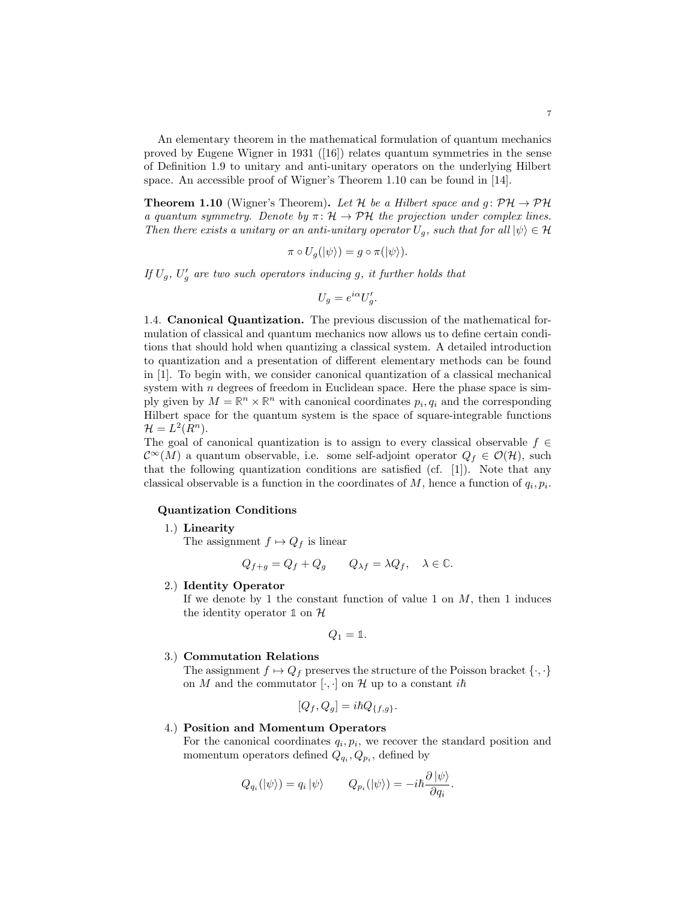An elementary theorem in the mathematical formulation of quantum mechanics proved by Eugene Wigner in 1931 ([16]) relates quantum symmetries in the sense of Definition 1.9 to unitary and anti-unitary operators on the underlying Hilbert space. An accessible proof of Wigner's Theorem 1.10 can be found in [14].

**Theorem 1.10** (Wigner's Theorem)**.** *Let $\mathcal{H}$ be a Hilbert space and $g\colon \mathcal{PH} \to \mathcal{PH}$ a quantum symmetry. Denote by $\pi\colon \mathcal{H} \to \mathcal{PH}$ the projection under complex lines. Then there exists a unitary or an anti-unitary operator $U_g$, such that for all $|\psi\rangle \in \mathcal{H}$*

$$\pi \circ U_g(|\psi\rangle) = g \circ \pi(|\psi\rangle).$$

*If $U_g$, $U_g'$ are two such operators inducing $g$, it further holds that*

$$U_g = e^{i\alpha} U_g'.$$

1.4. **Canonical Quantization.** The previous discussion of the mathematical formulation of classical and quantum mechanics now allows us to define certain conditions that should hold when quantizing a classical system. A detailed introduction to quantization and a presentation of different elementary methods can be found in [1]. To begin with, we consider canonical quantization of a classical mechanical system with $n$ degrees of freedom in Euclidean space. Here the phase space is simply given by $M = \mathbb{R}^n \times \mathbb{R}^n$ with canonical coordinates $p_i, q_i$ and the corresponding Hilbert space for the quantum system is the space of square-integrable functions $\mathcal{H} = L^2(R^n)$.

The goal of canonical quantization is to assign to every classical observable $f \in \mathcal{C}^\infty(M)$ a quantum observable, i.e. some self-adjoint operator $Q_f \in \mathcal{O}(\mathcal{H})$, such that the following quantization conditions are satisfied (cf. [1]). Note that any classical observable is a function in the coordinates of $M$, hence a function of $q_i, p_i$.

**Quantization Conditions**

1.) **Linearity**
The assignment $f \mapsto Q_f$ is linear

$$Q_{f+g} = Q_f + Q_g \qquad Q_{\lambda f} = \lambda Q_f, \quad \lambda \in \mathbb{C}.$$

2.) **Identity Operator**
If we denote by 1 the constant function of value 1 on $M$, then 1 induces the identity operator $\mathbb{1}$ on $\mathcal{H}$

$$Q_1 = \mathbb{1}.$$

3.) **Commutation Relations**
The assignment $f \mapsto Q_f$ preserves the structure of the Poisson bracket $\{\cdot,\cdot\}$ on $M$ and the commutator $[\cdot,\cdot]$ on $\mathcal{H}$ up to a constant $i\hbar$

$$[Q_f, Q_g] = i\hbar Q_{\{f,g\}}.$$

4.) **Position and Momentum Operators**
For the canonical coordinates $q_i, p_i$, we recover the standard position and momentum operators defined $Q_{q_i}, Q_{p_i}$, defined by

$$Q_{q_i}(|\psi\rangle) = q_i\,|\psi\rangle \qquad Q_{p_i}(|\psi\rangle) = -i\hbar \frac{\partial\,|\psi\rangle}{\partial q_i}.$$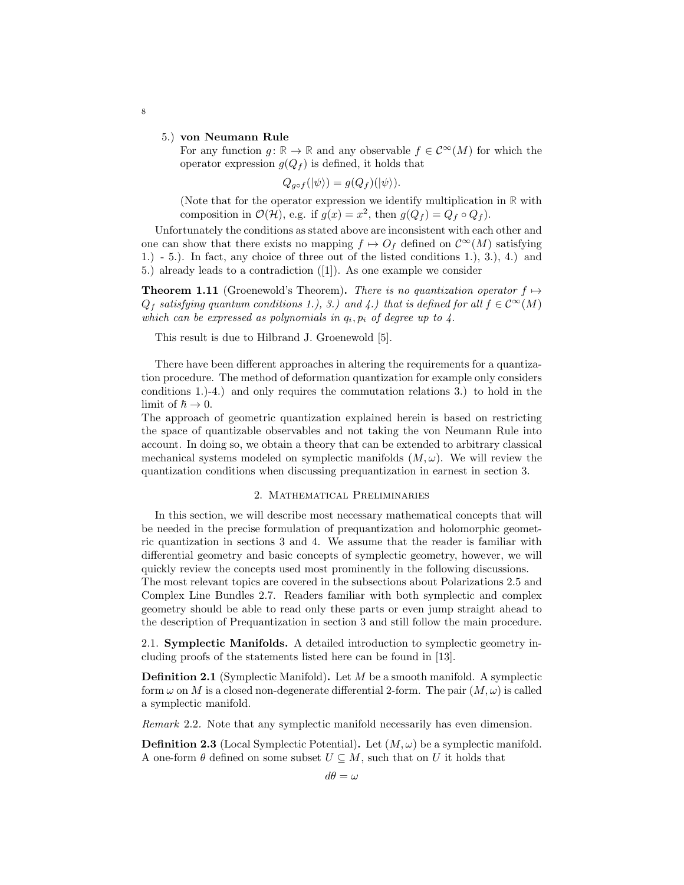5.) **von Neumann Rule**

For any function $g\colon \mathbb{R} \to \mathbb{R}$ and any observable $f \in \mathcal{C}^\infty(M)$ for which the operator expression $g(Q_f)$ is defined, it holds that

$$Q_{g\circ f}(|\psi\rangle) = g(Q_f)(|\psi\rangle).$$

(Note that for the operator expression we identify multiplication in $\mathbb{R}$ with composition in $\mathcal{O}(\mathcal{H})$, e.g. if $g(x) = x^2$, then $g(Q_f) = Q_f \circ Q_f$).

Unfortunately the conditions as stated above are inconsistent with each other and one can show that there exists no mapping $f \mapsto O_f$ defined on $\mathcal{C}^\infty(M)$ satisfying 1.) - 5.). In fact, any choice of three out of the listed conditions 1.), 3.), 4.) and 5.) already leads to a contradiction ([1]). As one example we consider

**Theorem 1.11** (Groenewold's Theorem)**.** *There is no quantization operator $f \mapsto Q_f$ satisfying quantum conditions 1.), 3.) and 4.) that is defined for all $f \in \mathcal{C}^\infty(M)$ which can be expressed as polynomials in $q_i, p_i$ of degree up to 4.*

This result is due to Hilbrand J. Groenewold [5].

There have been different approaches in altering the requirements for a quantization procedure. The method of deformation quantization for example only considers conditions 1.)-4.) and only requires the commutation relations 3.) to hold in the limit of $\hbar \to 0$.

The approach of geometric quantization explained herein is based on restricting the space of quantizable observables and not taking the von Neumann Rule into account. In doing so, we obtain a theory that can be extended to arbitrary classical mechanical systems modeled on symplectic manifolds $(M, \omega)$. We will review the quantization conditions when discussing prequantization in earnest in section 3.

## 2. Mathematical Preliminaries

In this section, we will describe most necessary mathematical concepts that will be needed in the precise formulation of prequantization and holomorphic geometric quantization in sections 3 and 4. We assume that the reader is familiar with differential geometry and basic concepts of symplectic geometry, however, we will quickly review the concepts used most prominently in the following discussions.

The most relevant topics are covered in the subsections about Polarizations 2.5 and Complex Line Bundles 2.7. Readers familiar with both symplectic and complex geometry should be able to read only these parts or even jump straight ahead to the description of Prequantization in section 3 and still follow the main procedure.

### 2.1. Symplectic Manifolds.

A detailed introduction to symplectic geometry including proofs of the statements listed here can be found in [13].

**Definition 2.1** (Symplectic Manifold)**.** Let $M$ be a smooth manifold. A symplectic form $\omega$ on $M$ is a closed non-degenerate differential 2-form. The pair $(M, \omega)$ is called a symplectic manifold.

*Remark* 2.2. Note that any symplectic manifold necessarily has even dimension.

**Definition 2.3** (Local Symplectic Potential)**.** Let $(M, \omega)$ be a symplectic manifold. A one-form $\theta$ defined on some subset $U \subseteq M$, such that on $U$ it holds that

$$d\theta = \omega$$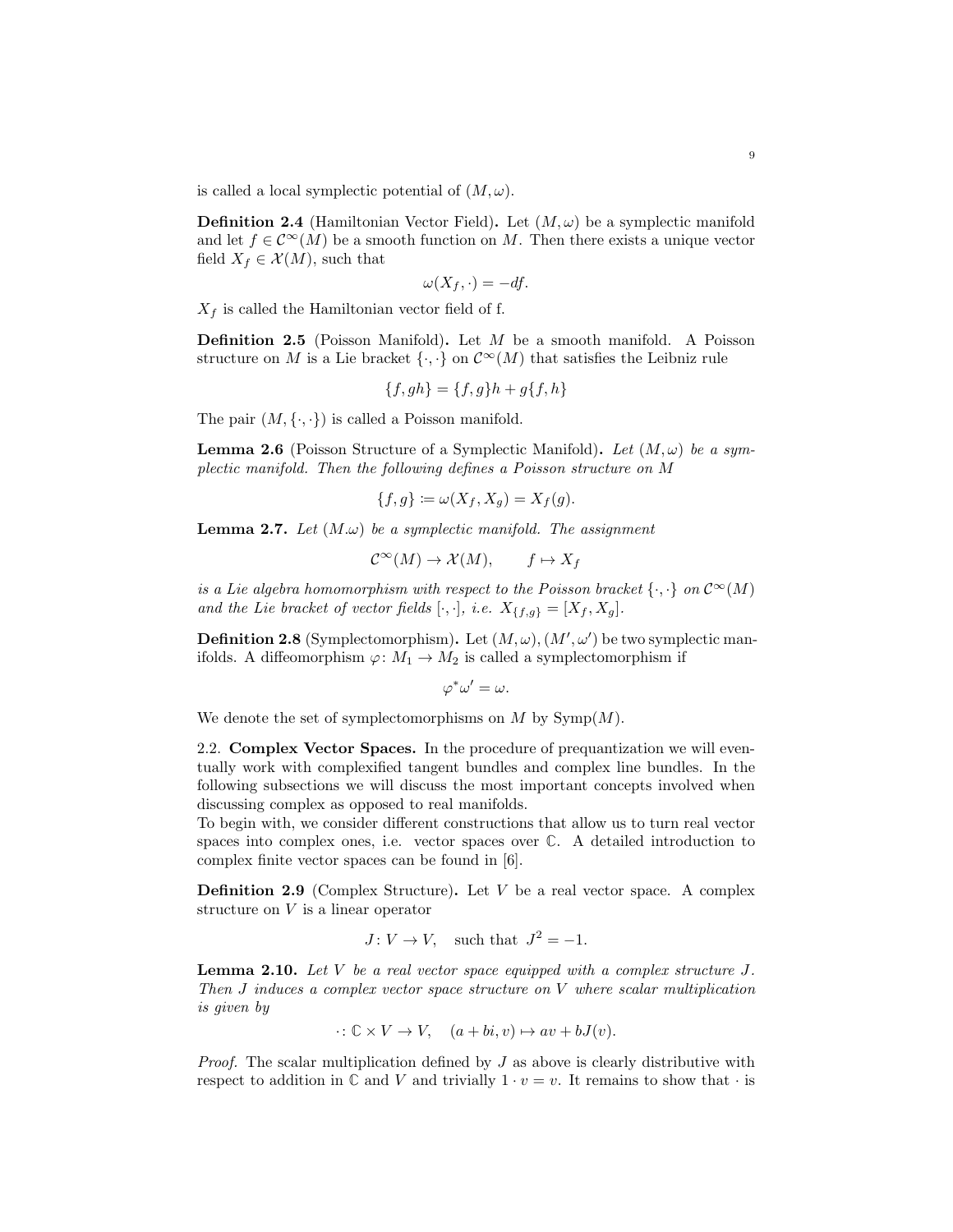is called a local symplectic potential of $(M, \omega)$.

**Definition 2.4** (Hamiltonian Vector Field)**.** Let $(M, \omega)$ be a symplectic manifold and let $f \in \mathcal{C}^\infty(M)$ be a smooth function on $M$. Then there exists a unique vector field $X_f \in \mathcal{X}(M)$, such that

$$\omega(X_f, \cdot) = -df.$$

$X_f$ is called the Hamiltonian vector field of f.

**Definition 2.5** (Poisson Manifold)**.** Let $M$ be a smooth manifold. A Poisson structure on $M$ is a Lie bracket $\{\cdot, \cdot\}$ on $\mathcal{C}^\infty(M)$ that satisfies the Leibniz rule

$$\{f, gh\} = \{f, g\}h + g\{f, h\}$$

The pair $(M, \{\cdot, \cdot\})$ is called a Poisson manifold.

**Lemma 2.6** (Poisson Structure of a Symplectic Manifold)**.** *Let $(M, \omega)$ be a symplectic manifold. Then the following defines a Poisson structure on $M$*

$$\{f, g\} \coloneqq \omega(X_f, X_g) = X_f(g).$$

**Lemma 2.7.** *Let $(M.\omega)$ be a symplectic manifold. The assignment*

$$\mathcal{C}^\infty(M) \to \mathcal{X}(M), \qquad f \mapsto X_f$$

*is a Lie algebra homomorphism with respect to the Poisson bracket $\{\cdot, \cdot\}$ on $\mathcal{C}^\infty(M)$ and the Lie bracket of vector fields $[\cdot, \cdot]$, i.e. $X_{\{f,g\}} = [X_f, X_g]$.*

**Definition 2.8** (Symplectomorphism)**.** Let $(M, \omega), (M', \omega')$ be two symplectic manifolds. A diffeomorphism $\varphi \colon M_1 \to M_2$ is called a symplectomorphism if

$$\varphi^* \omega' = \omega.$$

We denote the set of symplectomorphisms on $M$ by $\mathrm{Symp}(M)$.

2.2. **Complex Vector Spaces.** In the procedure of prequantization we will eventually work with complexified tangent bundles and complex line bundles. In the following subsections we will discuss the most important concepts involved when discussing complex as opposed to real manifolds.
To begin with, we consider different constructions that allow us to turn real vector spaces into complex ones, i.e. vector spaces over $\mathbb{C}$. A detailed introduction to complex finite vector spaces can be found in [6].

**Definition 2.9** (Complex Structure)**.** Let $V$ be a real vector space. A complex structure on $V$ is a linear operator

$$J \colon V \to V, \quad \text{such that } J^2 = -1.$$

**Lemma 2.10.** *Let $V$ be a real vector space equipped with a complex structure $J$. Then $J$ induces a complex vector space structure on $V$ where scalar multiplication is given by*

$$\cdot \colon \mathbb{C} \times V \to V, \quad (a + bi, v) \mapsto av + bJ(v).$$

*Proof.* The scalar multiplication defined by $J$ as above is clearly distributive with respect to addition in $\mathbb{C}$ and $V$ and trivially $1 \cdot v = v$. It remains to show that $\cdot$ is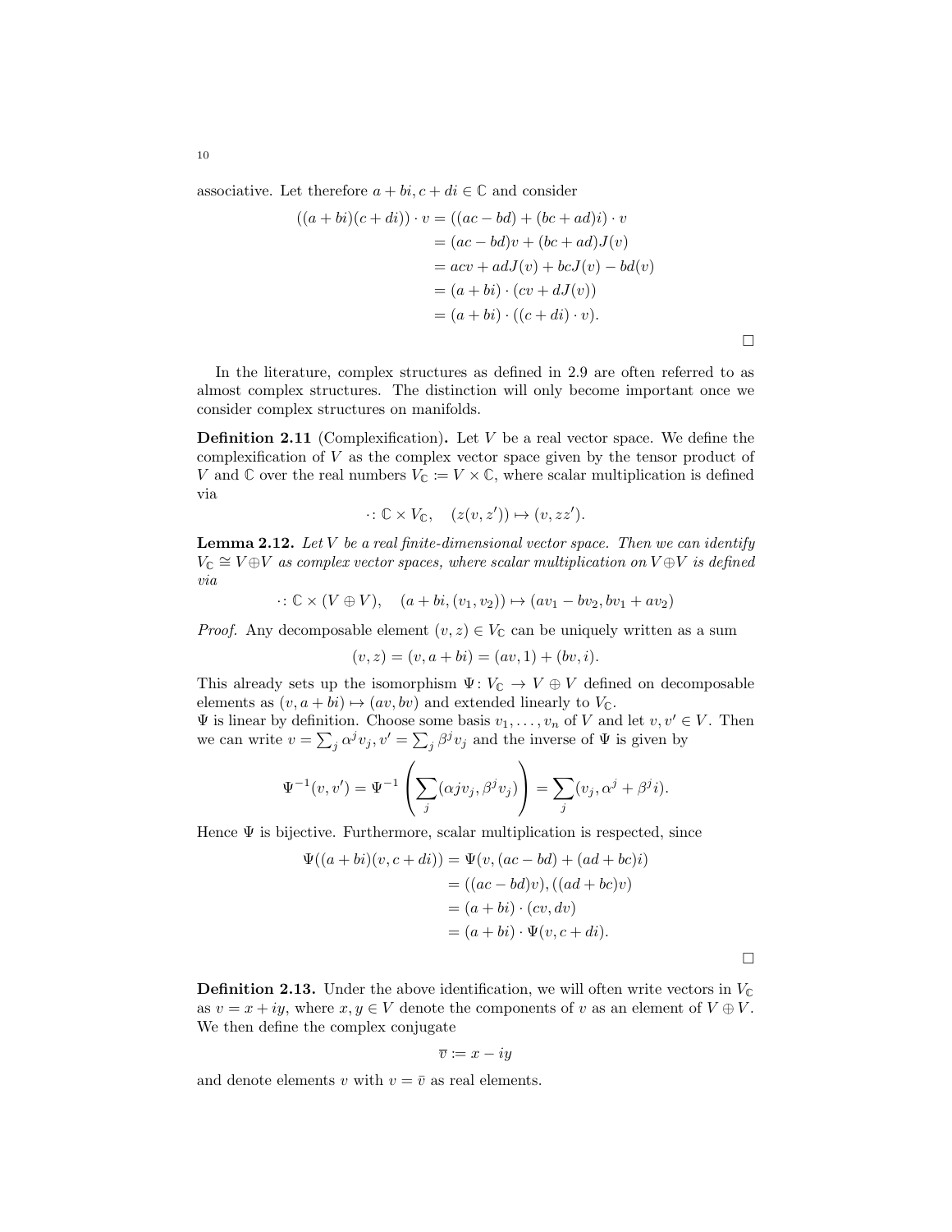associative. Let therefore $a+bi, c+di \in \mathbb{C}$ and consider

$$
\begin{aligned}
((a+bi)(c+di)) \cdot v &= ((ac-bd)+(bc+ad)i) \cdot v \\
&= (ac-bd)v + (bc+ad)J(v) \\
&= acv + adJ(v) + bcJ(v) - bd(v) \\
&= (a+bi) \cdot (cv + dJ(v)) \\
&= (a+bi) \cdot ((c+di) \cdot v).
\end{aligned}
$$

□

In the literature, complex structures as defined in 2.9 are often referred to as almost complex structures. The distinction will only become important once we consider complex structures on manifolds.

**Definition 2.11** (Complexification)**.** Let $V$ be a real vector space. We define the complexification of $V$ as the complex vector space given by the tensor product of $V$ and $\mathbb{C}$ over the real numbers $V_{\mathbb{C}} := V \times \mathbb{C}$, where scalar multiplication is defined via

$$
\cdot \colon \mathbb{C} \times V_{\mathbb{C}}, \quad (z(v,z')) \mapsto (v, zz').
$$

**Lemma 2.12.** *Let $V$ be a real finite-dimensional vector space. Then we can identify $V_{\mathbb{C}} \cong V \oplus V$ as complex vector spaces, where scalar multiplication on $V \oplus V$ is defined via*

$$
\cdot \colon \mathbb{C} \times (V \oplus V), \quad (a+bi, (v_1, v_2)) \mapsto (av_1 - bv_2, bv_1 + av_2)
$$

*Proof.* Any decomposable element $(v, z) \in V_{\mathbb{C}}$ can be uniquely written as a sum

$$
(v, z) = (v, a+bi) = (av, 1) + (bv, i).
$$

This already sets up the isomorphism $\Psi \colon V_{\mathbb{C}} \to V \oplus V$ defined on decomposable elements as $(v, a+bi) \mapsto (av, bv)$ and extended linearly to $V_{\mathbb{C}}$.
$\Psi$ is linear by definition. Choose some basis $v_1, \ldots, v_n$ of $V$ and let $v, v' \in V$. Then we can write $v = \sum_j \alpha^j v_j, v' = \sum_j \beta^j v_j$ and the inverse of $\Psi$ is given by

$$
\Psi^{-1}(v, v') = \Psi^{-1}\left(\sum_j (\alpha j v_j, \beta^j v_j)\right) = \sum_j (v_j, \alpha^j + \beta^j i).
$$

Hence $\Psi$ is bijective. Furthermore, scalar multiplication is respected, since

$$
\begin{aligned}
\Psi((a+bi)(v, c+di)) &= \Psi(v, (ac-bd) + (ad+bc)i) \\
&= ((ac-bd)v), ((ad+bc)v) \\
&= (a+bi) \cdot (cv, dv) \\
&= (a+bi) \cdot \Psi(v, c+di).
\end{aligned}
$$

□

**Definition 2.13.** Under the above identification, we will often write vectors in $V_{\mathbb{C}}$ as $v = x + iy$, where $x, y \in V$ denote the components of $v$ as an element of $V \oplus V$. We then define the complex conjugate

$$
\overline{v} := x - iy
$$

and denote elements $v$ with $v = \bar{v}$ as real elements.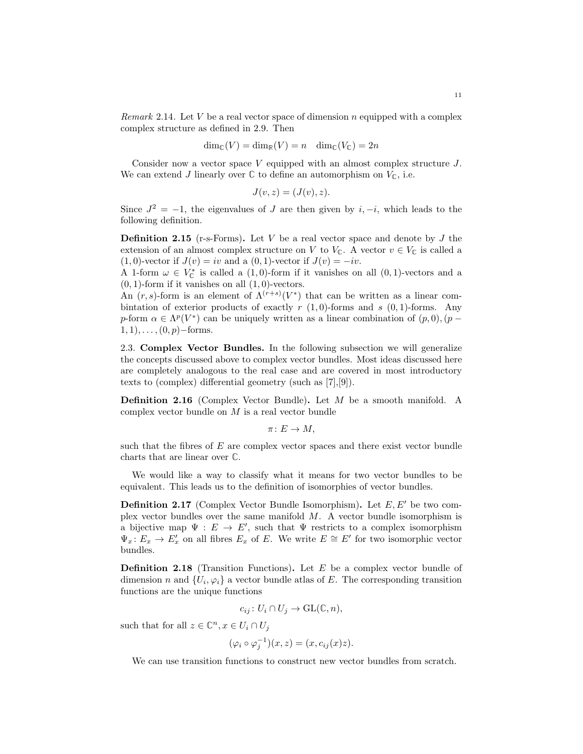*Remark* 2.14. Let $V$ be a real vector space of dimension $n$ equipped with a complex complex structure as defined in 2.9. Then

$$\dim_{\mathbb{C}}(V) = \dim_{\mathbb{R}}(V) = n \quad \dim_{\mathbb{C}}(V_{\mathbb{C}}) = 2n$$

Consider now a vector space $V$ equipped with an almost complex structure $J$. We can extend $J$ linearly over $\mathbb{C}$ to define an automorphism on $V_{\mathbb{C}}$, i.e.

$$J(v, z) = (J(v), z).$$

Since $J^2 = -1$, the eigenvalues of $J$ are then given by $i, -i$, which leads to the following definition.

**Definition 2.15** (r-s-Forms)**.** Let $V$ be a real vector space and denote by $J$ the extension of an almost complex structure on $V$ to $V_{\mathbb{C}}$. A vector $v \in V_{\mathbb{C}}$ is called a $(1,0)$-vector if $J(v) = iv$ and a $(0,1)$-vector if $J(v) = -iv$.
A 1-form $\omega \in V_{\mathbb{C}}^*$ is called a $(1,0)$-form if it vanishes on all $(0,1)$-vectors and a $(0,1)$-form if it vanishes on all $(1,0)$-vectors.
An $(r,s)$-form is an element of $\Lambda^{(r+s)}(V^*)$ that can be written as a linear combintation of exterior products of exactly $r$ $(1,0)$-forms and $s$ $(0,1)$-forms. Any $p$-form $\alpha \in \Lambda^p(V^*)$ can be uniquely written as a linear combination of $(p,0), (p-1,1), \ldots, (0,p)-$forms.

2.3. **Complex Vector Bundles.** In the following subsection we will generalize the concepts discussed above to complex vector bundles. Most ideas discussed here are completely analogous to the real case and are covered in most introductory texts to (complex) differential geometry (such as [7],[9]).

**Definition 2.16** (Complex Vector Bundle)**.** Let $M$ be a smooth manifold. A complex vector bundle on $M$ is a real vector bundle

$$\pi \colon E \to M,$$

such that the fibres of $E$ are complex vector spaces and there exist vector bundle charts that are linear over $\mathbb{C}$.

We would like a way to classify what it means for two vector bundles to be equivalent. This leads us to the definition of isomorphies of vector bundles.

**Definition 2.17** (Complex Vector Bundle Isomorphism)**.** Let $E, E'$ be two complex vector bundles over the same manifold $M$. A vector bundle isomorphism is a bijective map $\Psi : E \to E'$, such that $\Psi$ restricts to a complex isomorphism $\Psi_x \colon E_x \to E'_x$ on all fibres $E_x$ of $E$. We write $E \cong E'$ for two isomorphic vector bundles.

**Definition 2.18** (Transition Functions)**.** Let $E$ be a complex vector bundle of dimension $n$ and $\{U_i, \varphi_i\}$ a vector bundle atlas of $E$. The corresponding transition functions are the unique functions

$$c_{ij} \colon U_i \cap U_j \to \mathrm{GL}(\mathbb{C}, n),$$

such that for all $z \in \mathbb{C}^n, x \in U_i \cap U_j$

$$(\varphi_i \circ \varphi_j^{-1})(x, z) = (x, c_{ij}(x)z).$$

We can use transition functions to construct new vector bundles from scratch.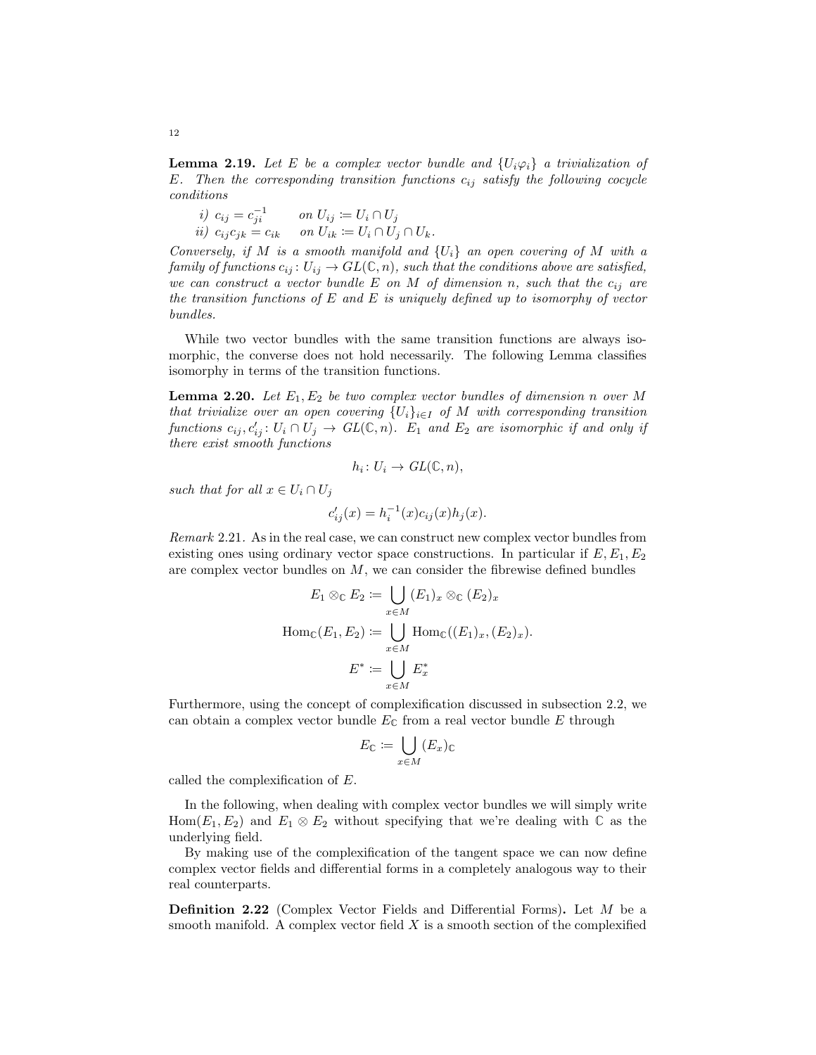**Lemma 2.19.** *Let $E$ be a complex vector bundle and $\{U_i\varphi_i\}$ a trivialization of $E$. Then the corresponding transition functions $c_{ij}$ satisfy the following cocycle conditions*

*i)* $c_{ij} = c_{ji}^{-1}$ *on* $U_{ij} \coloneqq U_i \cap U_j$
*ii)* $c_{ij}c_{jk} = c_{ik}$ *on* $U_{ik} \coloneqq U_i \cap U_j \cap U_k$.

*Conversely, if $M$ is a smooth manifold and $\{U_i\}$ an open covering of $M$ with a family of functions $c_{ij} : U_{ij} \to GL(\mathbb{C}, n)$, such that the conditions above are satisfied, we can construct a vector bundle $E$ on $M$ of dimension $n$, such that the $c_{ij}$ are the transition functions of $E$ and $E$ is uniquely defined up to isomorphy of vector bundles.*

While two vector bundles with the same transition functions are always isomorphic, the converse does not hold necessarily. The following Lemma classifies isomorphy in terms of the transition functions.

**Lemma 2.20.** *Let $E_1, E_2$ be two complex vector bundles of dimension $n$ over $M$ that trivialize over an open covering $\{U_i\}_{i\in I}$ of $M$ with corresponding transition functions $c_{ij}, c'_{ij} : U_i \cap U_j \to GL(\mathbb{C}, n)$. $E_1$ and $E_2$ are isomorphic if and only if there exist smooth functions*

$$h_i : U_i \to GL(\mathbb{C}, n),$$

*such that for all $x \in U_i \cap U_j$*

$$c'_{ij}(x) = h_i^{-1}(x)c_{ij}(x)h_j(x).$$

*Remark* 2.21. As in the real case, we can construct new complex vector bundles from existing ones using ordinary vector space constructions. In particular if $E, E_1, E_2$ are complex vector bundles on $M$, we can consider the fibrewise defined bundles

$$E_1 \otimes_{\mathbb{C}} E_2 \coloneqq \bigcup_{x\in M} (E_1)_x \otimes_{\mathbb{C}} (E_2)_x$$

$$\mathrm{Hom}_{\mathbb{C}}(E_1, E_2) \coloneqq \bigcup_{x\in M} \mathrm{Hom}_{\mathbb{C}}((E_1)_x, (E_2)_x).$$

$$E^* \coloneqq \bigcup_{x\in M} E_x^*$$

Furthermore, using the concept of complexification discussed in subsection 2.2, we can obtain a complex vector bundle $E_{\mathbb{C}}$ from a real vector bundle $E$ through

$$E_{\mathbb{C}} \coloneqq \bigcup_{x\in M} (E_x)_{\mathbb{C}}$$

called the complexification of $E$.

In the following, when dealing with complex vector bundles we will simply write $\mathrm{Hom}(E_1, E_2)$ and $E_1 \otimes E_2$ without specifying that we're dealing with $\mathbb{C}$ as the underlying field.

By making use of the complexification of the tangent space we can now define complex vector fields and differential forms in a completely analogous way to their real counterparts.

**Definition 2.22** (Complex Vector Fields and Differential Forms)**.** Let $M$ be a smooth manifold. A complex vector field $X$ is a smooth section of the complexified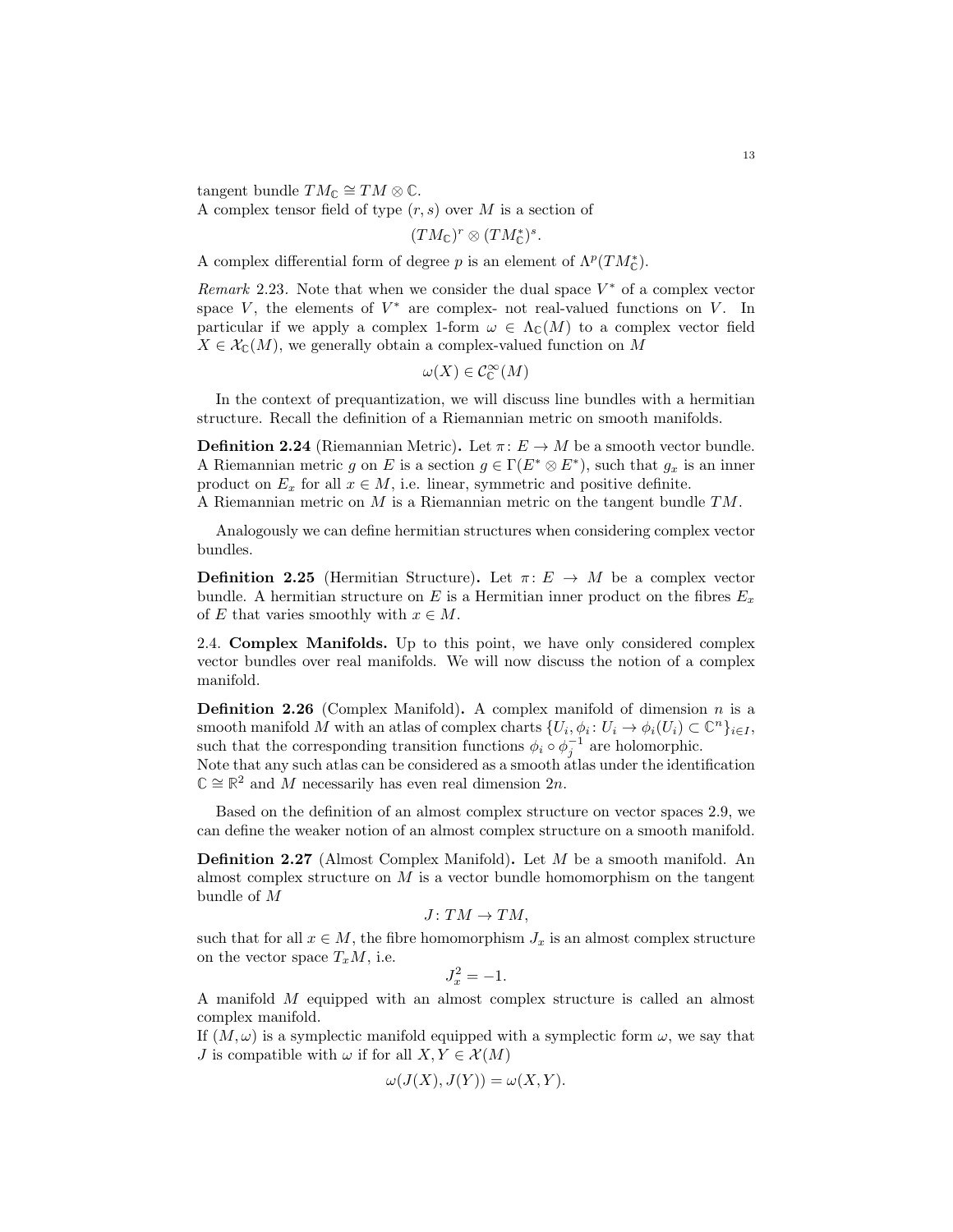tangent bundle $TM_{\mathbb{C}} \cong TM \otimes \mathbb{C}$.
A complex tensor field of type $(r, s)$ over $M$ is a section of

$$(TM_{\mathbb{C}})^r \otimes (TM_{\mathbb{C}}^*)^s.$$

A complex differential form of degree $p$ is an element of $\Lambda^p(TM_{\mathbb{C}}^*)$.

*Remark* 2.23. Note that when we consider the dual space $V^*$ of a complex vector space $V$, the elements of $V^*$ are complex- not real-valued functions on $V$. In particular if we apply a complex 1-form $\omega \in \Lambda_{\mathbb{C}}(M)$ to a complex vector field $X \in \mathcal{X}_{\mathbb{C}}(M)$, we generally obtain a complex-valued function on $M$

$$\omega(X) \in \mathcal{C}^\infty_{\mathbb{C}}(M)$$

In the context of prequantization, we will discuss line bundles with a hermitian structure. Recall the definition of a Riemannian metric on smooth manifolds.

**Definition 2.24** (Riemannian Metric)**.** Let $\pi\colon E \to M$ be a smooth vector bundle. A Riemannian metric $g$ on $E$ is a section $g \in \Gamma(E^* \otimes E^*)$, such that $g_x$ is an inner product on $E_x$ for all $x \in M$, i.e. linear, symmetric and positive definite.
A Riemannian metric on $M$ is a Riemannian metric on the tangent bundle $TM$.

Analogously we can define hermitian structures when considering complex vector bundles.

**Definition 2.25** (Hermitian Structure)**.** Let $\pi\colon E \to M$ be a complex vector bundle. A hermitian structure on $E$ is a Hermitian inner product on the fibres $E_x$ of $E$ that varies smoothly with $x \in M$.

2.4. **Complex Manifolds.** Up to this point, we have only considered complex vector bundles over real manifolds. We will now discuss the notion of a complex manifold.

**Definition 2.26** (Complex Manifold)**.** A complex manifold of dimension $n$ is a smooth manifold $M$ with an atlas of complex charts $\{U_i, \phi_i \colon U_i \to \phi_i(U_i) \subset \mathbb{C}^n\}_{i \in I}$, such that the corresponding transition functions $\phi_i \circ \phi_j^{-1}$ are holomorphic.
Note that any such atlas can be considered as a smooth atlas under the identification $\mathbb{C} \cong \mathbb{R}^2$ and $M$ necessarily has even real dimension $2n$.

Based on the definition of an almost complex structure on vector spaces 2.9, we can define the weaker notion of an almost complex structure on a smooth manifold.

**Definition 2.27** (Almost Complex Manifold)**.** Let $M$ be a smooth manifold. An almost complex structure on $M$ is a vector bundle homomorphism on the tangent bundle of $M$

$$J\colon TM \to TM,$$

such that for all $x \in M$, the fibre homomorphism $J_x$ is an almost complex structure on the vector space $T_xM$, i.e.

$$J_x^2 = -1.$$

A manifold $M$ equipped with an almost complex structure is called an almost complex manifold.
If $(M, \omega)$ is a symplectic manifold equipped with a symplectic form $\omega$, we say that $J$ is compatible with $\omega$ if for all $X, Y \in \mathcal{X}(M)$

$$\omega(J(X), J(Y)) = \omega(X, Y).$$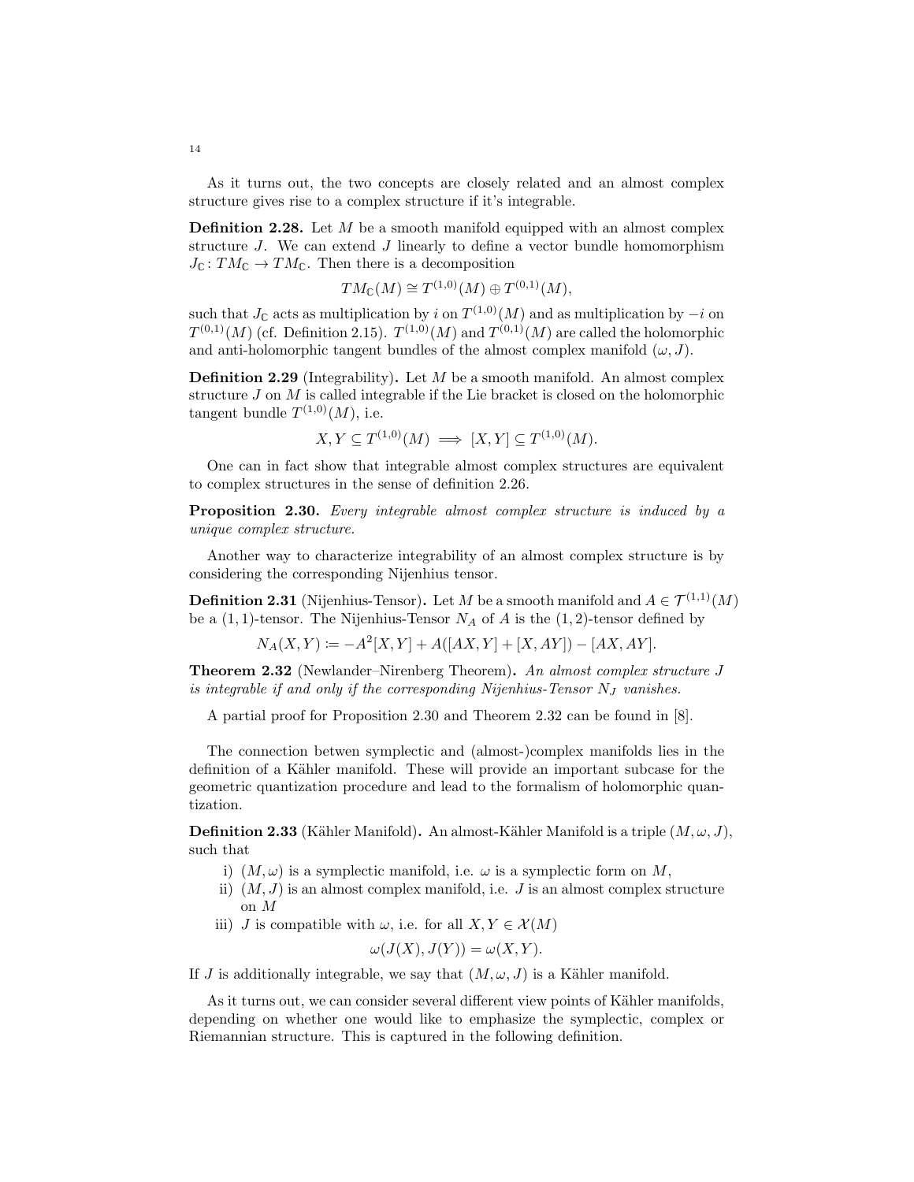As it turns out, the two concepts are closely related and an almost complex structure gives rise to a complex structure if it's integrable.

**Definition 2.28.** Let $M$ be a smooth manifold equipped with an almost complex structure $J$. We can extend $J$ linearly to define a vector bundle homomorphism $J_{\mathbb{C}}\colon TM_{\mathbb{C}} \to TM_{\mathbb{C}}$. Then there is a decomposition

$$TM_{\mathbb{C}}(M) \cong T^{(1,0)}(M) \oplus T^{(0,1)}(M),$$

such that $J_{\mathbb{C}}$ acts as multiplication by $i$ on $T^{(1,0)}(M)$ and as multiplication by $-i$ on $T^{(0,1)}(M)$ (cf. Definition 2.15). $T^{(1,0)}(M)$ and $T^{(0,1)}(M)$ are called the holomorphic and anti-holomorphic tangent bundles of the almost complex manifold $(\omega, J)$.

**Definition 2.29** (Integrability)**.** Let $M$ be a smooth manifold. An almost complex structure $J$ on $M$ is called integrable if the Lie bracket is closed on the holomorphic tangent bundle $T^{(1,0)}(M)$, i.e.

$$X, Y \subseteq T^{(1,0)}(M) \implies [X, Y] \subseteq T^{(1,0)}(M).$$

One can in fact show that integrable almost complex structures are equivalent to complex structures in the sense of definition 2.26.

**Proposition 2.30.** *Every integrable almost complex structure is induced by a unique complex structure.*

Another way to characterize integrability of an almost complex structure is by considering the corresponding Nijenhius tensor.

**Definition 2.31** (Nijenhius-Tensor)**.** Let $M$ be a smooth manifold and $A \in \mathcal{T}^{(1,1)}(M)$ be a $(1,1)$-tensor. The Nijenhius-Tensor $N_A$ of $A$ is the $(1,2)$-tensor defined by

$$N_A(X, Y) := -A^2[X, Y] + A([AX, Y] + [X, AY]) - [AX, AY].$$

**Theorem 2.32** (Newlander–Nirenberg Theorem)**.** *An almost complex structure $J$ is integrable if and only if the corresponding Nijenhius-Tensor $N_J$ vanishes.*

A partial proof for Proposition 2.30 and Theorem 2.32 can be found in [8].

The connection betwen symplectic and (almost-)complex manifolds lies in the definition of a Kähler manifold. These will provide an important subcase for the geometric quantization procedure and lead to the formalism of holomorphic quantization.

**Definition 2.33** (Kähler Manifold)**.** An almost-Kähler Manifold is a triple $(M, \omega, J)$, such that

i) $(M, \omega)$ is a symplectic manifold, i.e. $\omega$ is a symplectic form on $M$,
ii) $(M, J)$ is an almost complex manifold, i.e. $J$ is an almost complex structure on $M$
iii) $J$ is compatible with $\omega$, i.e. for all $X, Y \in \mathcal{X}(M)$

$$\omega(J(X), J(Y)) = \omega(X, Y).$$

If $J$ is additionally integrable, we say that $(M, \omega, J)$ is a Kähler manifold.

As it turns out, we can consider several different view points of Kähler manifolds, depending on whether one would like to emphasize the symplectic, complex or Riemannian structure. This is captured in the following definition.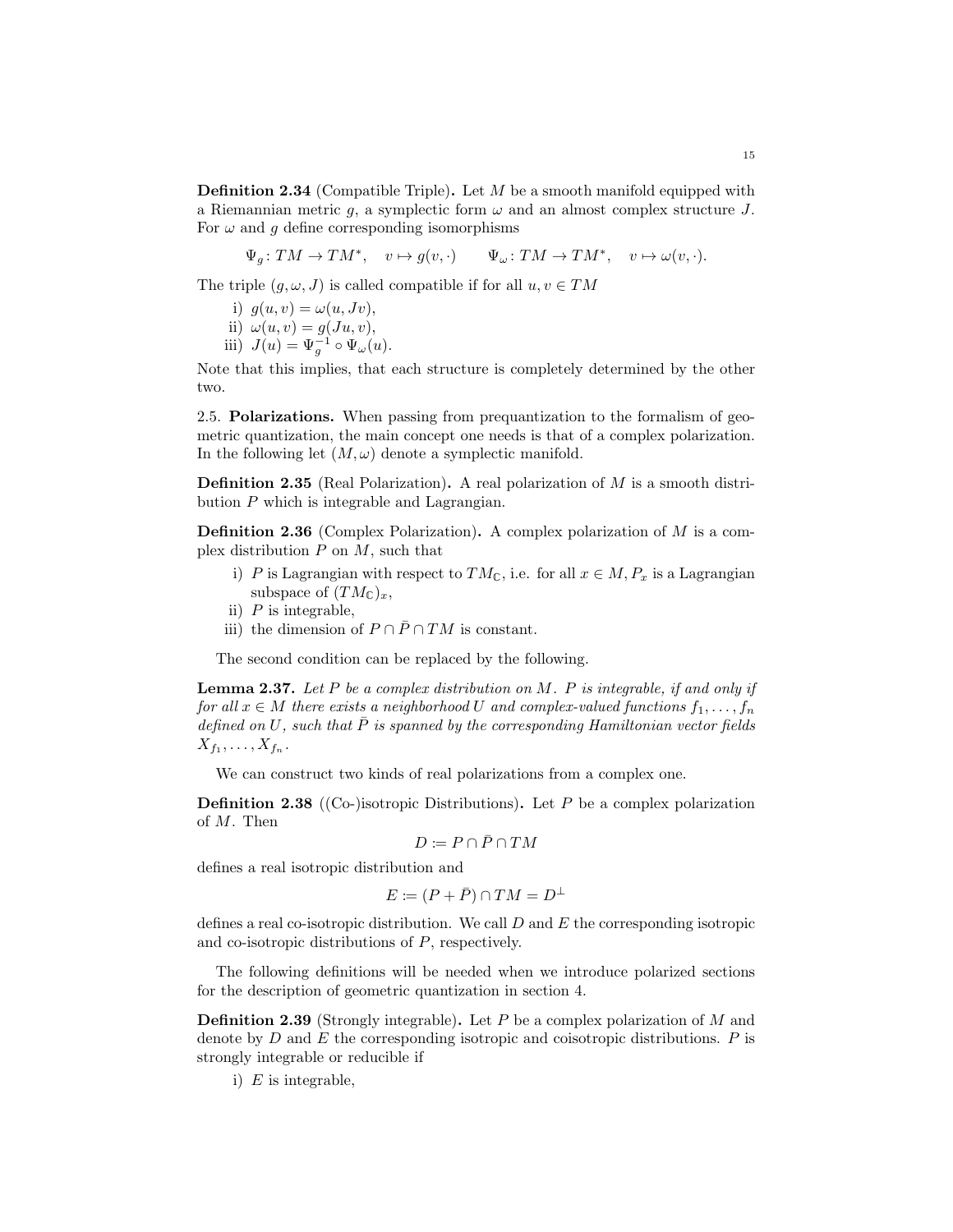**Definition 2.34** (Compatible Triple)**.** Let $M$ be a smooth manifold equipped with a Riemannian metric $g$, a symplectic form $\omega$ and an almost complex structure $J$. For $\omega$ and $g$ define corresponding isomorphisms

$$\Psi_g\colon TM \to TM^*, \quad v \mapsto g(v, \cdot) \qquad \Psi_\omega\colon TM \to TM^*, \quad v \mapsto \omega(v, \cdot).$$

The triple $(g, \omega, J)$ is called compatible if for all $u, v \in TM$

i) $g(u, v) = \omega(u, Jv)$,
ii) $\omega(u, v) = g(Ju, v)$,
iii) $J(u) = \Psi_g^{-1} \circ \Psi_\omega(u)$.

Note that this implies, that each structure is completely determined by the other two.

2.5. **Polarizations.** When passing from prequantization to the formalism of geometric quantization, the main concept one needs is that of a complex polarization. In the following let $(M, \omega)$ denote a symplectic manifold.

**Definition 2.35** (Real Polarization)**.** A real polarization of $M$ is a smooth distribution $P$ which is integrable and Lagrangian.

**Definition 2.36** (Complex Polarization)**.** A complex polarization of $M$ is a complex distribution $P$ on $M$, such that

i) $P$ is Lagrangian with respect to $TM_{\mathbb{C}}$, i.e. for all $x \in M$, $P_x$ is a Lagrangian subspace of $(TM_{\mathbb{C}})_x$,
ii) $P$ is integrable,
iii) the dimension of $P \cap \bar{P} \cap TM$ is constant.

The second condition can be replaced by the following.

**Lemma 2.37.** *Let $P$ be a complex distribution on $M$. $P$ is integrable, if and only if for all $x \in M$ there exists a neighborhood $U$ and complex-valued functions $f_1, \ldots, f_n$ defined on $U$, such that $\bar{P}$ is spanned by the corresponding Hamiltonian vector fields $X_{f_1}, \ldots, X_{f_n}$.*

We can construct two kinds of real polarizations from a complex one.

**Definition 2.38** ((Co-)isotropic Distributions)**.** Let $P$ be a complex polarization of $M$. Then

$$D := P \cap \bar{P} \cap TM$$

defines a real isotropic distribution and

$$E := (P + \bar{P}) \cap TM = D^\perp$$

defines a real co-isotropic distribution. We call $D$ and $E$ the corresponding isotropic and co-isotropic distributions of $P$, respectively.

The following definitions will be needed when we introduce polarized sections for the description of geometric quantization in section 4.

**Definition 2.39** (Strongly integrable)**.** Let $P$ be a complex polarization of $M$ and denote by $D$ and $E$ the corresponding isotropic and coisotropic distributions. $P$ is strongly integrable or reducible if

i) $E$ is integrable,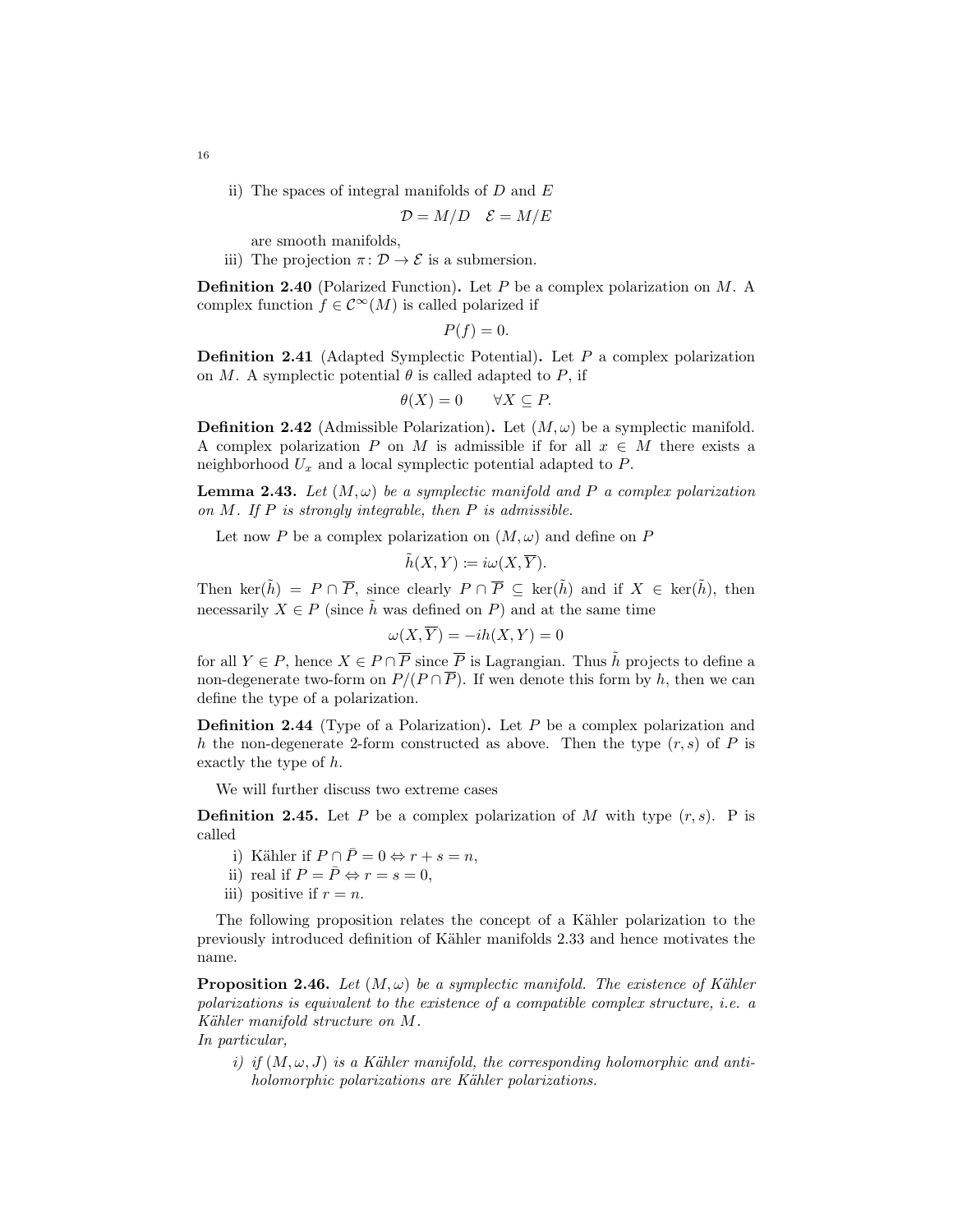ii) The spaces of integral manifolds of $D$ and $E$

$$\mathcal{D} = M/D \quad \mathcal{E} = M/E$$

are smooth manifolds,

iii) The projection $\pi\colon \mathcal{D} \to \mathcal{E}$ is a submersion.

**Definition 2.40** (Polarized Function)**.** Let $P$ be a complex polarization on $M$. A complex function $f \in \mathcal{C}^\infty(M)$ is called polarized if

$$P(f) = 0.$$

**Definition 2.41** (Adapted Symplectic Potential)**.** Let $P$ a complex polarization on $M$. A symplectic potential $\theta$ is called adapted to $P$, if

$$\theta(X) = 0 \qquad \forall X \subseteq P.$$

**Definition 2.42** (Admissible Polarization)**.** Let $(M, \omega)$ be a symplectic manifold. A complex polarization $P$ on $M$ is admissible if for all $x \in M$ there exists a neighborhood $U_x$ and a local symplectic potential adapted to $P$.

**Lemma 2.43.** *Let $(M, \omega)$ be a symplectic manifold and $P$ a complex polarization on $M$. If $P$ is strongly integrable, then $P$ is admissible.*

Let now $P$ be a complex polarization on $(M, \omega)$ and define on $P$

$$\tilde{h}(X, Y) := i\omega(X, \overline{Y}).$$

Then $\ker(\tilde{h}) = P \cap \overline{P}$, since clearly $P \cap \overline{P} \subseteq \ker(\tilde{h})$ and if $X \in \ker(\tilde{h})$, then necessarily $X \in P$ (since $\tilde{h}$ was defined on $P$) and at the same time

$$\omega(X, \overline{Y}) = -ih(X, Y) = 0$$

for all $Y \in P$, hence $X \in P \cap \overline{P}$ since $\overline{P}$ is Lagrangian. Thus $\tilde{h}$ projects to define a non-degenerate two-form on $P/(P \cap \overline{P})$. If wen denote this form by $h$, then we can define the type of a polarization.

**Definition 2.44** (Type of a Polarization)**.** Let $P$ be a complex polarization and $h$ the non-degenerate 2-form constructed as above. Then the type $(r, s)$ of $P$ is exactly the type of $h$.

We will further discuss two extreme cases

**Definition 2.45.** Let $P$ be a complex polarization of $M$ with type $(r, s)$. P is called

i) Kähler if $P \cap \bar{P} = 0 \Leftrightarrow r + s = n$,

ii) real if $P = \bar{P} \Leftrightarrow r = s = 0$,

iii) positive if $r = n$.

The following proposition relates the concept of a Kähler polarization to the previously introduced definition of Kähler manifolds 2.33 and hence motivates the name.

**Proposition 2.46.** *Let $(M, \omega)$ be a symplectic manifold. The existence of Kähler polarizations is equivalent to the existence of a compatible complex structure, i.e. a Kähler manifold structure on $M$.*
*In particular,*

*i) if $(M, \omega, J)$ is a Kähler manifold, the corresponding holomorphic and anti-holomorphic polarizations are Kähler polarizations.*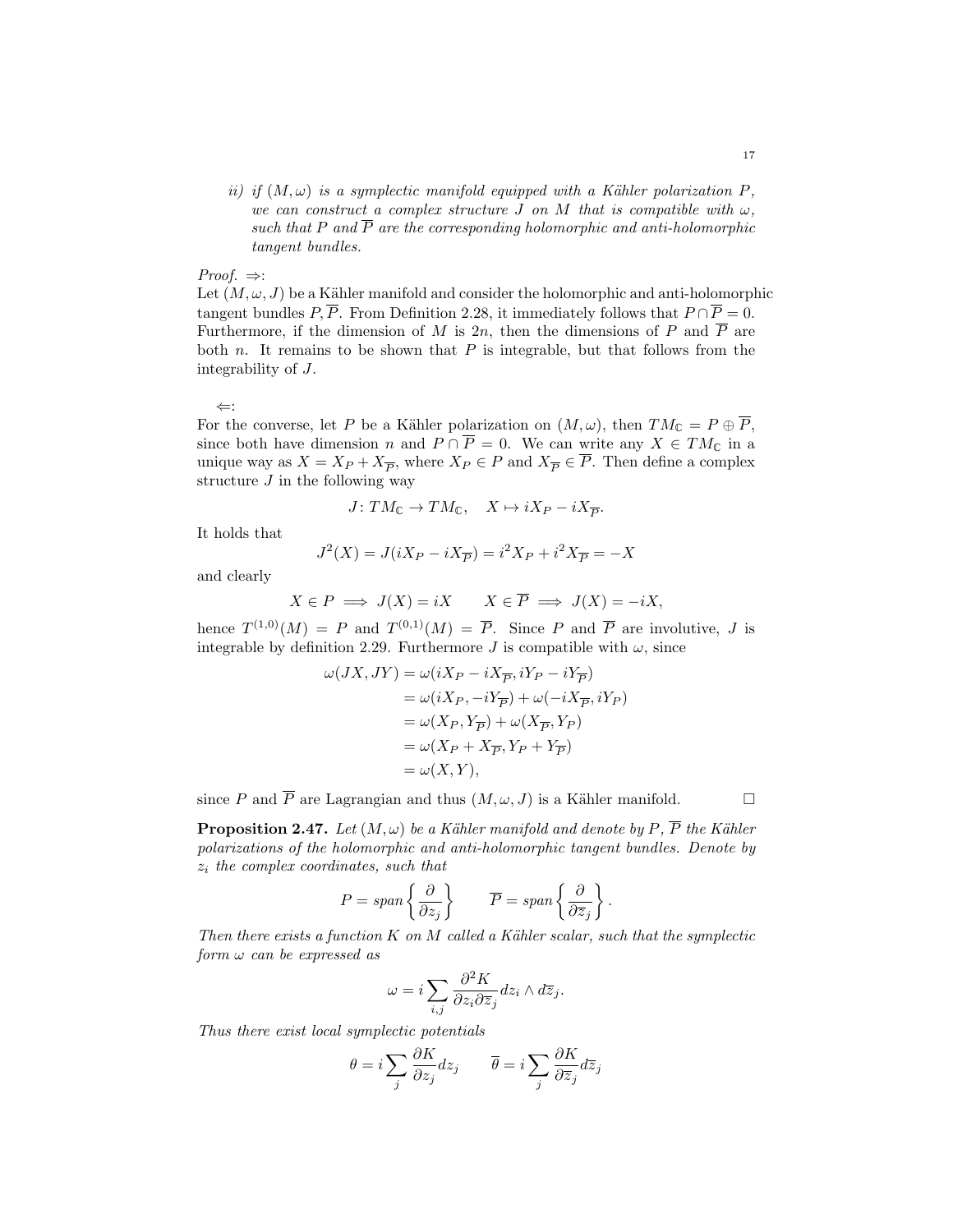*ii) if $(M, \omega)$ is a symplectic manifold equipped with a Kähler polarization $P$, we can construct a complex structure $J$ on $M$ that is compatible with $\omega$, such that $P$ and $\overline{P}$ are the corresponding holomorphic and anti-holomorphic tangent bundles.*

*Proof.* $\Rightarrow$:
Let $(M, \omega, J)$ be a Kähler manifold and consider the holomorphic and anti-holomorphic tangent bundles $P, \overline{P}$. From Definition 2.28, it immediately follows that $P \cap \overline{P} = 0$. Furthermore, if the dimension of $M$ is $2n$, then the dimensions of $P$ and $\overline{P}$ are both $n$. It remains to be shown that $P$ is integrable, but that follows from the integrability of $J$.

$\Leftarrow$:
For the converse, let $P$ be a Kähler polarization on $(M, \omega)$, then $TM_{\mathbb{C}} = P \oplus \overline{P}$, since both have dimension $n$ and $P \cap \overline{P} = 0$. We can write any $X \in TM_{\mathbb{C}}$ in a unique way as $X = X_P + X_{\overline{P}}$, where $X_P \in P$ and $X_{\overline{P}} \in \overline{P}$. Then define a complex structure $J$ in the following way

$$J \colon TM_{\mathbb{C}} \to TM_{\mathbb{C}}, \quad X \mapsto iX_P - iX_{\overline{P}}.$$

It holds that

$$J^2(X) = J(iX_P - iX_{\overline{P}}) = i^2 X_P + i^2 X_{\overline{P}} = -X$$

and clearly

$$X \in P \implies J(X) = iX \qquad X \in \overline{P} \implies J(X) = -iX,$$

hence $T^{(1,0)}(M) = P$ and $T^{(0,1)}(M) = \overline{P}$. Since $P$ and $\overline{P}$ are involutive, $J$ is integrable by definition 2.29. Furthermore $J$ is compatible with $\omega$, since

$$\begin{aligned}
\omega(JX, JY) &= \omega(iX_P - iX_{\overline{P}}, iY_P - iY_{\overline{P}}) \\
&= \omega(iX_P, -iY_{\overline{P}}) + \omega(-iX_{\overline{P}}, iY_P) \\
&= \omega(X_P, Y_{\overline{P}}) + \omega(X_{\overline{P}}, Y_P) \\
&= \omega(X_P + X_{\overline{P}}, Y_P + Y_{\overline{P}}) \\
&= \omega(X, Y),
\end{aligned}$$

since $P$ and $\overline{P}$ are Lagrangian and thus $(M, \omega, J)$ is a Kähler manifold. $\square$

**Proposition 2.47.** *Let $(M, \omega)$ be a Kähler manifold and denote by $P$, $\overline{P}$ the Kähler polarizations of the holomorphic and anti-holomorphic tangent bundles. Denote by $z_i$ the complex coordinates, such that*

$$P = span\left\{\frac{\partial}{\partial z_j}\right\} \qquad \overline{P} = span\left\{\frac{\partial}{\partial \overline{z}_j}\right\}.$$

*Then there exists a function $K$ on $M$ called a Kähler scalar, such that the symplectic form $\omega$ can be expressed as*

$$\omega = i \sum_{i,j} \frac{\partial^2 K}{\partial z_i \partial \overline{z}_j} dz_i \wedge d\overline{z}_j.$$

*Thus there exist local symplectic potentials*

$$\theta = i \sum_j \frac{\partial K}{\partial z_j} dz_j \qquad \overline{\theta} = i \sum_j \frac{\partial K}{\partial \overline{z}_j} d\overline{z}_j$$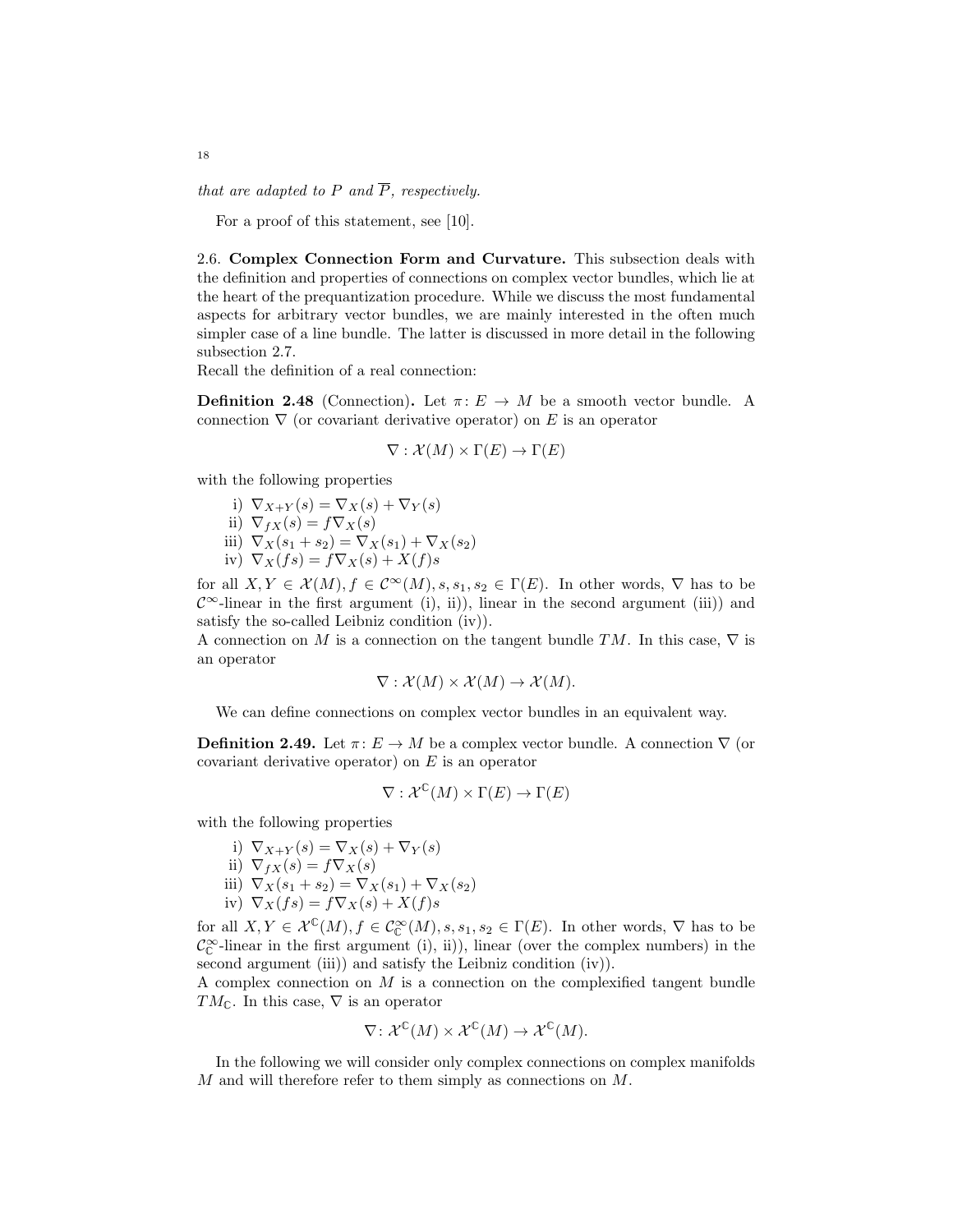*that are adapted to $P$ and $\overline{P}$, respectively.*

For a proof of this statement, see [10].

2.6. **Complex Connection Form and Curvature.** This subsection deals with the definition and properties of connections on complex vector bundles, which lie at the heart of the prequantization procedure. While we discuss the most fundamental aspects for arbitrary vector bundles, we are mainly interested in the often much simpler case of a line bundle. The latter is discussed in more detail in the following subsection 2.7.
Recall the definition of a real connection:

**Definition 2.48** (Connection)**.** Let $\pi\colon E \to M$ be a smooth vector bundle. A connection $\nabla$ (or covariant derivative operator) on $E$ is an operator

$$\nabla : \mathcal{X}(M) \times \Gamma(E) \to \Gamma(E)$$

with the following properties

i) $\nabla_{X+Y}(s) = \nabla_X(s) + \nabla_Y(s)$
ii) $\nabla_{fX}(s) = f\nabla_X(s)$
iii) $\nabla_X(s_1 + s_2) = \nabla_X(s_1) + \nabla_X(s_2)$
iv) $\nabla_X(fs) = f\nabla_X(s) + X(f)s$

for all $X, Y \in \mathcal{X}(M), f \in \mathcal{C}^\infty(M), s, s_1, s_2 \in \Gamma(E)$. In other words, $\nabla$ has to be $\mathcal{C}^\infty$-linear in the first argument (i), ii)), linear in the second argument (iii)) and satisfy the so-called Leibniz condition (iv)).
A connection on $M$ is a connection on the tangent bundle $TM$. In this case, $\nabla$ is an operator

$$\nabla : \mathcal{X}(M) \times \mathcal{X}(M) \to \mathcal{X}(M).$$

We can define connections on complex vector bundles in an equivalent way.

**Definition 2.49.** Let $\pi\colon E \to M$ be a complex vector bundle. A connection $\nabla$ (or covariant derivative operator) on $E$ is an operator

$$\nabla : \mathcal{X}^{\mathbb{C}}(M) \times \Gamma(E) \to \Gamma(E)$$

with the following properties

i) $\nabla_{X+Y}(s) = \nabla_X(s) + \nabla_Y(s)$
ii) $\nabla_{fX}(s) = f\nabla_X(s)$
iii) $\nabla_X(s_1 + s_2) = \nabla_X(s_1) + \nabla_X(s_2)$
iv) $\nabla_X(fs) = f\nabla_X(s) + X(f)s$

for all $X, Y \in \mathcal{X}^{\mathbb{C}}(M), f \in \mathcal{C}^\infty_{\mathbb{C}}(M), s, s_1, s_2 \in \Gamma(E)$. In other words, $\nabla$ has to be $\mathcal{C}^\infty_{\mathbb{C}}$-linear in the first argument (i), ii)), linear (over the complex numbers) in the second argument (iii)) and satisfy the Leibniz condition (iv)).
A complex connection on $M$ is a connection on the complexified tangent bundle $TM_{\mathbb{C}}$. In this case, $\nabla$ is an operator

$$\nabla\colon \mathcal{X}^{\mathbb{C}}(M) \times \mathcal{X}^{\mathbb{C}}(M) \to \mathcal{X}^{\mathbb{C}}(M).$$

In the following we will consider only complex connections on complex manifolds $M$ and will therefore refer to them simply as connections on $M$.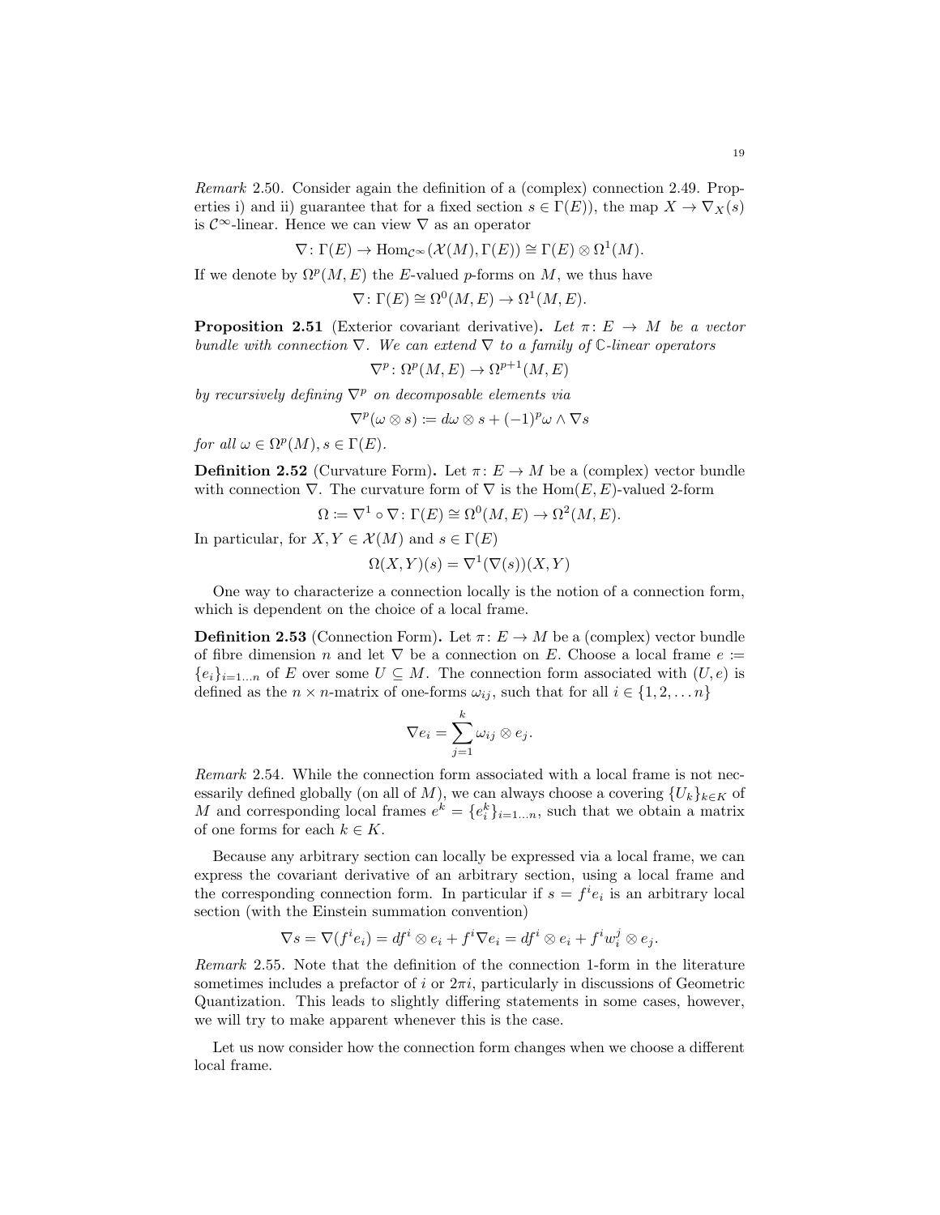*Remark* 2.50. Consider again the definition of a (complex) connection 2.49. Properties i) and ii) guarantee that for a fixed section $s \in \Gamma(E))$, the map $X \to \nabla_X(s)$ is $\mathcal{C}^\infty$-linear. Hence we can view $\nabla$ as an operator

$$\nabla \colon \Gamma(E) \to \mathrm{Hom}_{\mathcal{C}^\infty}(\mathcal{X}(M), \Gamma(E)) \cong \Gamma(E) \otimes \Omega^1(M).$$

If we denote by $\Omega^p(M, E)$ the $E$-valued $p$-forms on $M$, we thus have

$$\nabla \colon \Gamma(E) \cong \Omega^0(M, E) \to \Omega^1(M, E).$$

**Proposition 2.51** (Exterior covariant derivative)**.** *Let $\pi \colon E \to M$ be a vector bundle with connection $\nabla$. We can extend $\nabla$ to a family of $\mathbb{C}$-linear operators*

$$\nabla^p \colon \Omega^p(M, E) \to \Omega^{p+1}(M, E)$$

*by recursively defining $\nabla^p$ on decomposable elements via*

$$\nabla^p(\omega \otimes s) := d\omega \otimes s + (-1)^p \omega \wedge \nabla s$$

*for all $\omega \in \Omega^p(M), s \in \Gamma(E)$.*

**Definition 2.52** (Curvature Form)**.** Let $\pi \colon E \to M$ be a (complex) vector bundle with connection $\nabla$. The curvature form of $\nabla$ is the $\mathrm{Hom}(E, E)$-valued 2-form

$$\Omega := \nabla^1 \circ \nabla \colon \Gamma(E) \cong \Omega^0(M, E) \to \Omega^2(M, E).$$

In particular, for $X, Y \in \mathcal{X}(M)$ and $s \in \Gamma(E)$

$$\Omega(X, Y)(s) = \nabla^1(\nabla(s))(X, Y)$$

One way to characterize a connection locally is the notion of a connection form, which is dependent on the choice of a local frame.

**Definition 2.53** (Connection Form)**.** Let $\pi \colon E \to M$ be a (complex) vector bundle of fibre dimension $n$ and let $\nabla$ be a connection on $E$. Choose a local frame $e := \{e_i\}_{i=1\ldots n}$ of $E$ over some $U \subseteq M$. The connection form associated with $(U, e)$ is defined as the $n \times n$-matrix of one-forms $\omega_{ij}$, such that for all $i \in \{1, 2, \ldots n\}$

$$\nabla e_i = \sum_{j=1}^{k} \omega_{ij} \otimes e_j.$$

*Remark* 2.54. While the connection form associated with a local frame is not necessarily defined globally (on all of $M$), we can always choose a covering $\{U_k\}_{k \in K}$ of $M$ and corresponding local frames $e^k = \{e_i^k\}_{i=1\ldots n}$, such that we obtain a matrix of one forms for each $k \in K$.

Because any arbitrary section can locally be expressed via a local frame, we can express the covariant derivative of an arbitrary section, using a local frame and the corresponding connection form. In particular if $s = f^i e_i$ is an arbitrary local section (with the Einstein summation convention)

$$\nabla s = \nabla(f^i e_i) = df^i \otimes e_i + f^i \nabla e_i = df^i \otimes e_i + f^i w_i^j \otimes e_j.$$

*Remark* 2.55. Note that the definition of the connection 1-form in the literature sometimes includes a prefactor of $i$ or $2\pi i$, particularly in discussions of Geometric Quantization. This leads to slightly differing statements in some cases, however, we will try to make apparent whenever this is the case.

Let us now consider how the connection form changes when we choose a different local frame.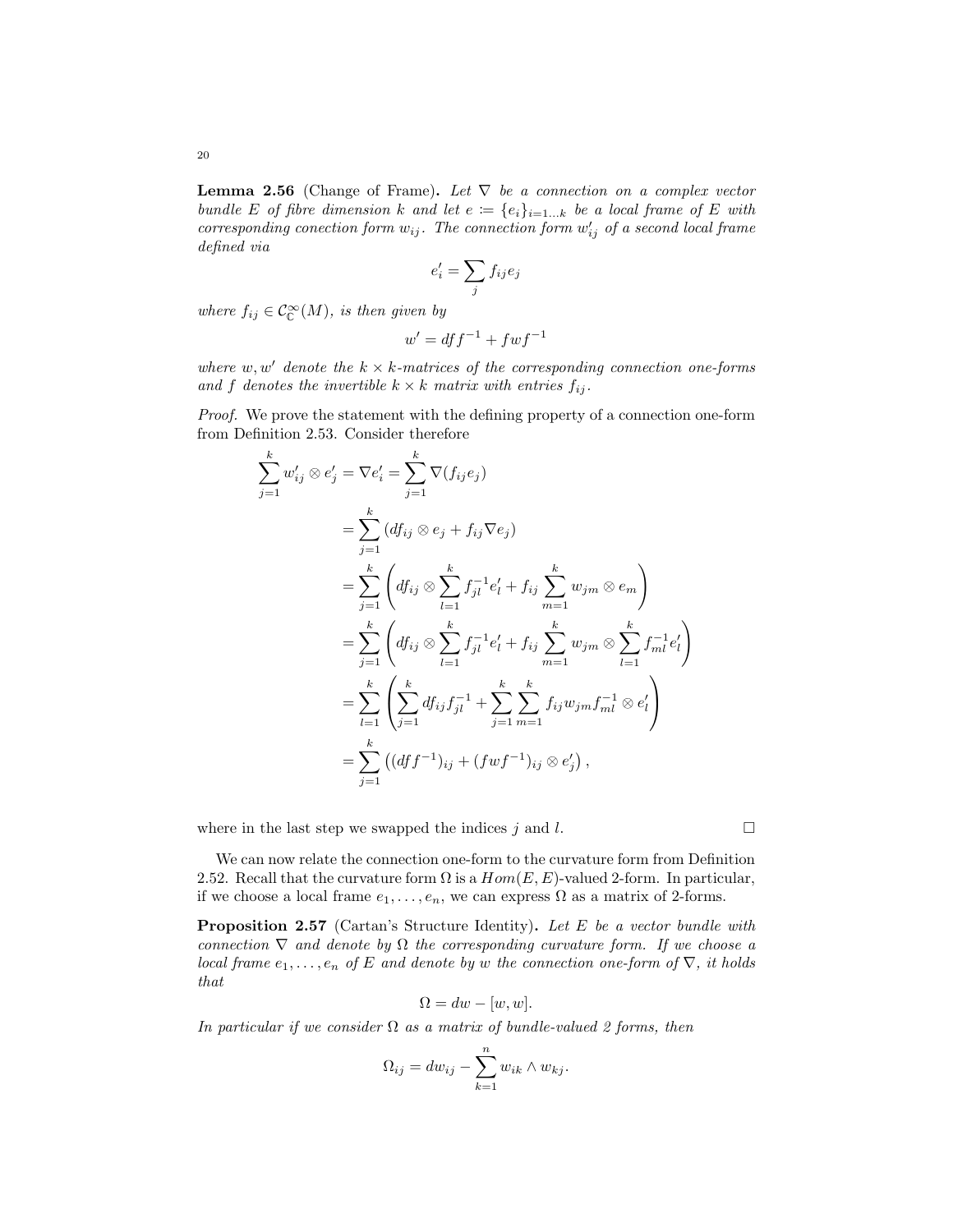**Lemma 2.56** (Change of Frame)**.** *Let $\nabla$ be a connection on a complex vector bundle $E$ of fibre dimension $k$ and let $e \coloneqq \{e_i\}_{i=1\dots k}$ be a local frame of $E$ with corresponding conection form $w_{ij}$. The connection form $w'_{ij}$ of a second local frame defined via*

$$e'_i = \sum_j f_{ij} e_j$$

*where $f_{ij} \in \mathcal{C}^\infty_{\mathbb{C}}(M)$, is then given by*

$$w' = df f^{-1} + f w f^{-1}$$

*where $w, w'$ denote the $k \times k$-matrices of the corresponding connection one-forms and $f$ denotes the invertible $k \times k$ matrix with entries $f_{ij}$.*

*Proof.* We prove the statement with the defining property of a connection one-form from Definition 2.53. Consider therefore

$$\begin{aligned}
\sum_{j=1}^k w'_{ij} \otimes e'_j = \nabla e'_i &= \sum_{j=1}^k \nabla(f_{ij} e_j) \\
&= \sum_{j=1}^k \left( df_{ij} \otimes e_j + f_{ij} \nabla e_j \right) \\
&= \sum_{j=1}^k \left( df_{ij} \otimes \sum_{l=1}^k f^{-1}_{jl} e'_l + f_{ij} \sum_{m=1}^k w_{jm} \otimes e_m \right) \\
&= \sum_{j=1}^k \left( df_{ij} \otimes \sum_{l=1}^k f^{-1}_{jl} e'_l + f_{ij} \sum_{m=1}^k w_{jm} \otimes \sum_{l=1}^k f^{-1}_{ml} e'_l \right) \\
&= \sum_{l=1}^k \left( \sum_{j=1}^k df_{ij} f^{-1}_{jl} + \sum_{j=1}^k \sum_{m=1}^k f_{ij} w_{jm} f^{-1}_{ml} \otimes e'_l \right) \\
&= \sum_{j=1}^k \left( (df f^{-1})_{ij} + (f w f^{-1})_{ij} \otimes e'_j \right),
\end{aligned}$$

where in the last step we swapped the indices $j$ and $l$. □

We can now relate the connection one-form to the curvature form from Definition 2.52. Recall that the curvature form $\Omega$ is a $Hom(E, E)$-valued 2-form. In particular, if we choose a local frame $e_1, \dots, e_n$, we can express $\Omega$ as a matrix of 2-forms.

**Proposition 2.57** (Cartan's Structure Identity)**.** *Let $E$ be a vector bundle with connection $\nabla$ and denote by $\Omega$ the corresponding curvature form. If we choose a local frame $e_1, \dots, e_n$ of $E$ and denote by $w$ the connection one-form of $\nabla$, it holds that*

$$\Omega = dw - [w, w].$$

*In particular if we consider $\Omega$ as a matrix of bundle-valued 2 forms, then*

$$\Omega_{ij} = dw_{ij} - \sum_{k=1}^n w_{ik} \wedge w_{kj}.$$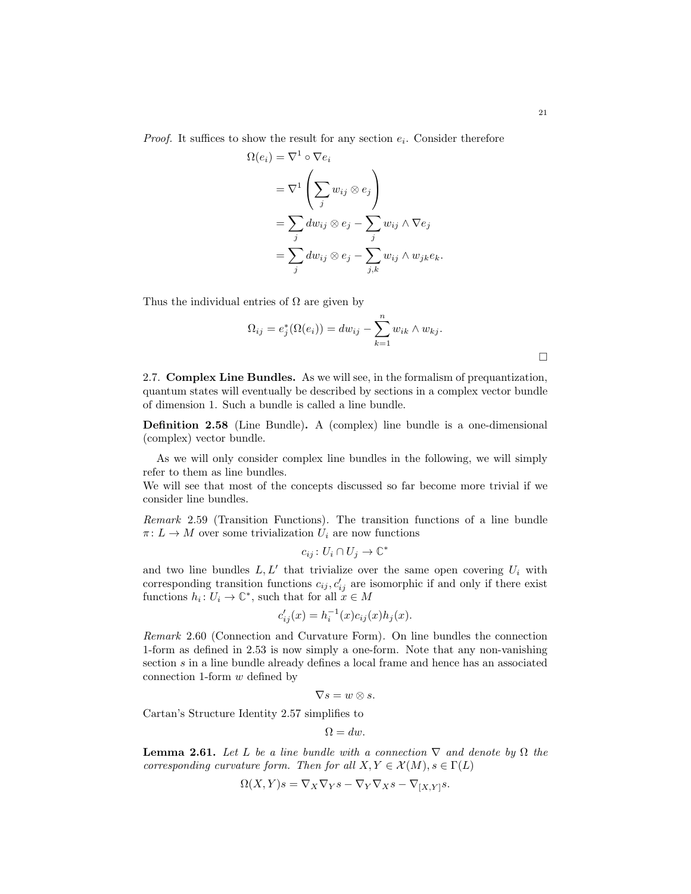*Proof.* It suffices to show the result for any section $e_i$. Consider therefore

$$
\begin{aligned}
\Omega(e_i) &= \nabla^1 \circ \nabla e_i \\
&= \nabla^1 \left( \sum_j w_{ij} \otimes e_j \right) \\
&= \sum_j dw_{ij} \otimes e_j - \sum_j w_{ij} \wedge \nabla e_j \\
&= \sum_j dw_{ij} \otimes e_j - \sum_{j,k} w_{ij} \wedge w_{jk} e_k.
\end{aligned}
$$

Thus the individual entries of $\Omega$ are given by

$$
\Omega_{ij} = e_j^*(\Omega(e_i)) = dw_{ij} - \sum_{k=1}^{n} w_{ik} \wedge w_{kj}.
$$

□

2.7. **Complex Line Bundles.** As we will see, in the formalism of prequantization, quantum states will eventually be described by sections in a complex vector bundle of dimension 1. Such a bundle is called a line bundle.

**Definition 2.58** (Line Bundle)**.** A (complex) line bundle is a one-dimensional (complex) vector bundle.

As we will only consider complex line bundles in the following, we will simply refer to them as line bundles.
We will see that most of the concepts discussed so far become more trivial if we consider line bundles.

*Remark* 2.59 (Transition Functions). The transition functions of a line bundle $\pi\colon L \to M$ over some trivialization $U_i$ are now functions

$$
c_{ij}\colon U_i \cap U_j \to \mathbb{C}^*
$$

and two line bundles $L, L'$ that trivialize over the same open covering $U_i$ with corresponding transition functions $c_{ij}, c'_{ij}$ are isomorphic if and only if there exist functions $h_i\colon U_i \to \mathbb{C}^*$, such that for all $x \in M$

$$
c'_{ij}(x) = h_i^{-1}(x) c_{ij}(x) h_j(x).
$$

*Remark* 2.60 (Connection and Curvature Form). On line bundles the connection 1-form as defined in 2.53 is now simply a one-form. Note that any non-vanishing section $s$ in a line bundle already defines a local frame and hence has an associated connection 1-form $w$ defined by

$$
\nabla s = w \otimes s.
$$

Cartan's Structure Identity 2.57 simplifies to

$$
\Omega = dw.
$$

**Lemma 2.61.** *Let $L$ be a line bundle with a connection $\nabla$ and denote by $\Omega$ the corresponding curvature form. Then for all $X, Y \in \mathcal{X}(M), s \in \Gamma(L)$*

$$
\Omega(X,Y)s = \nabla_X \nabla_Y s - \nabla_Y \nabla_X s - \nabla_{[X,Y]} s.
$$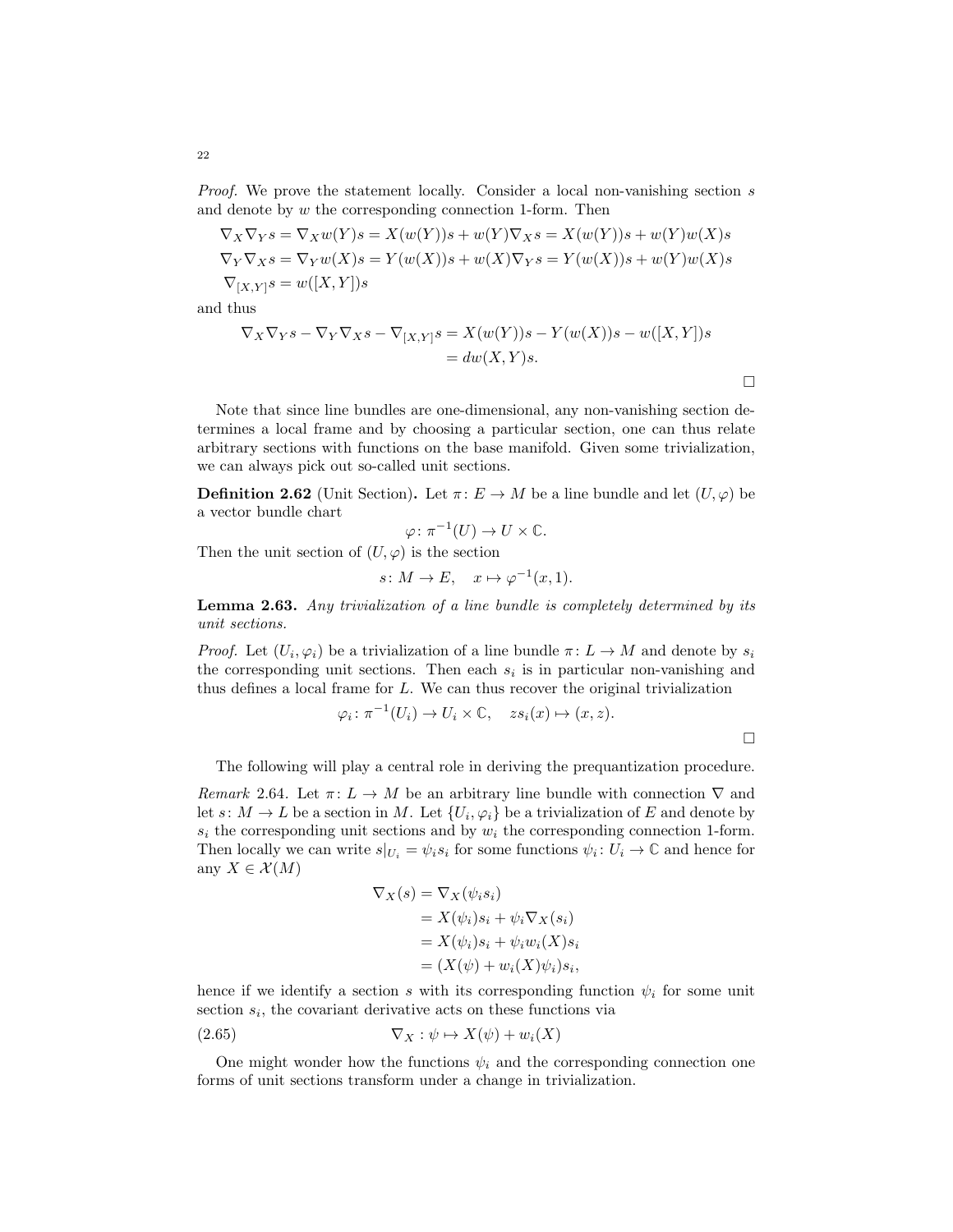*Proof.* We prove the statement locally. Consider a local non-vanishing section $s$ and denote by $w$ the corresponding connection 1-form. Then

$$
\begin{aligned}
\nabla_X \nabla_Y s &= \nabla_X w(Y)s = X(w(Y))s + w(Y)\nabla_X s = X(w(Y))s + w(Y)w(X)s \\
\nabla_Y \nabla_X s &= \nabla_Y w(X)s = Y(w(X))s + w(X)\nabla_Y s = Y(w(X))s + w(Y)w(X)s \\
\nabla_{[X,Y]} s &= w([X,Y])s
\end{aligned}
$$

and thus

$$
\begin{aligned}
\nabla_X \nabla_Y s - \nabla_Y \nabla_X s - \nabla_{[X,Y]} s &= X(w(Y))s - Y(w(X))s - w([X,Y])s \\
&= dw(X,Y)s.
\end{aligned}
$$

□

Note that since line bundles are one-dimensional, any non-vanishing section determines a local frame and by choosing a particular section, one can thus relate arbitrary sections with functions on the base manifold. Given some trivialization, we can always pick out so-called unit sections.

**Definition 2.62** (Unit Section)**.** Let $\pi\colon E \to M$ be a line bundle and let $(U, \varphi)$ be a vector bundle chart

$$\varphi\colon \pi^{-1}(U) \to U \times \mathbb{C}.$$

Then the unit section of $(U, \varphi)$ is the section

$$s\colon M \to E, \quad x \mapsto \varphi^{-1}(x, 1).$$

**Lemma 2.63.** *Any trivialization of a line bundle is completely determined by its unit sections.*

*Proof.* Let $(U_i, \varphi_i)$ be a trivialization of a line bundle $\pi\colon L \to M$ and denote by $s_i$ the corresponding unit sections. Then each $s_i$ is in particular non-vanishing and thus defines a local frame for $L$. We can thus recover the original trivialization

$$\varphi_i\colon \pi^{-1}(U_i) \to U_i \times \mathbb{C}, \quad z s_i(x) \mapsto (x, z).$$

□

The following will play a central role in deriving the prequantization procedure.

*Remark* 2.64. Let $\pi\colon L \to M$ be an arbitrary line bundle with connection $\nabla$ and let $s\colon M \to L$ be a section in $M$. Let $\{U_i, \varphi_i\}$ be a trivialization of $E$ and denote by $s_i$ the corresponding unit sections and by $w_i$ the corresponding connection 1-form. Then locally we can write $s|_{U_i} = \psi_i s_i$ for some functions $\psi_i\colon U_i \to \mathbb{C}$ and hence for any $X \in \mathcal{X}(M)$

$$
\begin{aligned}
\nabla_X(s) &= \nabla_X(\psi_i s_i) \\
&= X(\psi_i)s_i + \psi_i \nabla_X(s_i) \\
&= X(\psi_i)s_i + \psi_i w_i(X)s_i \\
&= (X(\psi) + w_i(X)\psi_i)s_i,
\end{aligned}
$$

hence if we identify a section $s$ with its corresponding function $\psi_i$ for some unit section $s_i$, the covariant derivative acts on these functions via

$$\nabla_X : \psi \mapsto X(\psi) + w_i(X) \tag{2.65}$$

One might wonder how the functions $\psi_i$ and the corresponding connection one forms of unit sections transform under a change in trivialization.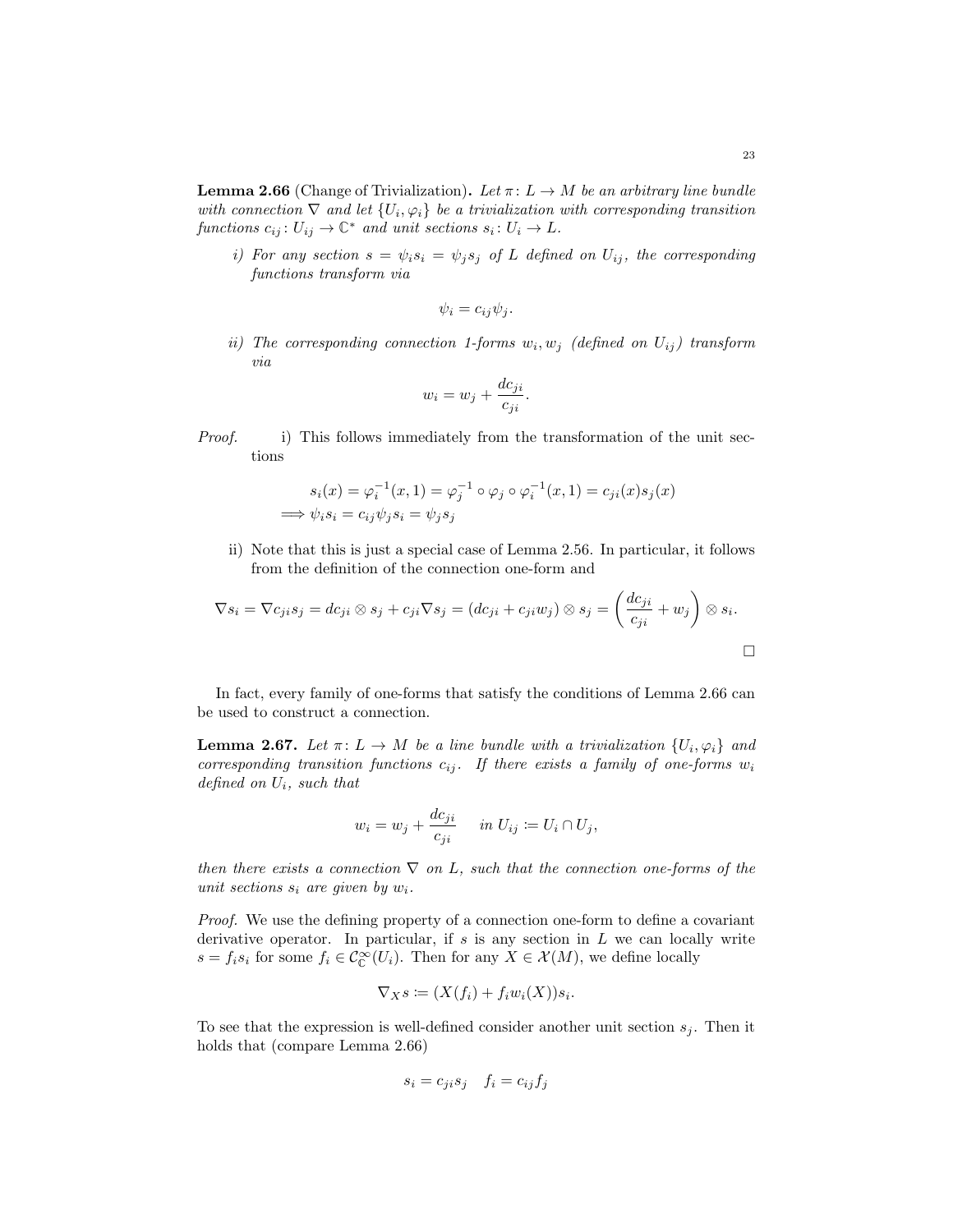**Lemma 2.66** (Change of Trivialization)**.** *Let $\pi\colon L \to M$ be an arbitrary line bundle with connection $\nabla$ and let $\{U_i, \varphi_i\}$ be a trivialization with corresponding transition functions $c_{ij}\colon U_{ij} \to \mathbb{C}^*$ and unit sections $s_i\colon U_i \to L$.*

*i) For any section $s = \psi_i s_i = \psi_j s_j$ of $L$ defined on $U_{ij}$, the corresponding functions transform via*

$$\psi_i = c_{ij}\psi_j.$$

*ii) The corresponding connection 1-forms $w_i, w_j$ (defined on $U_{ij}$) transform via*

$$w_i = w_j + \frac{dc_{ji}}{c_{ji}}.$$

*Proof.* i) This follows immediately from the transformation of the unit sections

$$\begin{aligned} s_i(x) &= \varphi_i^{-1}(x,1) = \varphi_j^{-1} \circ \varphi_j \circ \varphi_i^{-1}(x,1) = c_{ji}(x)s_j(x) \\ \implies \psi_i s_i &= c_{ij}\psi_j s_i = \psi_j s_j \end{aligned}$$

ii) Note that this is just a special case of Lemma 2.56. In particular, it follows from the definition of the connection one-form and

$$\nabla s_i = \nabla c_{ji} s_j = dc_{ji} \otimes s_j + c_{ji}\nabla s_j = (dc_{ji} + c_{ji}w_j) \otimes s_j = \left(\frac{dc_{ji}}{c_{ji}} + w_j\right) \otimes s_i.$$

$\square$

In fact, every family of one-forms that satisfy the conditions of Lemma 2.66 can be used to construct a connection.

**Lemma 2.67.** *Let $\pi\colon L \to M$ be a line bundle with a trivialization $\{U_i, \varphi_i\}$ and corresponding transition functions $c_{ij}$. If there exists a family of one-forms $w_i$ defined on $U_i$, such that*

$$w_i = w_j + \frac{dc_{ji}}{c_{ji}} \quad \text{in } U_{ij} \coloneqq U_i \cap U_j,$$

*then there exists a connection $\nabla$ on $L$, such that the connection one-forms of the unit sections $s_i$ are given by $w_i$.*

*Proof.* We use the defining property of a connection one-form to define a covariant derivative operator. In particular, if $s$ is any section in $L$ we can locally write $s = f_i s_i$ for some $f_i \in \mathcal{C}^\infty_{\mathbb{C}}(U_i)$. Then for any $X \in \mathcal{X}(M)$, we define locally

$$\nabla_X s \coloneqq (X(f_i) + f_i w_i(X))s_i.$$

To see that the expression is well-defined consider another unit section $s_j$. Then it holds that (compare Lemma 2.66)

$$s_i = c_{ji}s_j \quad f_i = c_{ij}f_j$$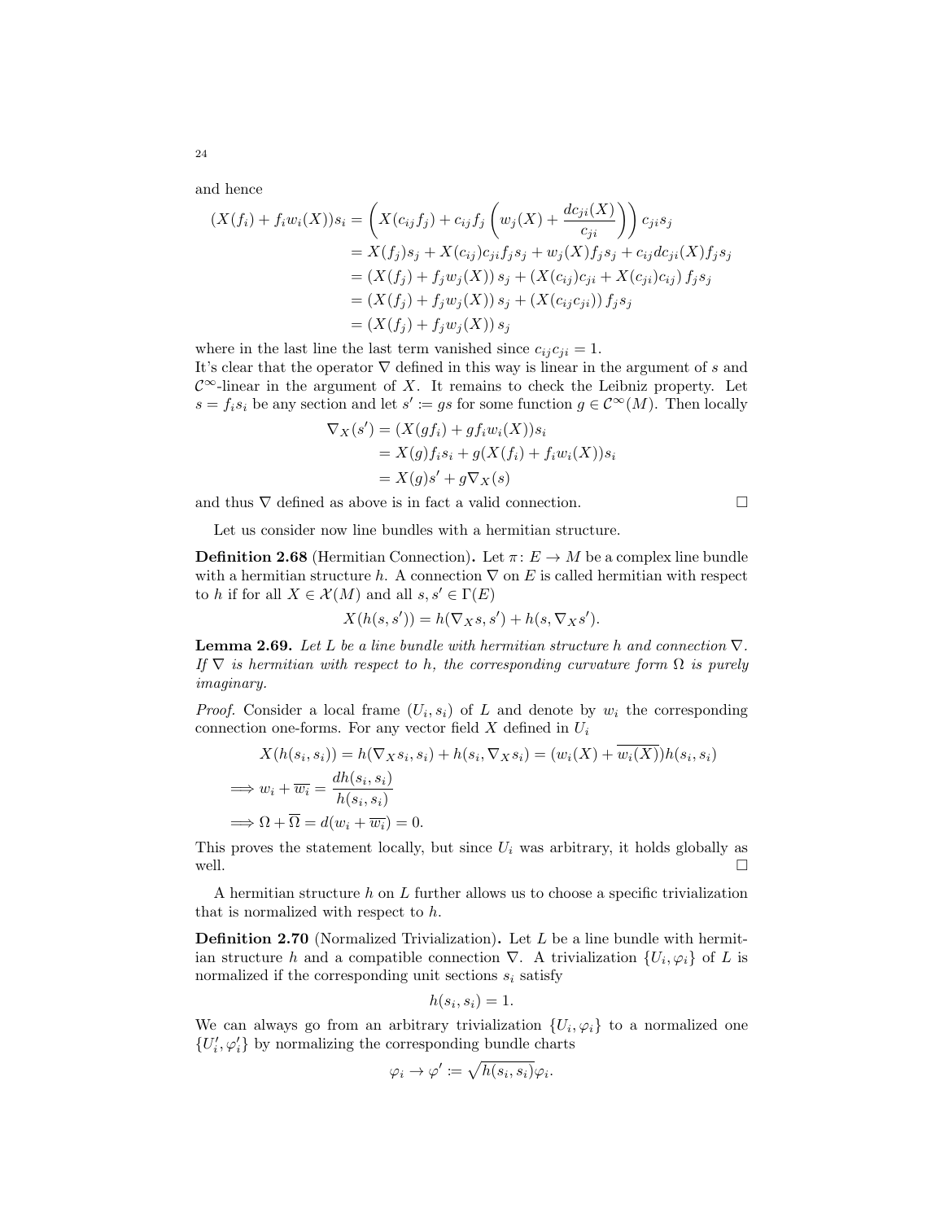and hence

$$
\begin{aligned}
(X(f_i) + f_i w_i(X))s_i &= \left( X(c_{ij} f_j) + c_{ij} f_j \left( w_j(X) + \frac{dc_{ji}(X)}{c_{ji}} \right) \right) c_{ji} s_j \\
&= X(f_j) s_j + X(c_{ij}) c_{ji} f_j s_j + w_j(X) f_j s_j + c_{ij} dc_{ji}(X) f_j s_j \\
&= (X(f_j) + f_j w_j(X))\, s_j + (X(c_{ij}) c_{ji} + X(c_{ji}) c_{ij})\, f_j s_j \\
&= (X(f_j) + f_j w_j(X))\, s_j + (X(c_{ij} c_{ji}))\, f_j s_j \\
&= (X(f_j) + f_j w_j(X))\, s_j
\end{aligned}
$$

where in the last line the last term vanished since $c_{ij} c_{ji} = 1$.
It's clear that the operator $\nabla$ defined in this way is linear in the argument of $s$ and $\mathcal{C}^\infty$-linear in the argument of $X$. It remains to check the Leibniz property. Let $s = f_i s_i$ be any section and let $s' := gs$ for some function $g \in \mathcal{C}^\infty(M)$. Then locally

$$
\begin{aligned}
\nabla_X(s') &= (X(g f_i) + g f_i w_i(X)) s_i \\
&= X(g) f_i s_i + g(X(f_i) + f_i w_i(X)) s_i \\
&= X(g) s' + g \nabla_X(s)
\end{aligned}
$$

and thus $\nabla$ defined as above is in fact a valid connection. $\square$

Let us consider now line bundles with a hermitian structure.

**Definition 2.68** (Hermitian Connection)**.** Let $\pi \colon E \to M$ be a complex line bundle with a hermitian structure $h$. A connection $\nabla$ on $E$ is called hermitian with respect to $h$ if for all $X \in \mathcal{X}(M)$ and all $s, s' \in \Gamma(E)$

$$
X(h(s, s')) = h(\nabla_X s, s') + h(s, \nabla_X s').
$$

**Lemma 2.69.** *Let $L$ be a line bundle with hermitian structure $h$ and connection $\nabla$. If $\nabla$ is hermitian with respect to $h$, the corresponding curvature form $\Omega$ is purely imaginary.*

*Proof.* Consider a local frame $(U_i, s_i)$ of $L$ and denote by $w_i$ the corresponding connection one-forms. For any vector field $X$ defined in $U_i$

$$
\begin{aligned}
& X(h(s_i, s_i)) = h(\nabla_X s_i, s_i) + h(s_i, \nabla_X s_i) = (w_i(X) + \overline{w_i(X)}) h(s_i, s_i) \\
\implies & w_i + \overline{w_i} = \frac{dh(s_i, s_i)}{h(s_i, s_i)} \\
\implies & \Omega + \overline{\Omega} = d(w_i + \overline{w_i}) = 0.
\end{aligned}
$$

This proves the statement locally, but since $U_i$ was arbitrary, it holds globally as well. $\square$

A hermitian structure $h$ on $L$ further allows us to choose a specific trivialization that is normalized with respect to $h$.

**Definition 2.70** (Normalized Trivialization)**.** Let $L$ be a line bundle with hermitian structure $h$ and a compatible connection $\nabla$. A trivialization $\{U_i, \varphi_i\}$ of $L$ is normalized if the corresponding unit sections $s_i$ satisfy

$$
h(s_i, s_i) = 1.
$$

We can always go from an arbitrary trivialization $\{U_i, \varphi_i\}$ to a normalized one $\{U_i', \varphi_i'\}$ by normalizing the corresponding bundle charts

$$
\varphi_i \to \varphi' := \sqrt{h(s_i, s_i)} \varphi_i.
$$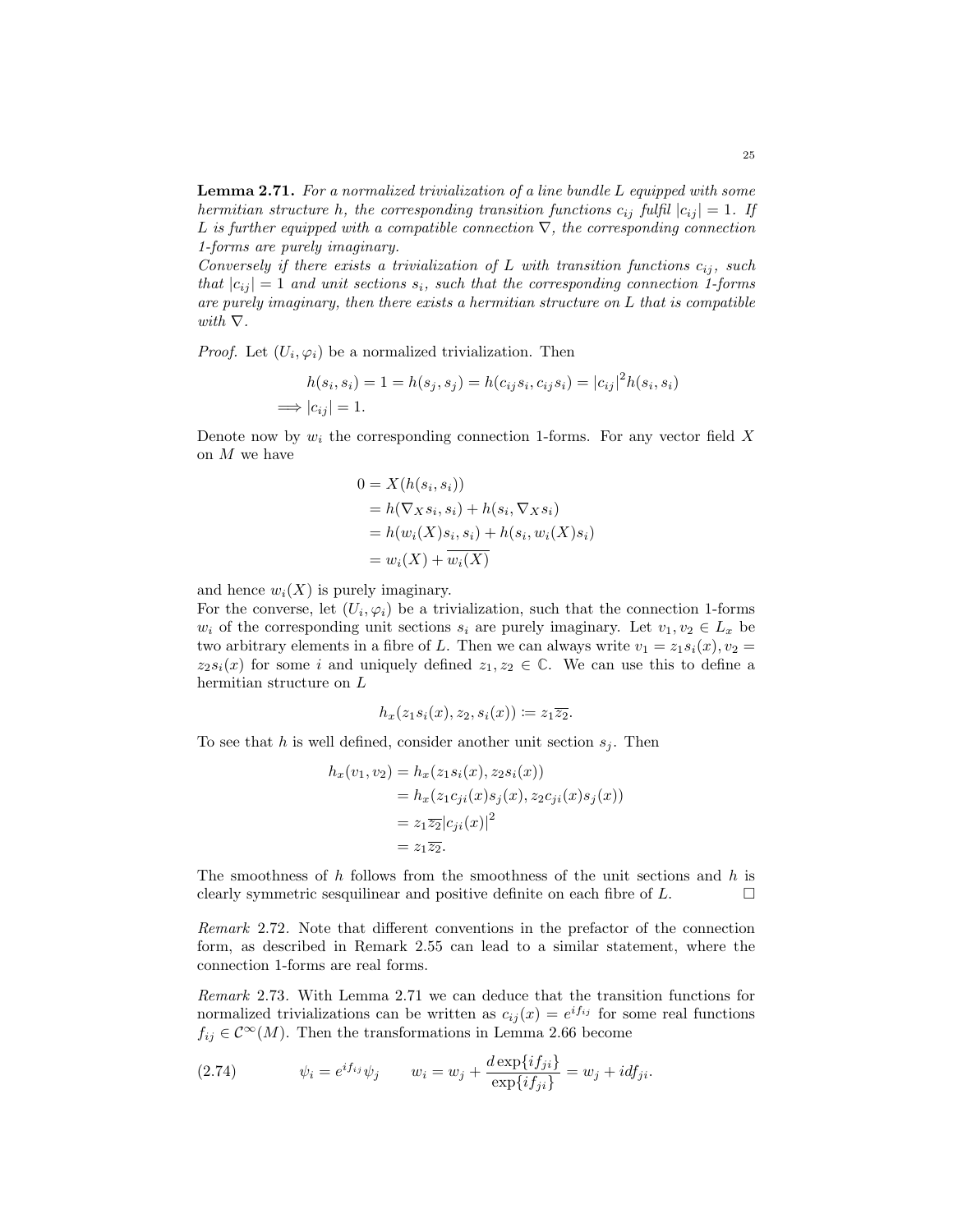**Lemma 2.71.** *For a normalized trivialization of a line bundle $L$ equipped with some hermitian structure $h$, the corresponding transition functions $c_{ij}$ fulfil $|c_{ij}| = 1$. If $L$ is further equipped with a compatible connection $\nabla$, the corresponding connection 1-forms are purely imaginary.*
*Conversely if there exists a trivialization of $L$ with transition functions $c_{ij}$, such that $|c_{ij}| = 1$ and unit sections $s_i$, such that the corresponding connection 1-forms are purely imaginary, then there exists a hermitian structure on $L$ that is compatible with $\nabla$.*

*Proof.* Let $(U_i, \varphi_i)$ be a normalized trivialization. Then

$$\begin{aligned} h(s_i, s_i) = 1 = h(s_j, s_j) = h(c_{ij}s_i, c_{ij}s_i) = |c_{ij}|^2 h(s_i, s_i) \\ \implies |c_{ij}| = 1. \end{aligned}$$

Denote now by $w_i$ the corresponding connection 1-forms. For any vector field $X$ on $M$ we have

$$\begin{aligned} 0 &= X(h(s_i, s_i)) \\ &= h(\nabla_X s_i, s_i) + h(s_i, \nabla_X s_i) \\ &= h(w_i(X)s_i, s_i) + h(s_i, w_i(X)s_i) \\ &= w_i(X) + \overline{w_i(X)} \end{aligned}$$

and hence $w_i(X)$ is purely imaginary.
For the converse, let $(U_i, \varphi_i)$ be a trivialization, such that the connection 1-forms $w_i$ of the corresponding unit sections $s_i$ are purely imaginary. Let $v_1, v_2 \in L_x$ be two arbitrary elements in a fibre of $L$. Then we can always write $v_1 = z_1 s_i(x), v_2 = z_2 s_i(x)$ for some $i$ and uniquely defined $z_1, z_2 \in \mathbb{C}$. We can use this to define a hermitian structure on $L$

$$h_x(z_1 s_i(x), z_2, s_i(x)) \coloneqq z_1 \overline{z_2}.$$

To see that $h$ is well defined, consider another unit section $s_j$. Then

$$\begin{aligned} h_x(v_1, v_2) &= h_x(z_1 s_i(x), z_2 s_i(x)) \\ &= h_x(z_1 c_{ji}(x) s_j(x), z_2 c_{ji}(x) s_j(x)) \\ &= z_1 \overline{z_2} |c_{ji}(x)|^2 \\ &= z_1 \overline{z_2}. \end{aligned}$$

The smoothness of $h$ follows from the smoothness of the unit sections and $h$ is clearly symmetric sesquilinear and positive definite on each fibre of $L$. $\square$

*Remark* 2.72. Note that different conventions in the prefactor of the connection form, as described in Remark 2.55 can lead to a similar statement, where the connection 1-forms are real forms.

*Remark* 2.73. With Lemma 2.71 we can deduce that the transition functions for normalized trivializations can be written as $c_{ij}(x) = e^{if_{ij}}$ for some real functions $f_{ij} \in \mathcal{C}^\infty(M)$. Then the transformations in Lemma 2.66 become

$$\psi_i = e^{if_{ij}} \psi_j \qquad w_i = w_j + \frac{d \exp\{if_{ji}\}}{\exp\{if_{ji}\}} = w_j + i df_{ji}. \tag{2.74}$$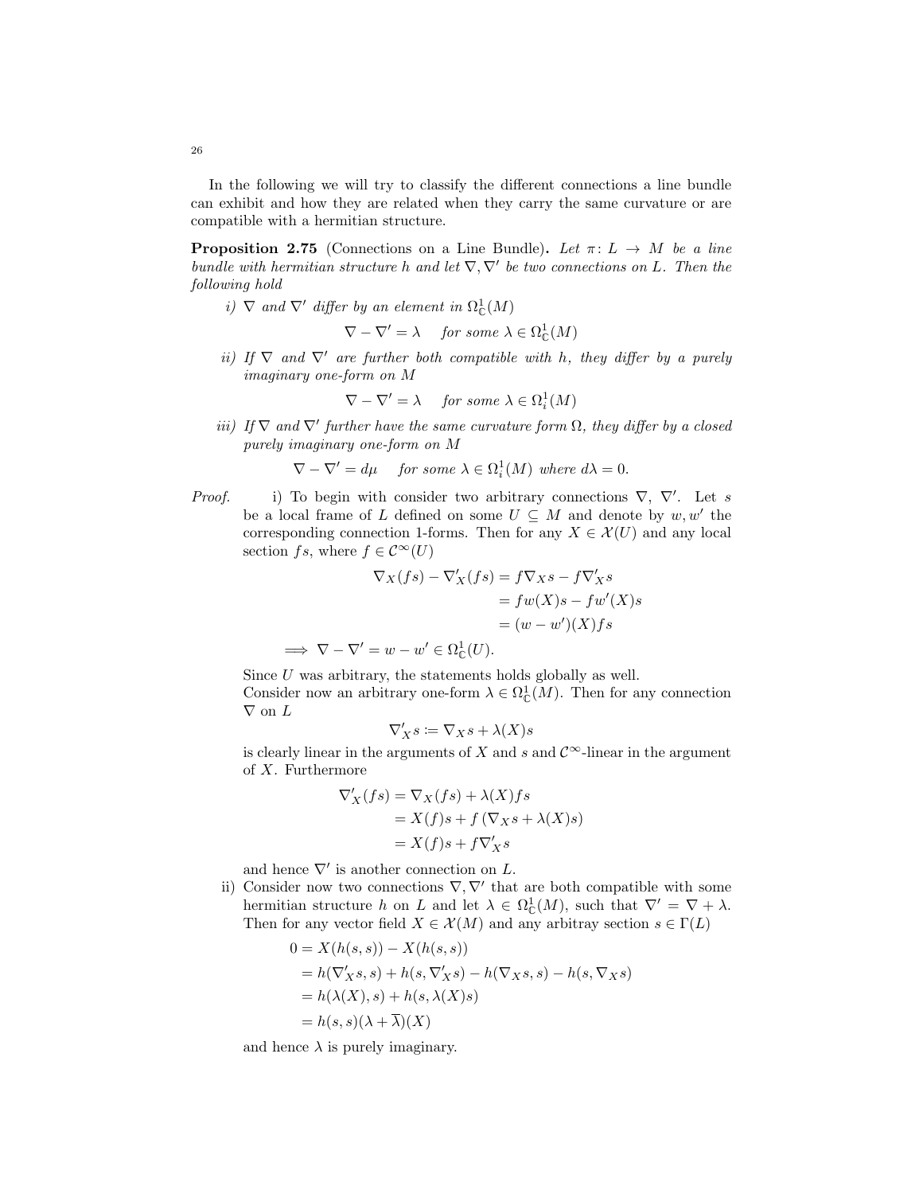In the following we will try to classify the different connections a line bundle can exhibit and how they are related when they carry the same curvature or are compatible with a hermitian structure.

**Proposition 2.75** (Connections on a Line Bundle)**.** *Let $\pi\colon L \to M$ be a line bundle with hermitian structure $h$ and let $\nabla, \nabla'$ be two connections on $L$. Then the following hold*

*i) $\nabla$ and $\nabla'$ differ by an element in $\Omega^1_{\mathbb{C}}(M)$*

$$\nabla - \nabla' = \lambda \quad \textit{for some } \lambda \in \Omega^1_{\mathbb{C}}(M)$$

*ii) If $\nabla$ and $\nabla'$ are further both compatible with $h$, they differ by a purely imaginary one-form on $M$*

$$\nabla - \nabla' = \lambda \quad \textit{for some } \lambda \in \Omega^1_{i}(M)$$

*iii) If $\nabla$ and $\nabla'$ further have the same curvature form $\Omega$, they differ by a closed purely imaginary one-form on $M$*

$$\nabla - \nabla' = d\mu \quad \textit{for some } \lambda \in \Omega^1_{i}(M) \textit{ where } d\lambda = 0.$$

*Proof.* i) To begin with consider two arbitrary connections $\nabla$, $\nabla'$. Let $s$ be a local frame of $L$ defined on some $U \subseteq M$ and denote by $w, w'$ the corresponding connection 1-forms. Then for any $X \in \mathcal{X}(U)$ and any local section $fs$, where $f \in \mathcal{C}^\infty(U)$

$$\begin{aligned}
\nabla_X(fs) - \nabla'_X(fs) &= f\nabla_X s - f\nabla'_X s \\
&= fw(X)s - fw'(X)s \\
&= (w - w')(X)fs
\end{aligned}$$

$$\implies \nabla - \nabla' = w - w' \in \Omega^1_{\mathbb{C}}(U).$$

Since $U$ was arbitrary, the statements holds globally as well.
Consider now an arbitrary one-form $\lambda \in \Omega^1_{\mathbb{C}}(M)$. Then for any connection $\nabla$ on $L$

$$\nabla'_X s \coloneqq \nabla_X s + \lambda(X)s$$

is clearly linear in the arguments of $X$ and $s$ and $\mathcal{C}^\infty$-linear in the argument of $X$. Furthermore

$$\begin{aligned}
\nabla'_X(fs) &= \nabla_X(fs) + \lambda(X)fs \\
&= X(f)s + f\left(\nabla_X s + \lambda(X)s\right) \\
&= X(f)s + f\nabla'_X s
\end{aligned}$$

and hence $\nabla'$ is another connection on $L$.

ii) Consider now two connections $\nabla, \nabla'$ that are both compatible with some hermitian structure $h$ on $L$ and let $\lambda \in \Omega^1_{\mathbb{C}}(M)$, such that $\nabla' = \nabla + \lambda$. Then for any vector field $X \in \mathcal{X}(M)$ and any arbitray section $s \in \Gamma(L)$

$$\begin{aligned}
0 &= X(h(s,s)) - X(h(s,s)) \\
&= h(\nabla'_X s, s) + h(s, \nabla'_X s) - h(\nabla_X s, s) - h(s, \nabla_X s) \\
&= h(\lambda(X), s) + h(s, \lambda(X)s) \\
&= h(s,s)(\lambda + \overline{\lambda})(X)
\end{aligned}$$

and hence $\lambda$ is purely imaginary.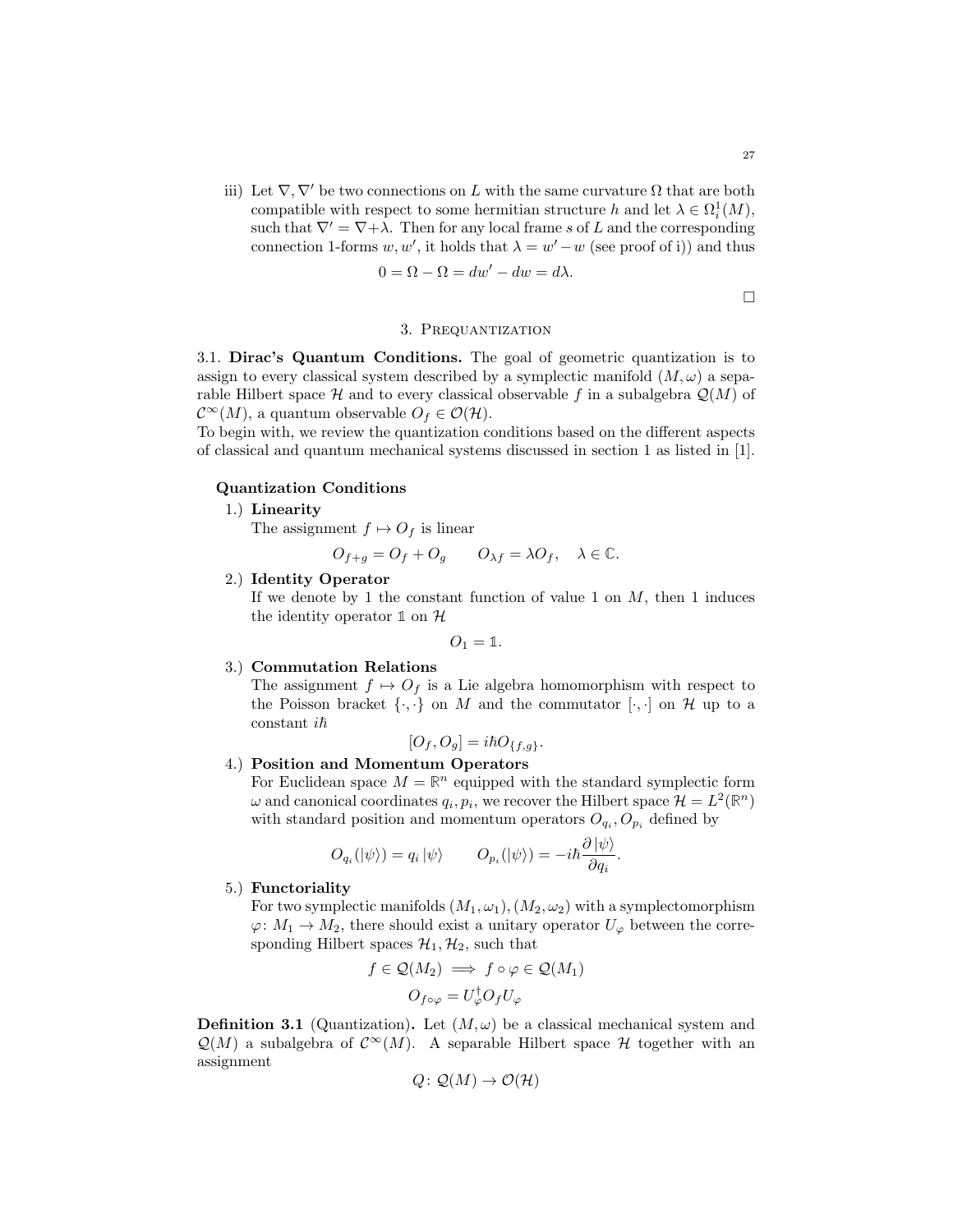iii) Let $\nabla, \nabla'$ be two connections on $L$ with the same curvature $\Omega$ that are both compatible with respect to some hermitian structure $h$ and let $\lambda \in \Omega^1_i(M)$, such that $\nabla' = \nabla + \lambda$. Then for any local frame $s$ of $L$ and the corresponding connection 1-forms $w, w'$, it holds that $\lambda = w' - w$ (see proof of i)) and thus

$$0 = \Omega - \Omega = dw' - dw = d\lambda.$$

□

## 3. Prequantization

3.1. **Dirac's Quantum Conditions.** The goal of geometric quantization is to assign to every classical system described by a symplectic manifold $(M, \omega)$ a separable Hilbert space $\mathcal{H}$ and to every classical observable $f$ in a subalgebra $\mathcal{Q}(M)$ of $\mathcal{C}^\infty(M)$, a quantum observable $O_f \in \mathcal{O}(\mathcal{H})$.
To begin with, we review the quantization conditions based on the different aspects of classical and quantum mechanical systems discussed in section 1 as listed in [1].

**Quantization Conditions**

1.) **Linearity**
The assignment $f \mapsto O_f$ is linear

$$O_{f+g} = O_f + O_g \qquad O_{\lambda f} = \lambda O_f, \quad \lambda \in \mathbb{C}.$$

2.) **Identity Operator**
If we denote by 1 the constant function of value 1 on $M$, then 1 induces the identity operator $\mathbb{1}$ on $\mathcal{H}$

$$O_1 = \mathbb{1}.$$

3.) **Commutation Relations**
The assignment $f \mapsto O_f$ is a Lie algebra homomorphism with respect to the Poisson bracket $\{\cdot,\cdot\}$ on $M$ and the commutator $[\cdot,\cdot]$ on $\mathcal{H}$ up to a constant $i\hbar$

$$[O_f, O_g] = i\hbar O_{\{f,g\}}.$$

4.) **Position and Momentum Operators**
For Euclidean space $M = \mathbb{R}^n$ equipped with the standard symplectic form $\omega$ and canonical coordinates $q_i, p_i$, we recover the Hilbert space $\mathcal{H} = L^2(\mathbb{R}^n)$ with standard position and momentum operators $O_{q_i}, O_{p_i}$ defined by

$$O_{q_i}(|\psi\rangle) = q_i\,|\psi\rangle \qquad O_{p_i}(|\psi\rangle) = -i\hbar \frac{\partial\,|\psi\rangle}{\partial q_i}.$$

5.) **Functoriality**
For two symplectic manifolds $(M_1, \omega_1), (M_2, \omega_2)$ with a symplectomorphism $\varphi\colon M_1 \to M_2$, there should exist a unitary operator $U_\varphi$ between the corresponding Hilbert spaces $\mathcal{H}_1, \mathcal{H}_2$, such that

$$f \in \mathcal{Q}(M_2) \implies f \circ \varphi \in \mathcal{Q}(M_1)$$

$$O_{f\circ\varphi} = U_\varphi^\dagger O_f U_\varphi$$

**Definition 3.1** (Quantization)**.** Let $(M, \omega)$ be a classical mechanical system and $\mathcal{Q}(M)$ a subalgebra of $\mathcal{C}^\infty(M)$. A separable Hilbert space $\mathcal{H}$ together with an assignment

$$Q\colon \mathcal{Q}(M) \to \mathcal{O}(\mathcal{H})$$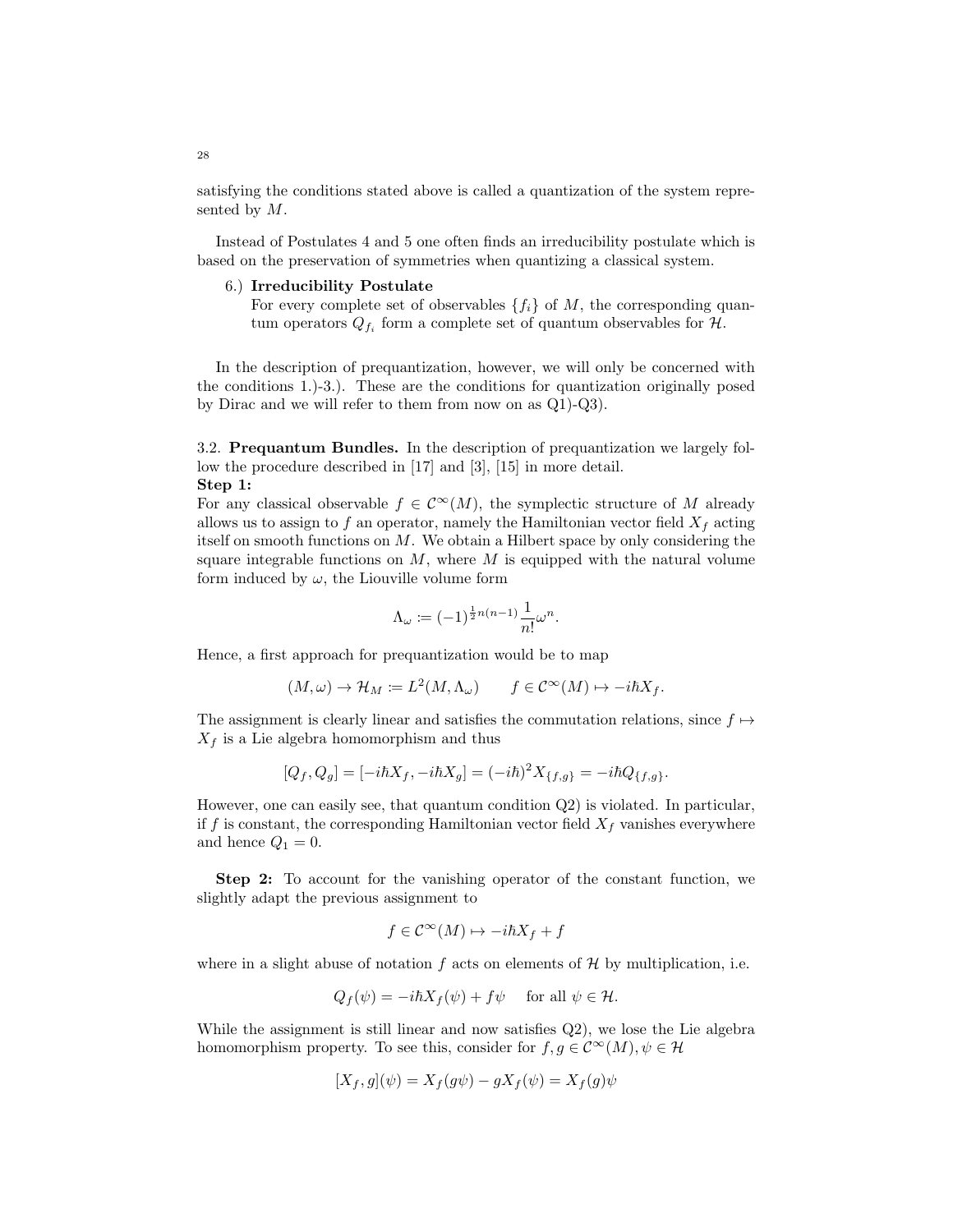satisfying the conditions stated above is called a quantization of the system represented by $M$.

Instead of Postulates 4 and 5 one often finds an irreducibility postulate which is based on the preservation of symmetries when quantizing a classical system.

6.) **Irreducibility Postulate**
For every complete set of observables $\{f_i\}$ of $M$, the corresponding quantum operators $Q_{f_i}$ form a complete set of quantum observables for $\mathcal{H}$.

In the description of prequantization, however, we will only be concerned with the conditions 1.)-3.). These are the conditions for quantization originally posed by Dirac and we will refer to them from now on as Q1)-Q3).

3.2. **Prequantum Bundles.** In the description of prequantization we largely follow the procedure described in [17] and [3], [15] in more detail.
**Step 1:**
For any classical observable $f \in \mathcal{C}^\infty(M)$, the symplectic structure of $M$ already allows us to assign to $f$ an operator, namely the Hamiltonian vector field $X_f$ acting itself on smooth functions on $M$. We obtain a Hilbert space by only considering the square integrable functions on $M$, where $M$ is equipped with the natural volume form induced by $\omega$, the Liouville volume form

$$\Lambda_\omega := (-1)^{\frac{1}{2}n(n-1)} \frac{1}{n!} \omega^n.$$

Hence, a first approach for prequantization would be to map

$$(M, \omega) \to \mathcal{H}_M := L^2(M, \Lambda_\omega) \qquad f \in \mathcal{C}^\infty(M) \mapsto -i\hbar X_f.$$

The assignment is clearly linear and satisfies the commutation relations, since $f \mapsto X_f$ is a Lie algebra homomorphism and thus

$$[Q_f, Q_g] = [-i\hbar X_f, -i\hbar X_g] = (-i\hbar)^2 X_{\{f,g\}} = -i\hbar Q_{\{f,g\}}.$$

However, one can easily see, that quantum condition Q2) is violated. In particular, if $f$ is constant, the corresponding Hamiltonian vector field $X_f$ vanishes everywhere and hence $Q_1 = 0$.

**Step 2:** To account for the vanishing operator of the constant function, we slightly adapt the previous assignment to

$$f \in \mathcal{C}^\infty(M) \mapsto -i\hbar X_f + f$$

where in a slight abuse of notation $f$ acts on elements of $\mathcal{H}$ by multiplication, i.e.

$$Q_f(\psi) = -i\hbar X_f(\psi) + f\psi \quad \text{ for all } \psi \in \mathcal{H}.$$

While the assignment is still linear and now satisfies Q2), we lose the Lie algebra homomorphism property. To see this, consider for $f, g \in \mathcal{C}^\infty(M), \psi \in \mathcal{H}$

$$[X_f, g](\psi) = X_f(g\psi) - gX_f(\psi) = X_f(g)\psi$$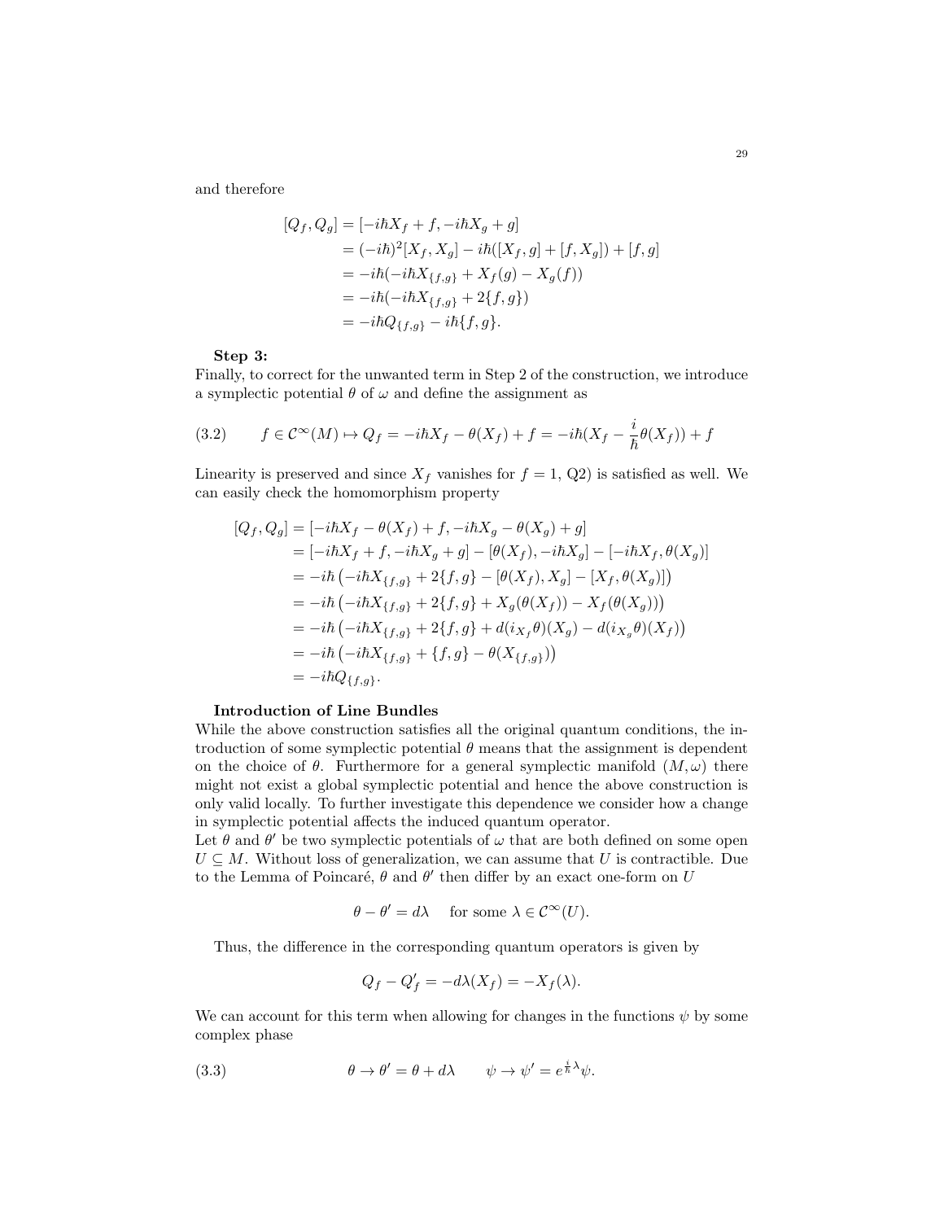and therefore

$$
\begin{aligned}
[Q_f, Q_g] &= [-i\hbar X_f + f, -i\hbar X_g + g] \\
&= (-i\hbar)^2 [X_f, X_g] - i\hbar([X_f, g] + [f, X_g]) + [f, g] \\
&= -i\hbar(-i\hbar X_{\{f,g\}} + X_f(g) - X_g(f)) \\
&= -i\hbar(-i\hbar X_{\{f,g\}} + 2\{f, g\}) \\
&= -i\hbar Q_{\{f,g\}} - i\hbar\{f, g\}.
\end{aligned}
$$

**Step 3:**
Finally, to correct for the unwanted term in Step 2 of the construction, we introduce a symplectic potential $\theta$ of $\omega$ and define the assignment as

$$
f \in \mathcal{C}^\infty(M) \mapsto Q_f = -i\hbar X_f - \theta(X_f) + f = -i\hbar(X_f - \frac{i}{\hbar}\theta(X_f)) + f \tag{3.2}
$$

Linearity is preserved and since $X_f$ vanishes for $f = 1$, Q2) is satisfied as well. We can easily check the homomorphism property

$$
\begin{aligned}
[Q_f, Q_g] &= [-i\hbar X_f - \theta(X_f) + f, -i\hbar X_g - \theta(X_g) + g] \\
&= [-i\hbar X_f + f, -i\hbar X_g + g] - [\theta(X_f), -i\hbar X_g] - [-i\hbar X_f, \theta(X_g)] \\
&= -i\hbar\left(-i\hbar X_{\{f,g\}} + 2\{f, g\} - [\theta(X_f), X_g] - [X_f, \theta(X_g)]\right) \\
&= -i\hbar\left(-i\hbar X_{\{f,g\}} + 2\{f, g\} + X_g(\theta(X_f)) - X_f(\theta(X_g))\right) \\
&= -i\hbar\left(-i\hbar X_{\{f,g\}} + 2\{f, g\} + d(i_{X_f}\theta)(X_g) - d(i_{X_g}\theta)(X_f)\right) \\
&= -i\hbar\left(-i\hbar X_{\{f,g\}} + \{f, g\} - \theta(X_{\{f,g\}})\right) \\
&= -i\hbar Q_{\{f,g\}}.
\end{aligned}
$$

**Introduction of Line Bundles**
While the above construction satisfies all the original quantum conditions, the introduction of some symplectic potential $\theta$ means that the assignment is dependent on the choice of $\theta$. Furthermore for a general symplectic manifold $(M, \omega)$ there might not exist a global symplectic potential and hence the above construction is only valid locally. To further investigate this dependence we consider how a change in symplectic potential affects the induced quantum operator.
Let $\theta$ and $\theta'$ be two symplectic potentials of $\omega$ that are both defined on some open $U \subseteq M$. Without loss of generalization, we can assume that $U$ is contractible. Due to the Lemma of Poincaré, $\theta$ and $\theta'$ then differ by an exact one-form on $U$

$$
\theta - \theta' = d\lambda \quad \text{for some } \lambda \in \mathcal{C}^\infty(U).
$$

Thus, the difference in the corresponding quantum operators is given by

$$
Q_f - Q'_f = -d\lambda(X_f) = -X_f(\lambda).
$$

We can account for this term when allowing for changes in the functions $\psi$ by some complex phase

$$
\theta \to \theta' = \theta + d\lambda \qquad \psi \to \psi' = e^{\frac{i}{\hbar}\lambda}\psi. \tag{3.3}
$$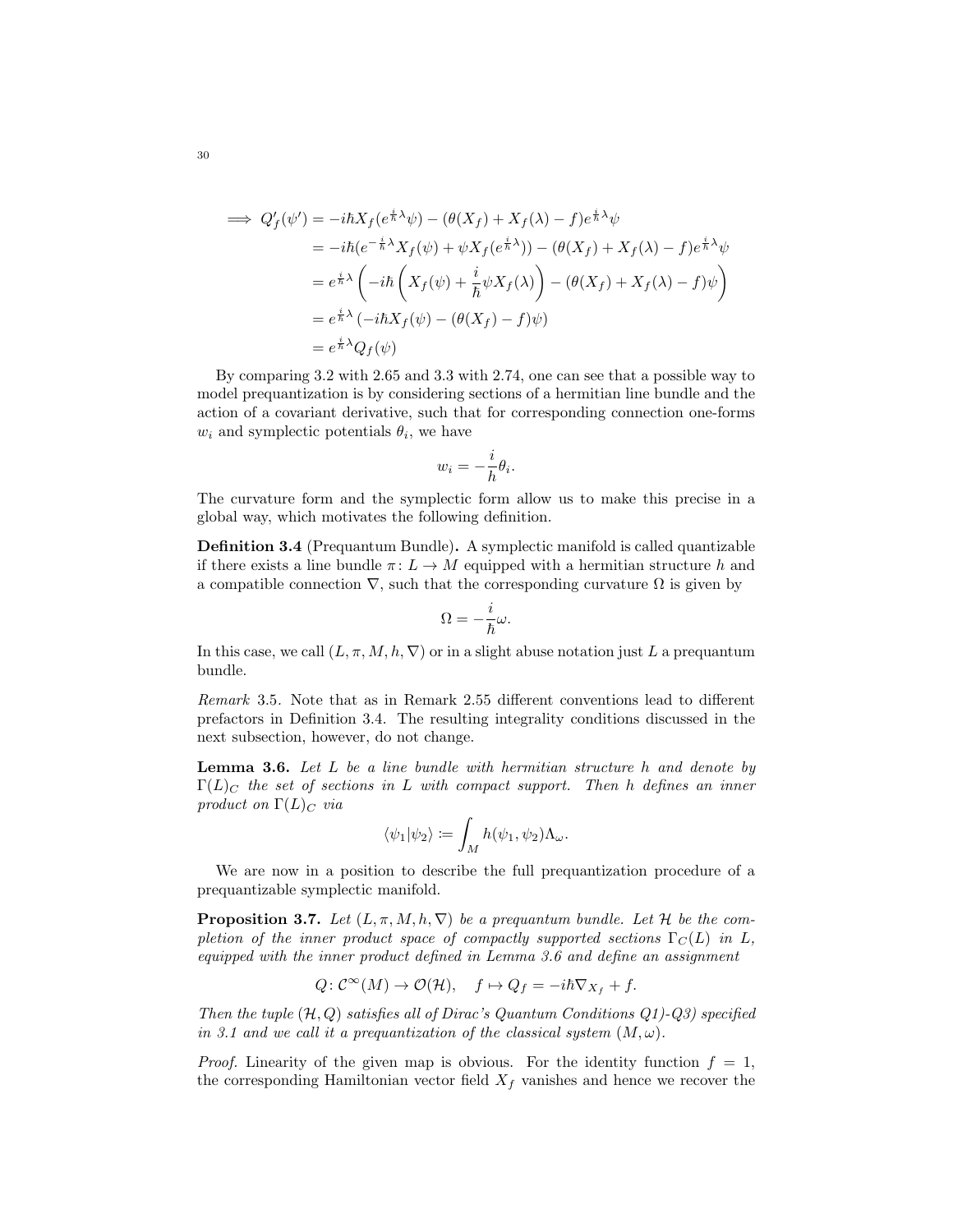$$
\begin{aligned}
\implies Q'_f(\psi') &= -i\hbar X_f(e^{\frac{i}{\hbar}\lambda}\psi) - (\theta(X_f) + X_f(\lambda) - f)e^{\frac{i}{\hbar}\lambda}\psi \\
&= -i\hbar(e^{-\frac{i}{\hbar}\lambda}X_f(\psi) + \psi X_f(e^{\frac{i}{\hbar}\lambda})) - (\theta(X_f) + X_f(\lambda) - f)e^{\frac{i}{\hbar}\lambda}\psi \\
&= e^{\frac{i}{\hbar}\lambda}\left(-i\hbar\left(X_f(\psi) + \frac{i}{\hbar}\psi X_f(\lambda)\right) - (\theta(X_f) + X_f(\lambda) - f)\psi\right) \\
&= e^{\frac{i}{\hbar}\lambda}\left(-i\hbar X_f(\psi) - (\theta(X_f) - f)\psi\right) \\
&= e^{\frac{i}{\hbar}\lambda}Q_f(\psi)
\end{aligned}
$$

By comparing 3.2 with 2.65 and 3.3 with 2.74, one can see that a possible way to model prequantization is by considering sections of a hermitian line bundle and the action of a covariant derivative, such that for corresponding connection one-forms $w_i$ and symplectic potentials $\theta_i$, we have

$$
w_i = -\frac{i}{h}\theta_i.
$$

The curvature form and the symplectic form allow us to make this precise in a global way, which motivates the following definition.

**Definition 3.4** (Prequantum Bundle)**.** A symplectic manifold is called quantizable if there exists a line bundle $\pi\colon L \to M$ equipped with a hermitian structure $h$ and a compatible connection $\nabla$, such that the corresponding curvature $\Omega$ is given by

$$
\Omega = -\frac{i}{\hbar}\omega.
$$

In this case, we call $(L, \pi, M, h, \nabla)$ or in a slight abuse notation just $L$ a prequantum bundle.

*Remark* 3.5. Note that as in Remark 2.55 different conventions lead to different prefactors in Definition 3.4. The resulting integrality conditions discussed in the next subsection, however, do not change.

**Lemma 3.6.** *Let $L$ be a line bundle with hermitian structure $h$ and denote by $\Gamma(L)_C$ the set of sections in $L$ with compact support. Then $h$ defines an inner product on $\Gamma(L)_C$ via*

$$
\langle\psi_1|\psi_2\rangle \coloneqq \int_M h(\psi_1, \psi_2)\Lambda_\omega.
$$

We are now in a position to describe the full prequantization procedure of a prequantizable symplectic manifold.

**Proposition 3.7.** *Let $(L, \pi, M, h, \nabla)$ be a prequantum bundle. Let $\mathcal{H}$ be the completion of the inner product space of compactly supported sections $\Gamma_C(L)$ in $L$, equipped with the inner product defined in Lemma 3.6 and define an assignment*

$$
Q\colon \mathcal{C}^\infty(M) \to \mathcal{O}(\mathcal{H}), \quad f \mapsto Q_f = -i\hbar\nabla_{X_f} + f.
$$

*Then the tuple $(\mathcal{H}, Q)$ satisfies all of Dirac's Quantum Conditions Q1)-Q3) specified in 3.1 and we call it a prequantization of the classical system $(M, \omega)$.*

*Proof.* Linearity of the given map is obvious. For the identity function $f = 1$, the corresponding Hamiltonian vector field $X_f$ vanishes and hence we recover the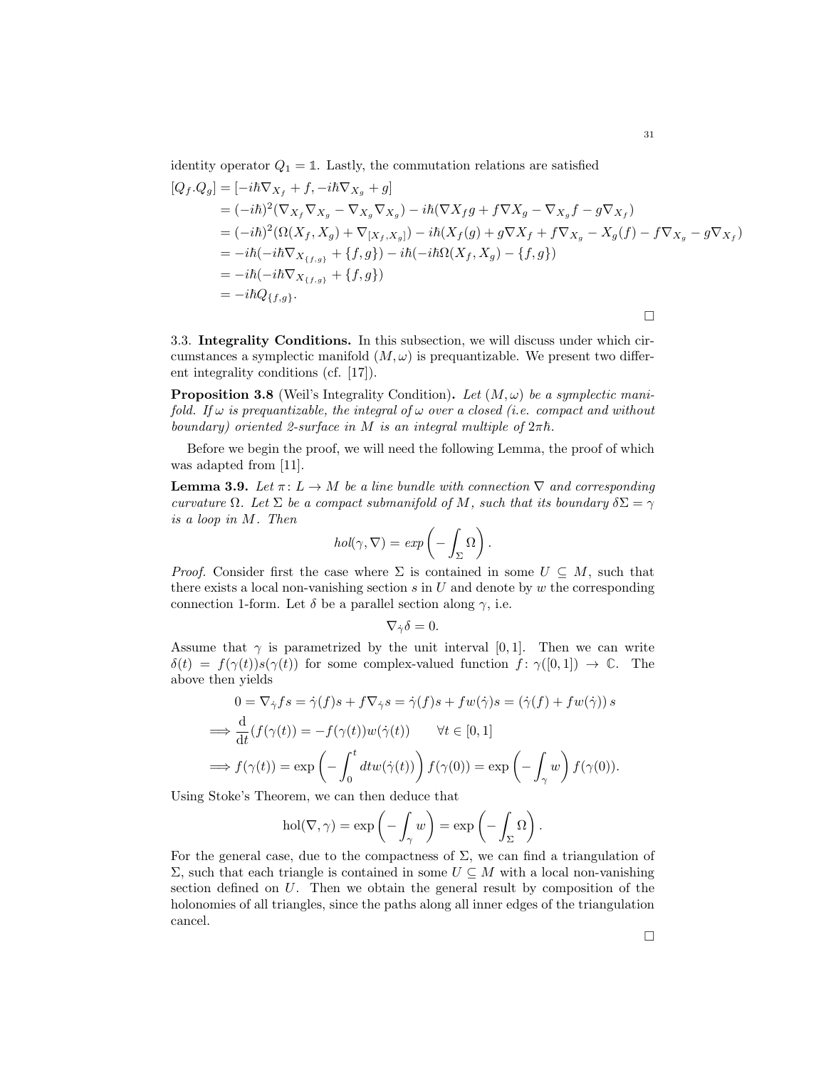identity operator $Q_1 = \mathbb{1}$. Lastly, the commutation relations are satisfied

$$
\begin{aligned}
[Q_f.Q_g] &= [-i\hbar\nabla_{X_f} + f, -i\hbar\nabla_{X_g} + g] \\
&= (-i\hbar)^2(\nabla_{X_f}\nabla_{X_g} - \nabla_{X_g}\nabla_{X_g}) - i\hbar(\nabla X_f g + f\nabla X_g - \nabla_{X_g} f - g\nabla_{X_f}) \\
&= (-i\hbar)^2(\Omega(X_f, X_g) + \nabla_{[X_f,X_g]}) - i\hbar(X_f(g) + g\nabla X_f + f\nabla_{X_g} - X_g(f) - f\nabla_{X_g} - g\nabla_{X_f}) \\
&= -i\hbar(-i\hbar\nabla_{X_{\{f,g\}}} + \{f,g\}) - i\hbar(-i\hbar\Omega(X_f, X_g) - \{f,g\}) \\
&= -i\hbar(-i\hbar\nabla_{X_{\{f,g\}}} + \{f,g\}) \\
&= -i\hbar Q_{\{f,g\}}.
\end{aligned}
$$

□

3.3. **Integrality Conditions.** In this subsection, we will discuss under which circumstances a symplectic manifold $(M, \omega)$ is prequantizable. We present two different integrality conditions (cf. [17]).

**Proposition 3.8** (Weil's Integrality Condition). *Let $(M, \omega)$ be a symplectic manifold. If $\omega$ is prequantizable, the integral of $\omega$ over a closed (i.e. compact and without boundary) oriented 2-surface in $M$ is an integral multiple of $2\pi\hbar$.*

Before we begin the proof, we will need the following Lemma, the proof of which was adapted from [11].

**Lemma 3.9.** *Let $\pi\colon L \to M$ be a line bundle with connection $\nabla$ and corresponding curvature $\Omega$. Let $\Sigma$ be a compact submanifold of $M$, such that its boundary $\delta\Sigma = \gamma$ is a loop in $M$. Then*

$$
hol(\gamma, \nabla) = exp\left(-\int_\Sigma \Omega\right).
$$

*Proof.* Consider first the case where $\Sigma$ is contained in some $U \subseteq M$, such that there exists a local non-vanishing section $s$ in $U$ and denote by $w$ the corresponding connection 1-form. Let $\delta$ be a parallel section along $\gamma$, i.e.

$$
\nabla_{\dot\gamma}\delta = 0.
$$

Assume that $\gamma$ is parametrized by the unit interval $[0, 1]$. Then we can write $\delta(t) = f(\gamma(t))s(\gamma(t))$ for some complex-valued function $f\colon \gamma([0, 1]) \to \mathbb{C}$. The above then yields

$$
\begin{aligned}
0 = \nabla_{\dot\gamma} fs &= \dot\gamma(f)s + f\nabla_{\dot\gamma}s = \dot\gamma(f)s + fw(\dot\gamma)s = (\dot\gamma(f) + fw(\dot\gamma))\, s \\
\implies \frac{\mathrm{d}}{\mathrm{d}t}(f(\gamma(t)) &= -f(\gamma(t))w(\dot\gamma(t)) \qquad \forall t \in [0, 1] \\
\implies f(\gamma(t)) &= \exp\left(-\int_0^t dtw(\dot\gamma(t))\right) f(\gamma(0)) = \exp\left(-\int_\gamma w\right) f(\gamma(0)).
\end{aligned}
$$

Using Stoke's Theorem, we can then deduce that

$$
\mathrm{hol}(\nabla, \gamma) = \exp\left(-\int_\gamma w\right) = \exp\left(-\int_\Sigma \Omega\right).
$$

For the general case, due to the compactness of $\Sigma$, we can find a triangulation of $\Sigma$, such that each triangle is contained in some $U \subseteq M$ with a local non-vanishing section defined on $U$. Then we obtain the general result by composition of the holonomies of all triangles, since the paths along all inner edges of the triangulation cancel.

□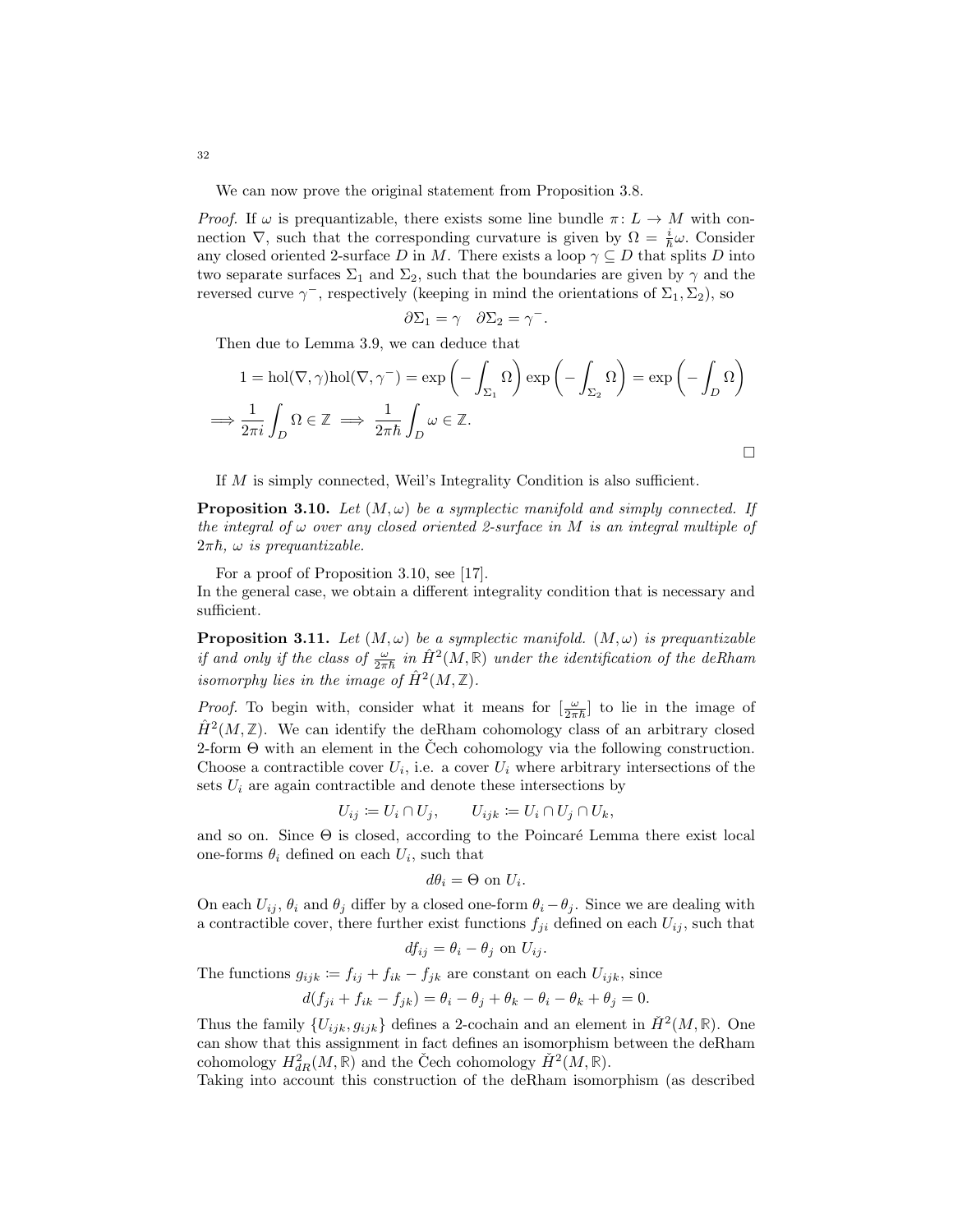We can now prove the original statement from Proposition 3.8.

*Proof.* If $\omega$ is prequantizable, there exists some line bundle $\pi\colon L \to M$ with connection $\nabla$, such that the corresponding curvature is given by $\Omega = \frac{i}{\hbar}\omega$. Consider any closed oriented 2-surface $D$ in $M$. There exists a loop $\gamma \subseteq D$ that splits $D$ into two separate surfaces $\Sigma_1$ and $\Sigma_2$, such that the boundaries are given by $\gamma$ and the reversed curve $\gamma^-$, respectively (keeping in mind the orientations of $\Sigma_1, \Sigma_2$), so

$$\partial\Sigma_1 = \gamma \quad \partial\Sigma_2 = \gamma^-.$$

Then due to Lemma 3.9, we can deduce that

$$1 = \mathrm{hol}(\nabla,\gamma)\mathrm{hol}(\nabla,\gamma^-) = \exp\left(-\int_{\Sigma_1}\Omega\right)\exp\left(-\int_{\Sigma_2}\Omega\right) = \exp\left(-\int_D \Omega\right)$$
$$\implies \frac{1}{2\pi i}\int_D \Omega \in \mathbb{Z} \implies \frac{1}{2\pi\hbar}\int_D \omega \in \mathbb{Z}.$$

□

If $M$ is simply connected, Weil's Integrality Condition is also sufficient.

**Proposition 3.10.** *Let $(M,\omega)$ be a symplectic manifold and simply connected. If the integral of $\omega$ over any closed oriented 2-surface in $M$ is an integral multiple of $2\pi\hbar$, $\omega$ is prequantizable.*

For a proof of Proposition 3.10, see [17].
In the general case, we obtain a different integrality condition that is necessary and sufficient.

**Proposition 3.11.** *Let $(M,\omega)$ be a symplectic manifold. $(M,\omega)$ is prequantizable if and only if the class of $\frac{\omega}{2\pi\hbar}$ in $\hat{H}^2(M,\mathbb{R})$ under the identification of the deRham isomorphy lies in the image of $\hat{H}^2(M,\mathbb{Z})$.*

*Proof.* To begin with, consider what it means for $[\frac{\omega}{2\pi\hbar}]$ to lie in the image of $\hat{H}^2(M,\mathbb{Z})$. We can identify the deRham cohomology class of an arbitrary closed 2-form $\Theta$ with an element in the Čech cohomology via the following construction. Choose a contractible cover $U_i$, i.e. a cover $U_i$ where arbitrary intersections of the sets $U_i$ are again contractible and denote these intersections by

$$U_{ij} := U_i \cap U_j, \qquad U_{ijk} := U_i \cap U_j \cap U_k,$$

and so on. Since $\Theta$ is closed, according to the Poincaré Lemma there exist local one-forms $\theta_i$ defined on each $U_i$, such that

$$d\theta_i = \Theta \text{ on } U_i.$$

On each $U_{ij}$, $\theta_i$ and $\theta_j$ differ by a closed one-form $\theta_i - \theta_j$. Since we are dealing with a contractible cover, there further exist functions $f_{ji}$ defined on each $U_{ij}$, such that

$$df_{ij} = \theta_i - \theta_j \text{ on } U_{ij}.$$

The functions $g_{ijk} := f_{ij} + f_{ik} - f_{jk}$ are constant on each $U_{ijk}$, since

$$d(f_{ji} + f_{ik} - f_{jk}) = \theta_i - \theta_j + \theta_k - \theta_i - \theta_k + \theta_j = 0.$$

Thus the family $\{U_{ijk}, g_{ijk}\}$ defines a 2-cochain and an element in $\check{H}^2(M,\mathbb{R})$. One can show that this assignment in fact defines an isomorphism between the deRham cohomology $H^2_{dR}(M,\mathbb{R})$ and the Čech cohomology $\check{H}^2(M,\mathbb{R})$.
Taking into account this construction of the deRham isomorphism (as described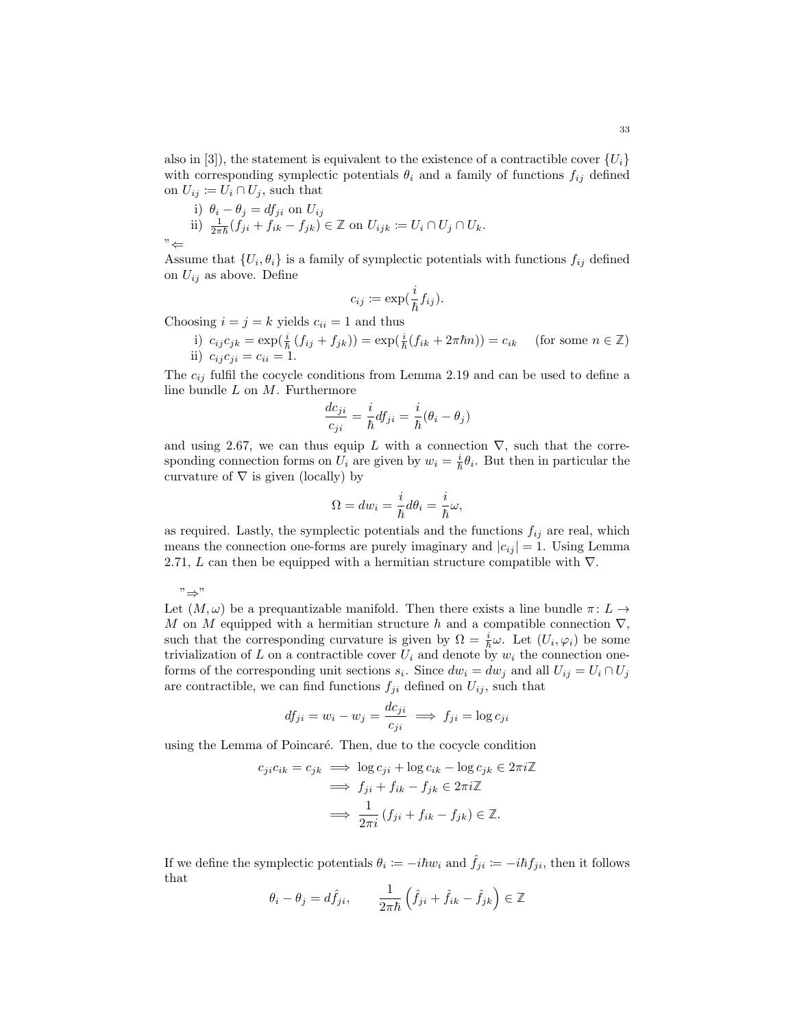also in [3]), the statement is equivalent to the existence of a contractible cover $\{U_i\}$ with corresponding symplectic potentials $\theta_i$ and a family of functions $f_{ij}$ defined on $U_{ij} := U_i \cap U_j$, such that

i) $\theta_i - \theta_j = df_{ji}$ on $U_{ij}$

ii) $\frac{1}{2\pi\hbar}(f_{ji} + f_{ik} - f_{jk}) \in \mathbb{Z}$ on $U_{ijk} := U_i \cap U_j \cap U_k$.

"$\Leftarrow$

Assume that $\{U_i, \theta_i\}$ is a family of symplectic potentials with functions $f_{ij}$ defined on $U_{ij}$ as above. Define

$$c_{ij} := \exp(\frac{i}{\hbar} f_{ij}).$$

Choosing $i = j = k$ yields $c_{ii} = 1$ and thus

i) $c_{ij}c_{jk} = \exp(\frac{i}{\hbar}(f_{ij} + f_{jk})) = \exp(\frac{i}{\hbar}(f_{ik} + 2\pi\hbar n)) = c_{ik}$ (for some $n \in \mathbb{Z}$)

ii) $c_{ij}c_{ji} = c_{ii} = 1$.

The $c_{ij}$ fulfil the cocycle conditions from Lemma 2.19 and can be used to define a line bundle $L$ on $M$. Furthermore

$$\frac{dc_{ji}}{c_{ji}} = \frac{i}{\hbar} df_{ji} = \frac{i}{\hbar}(\theta_i - \theta_j)$$

and using 2.67, we can thus equip $L$ with a connection $\nabla$, such that the corresponding connection forms on $U_i$ are given by $w_i = \frac{i}{\hbar}\theta_i$. But then in particular the curvature of $\nabla$ is given (locally) by

$$\Omega = dw_i = \frac{i}{\hbar} d\theta_i = \frac{i}{\hbar}\omega,$$

as required. Lastly, the symplectic potentials and the functions $f_{ij}$ are real, which means the connection one-forms are purely imaginary and $|c_{ij}| = 1$. Using Lemma 2.71, $L$ can then be equipped with a hermitian structure compatible with $\nabla$.

"$\Rightarrow$"

Let $(M, \omega)$ be a prequantizable manifold. Then there exists a line bundle $\pi \colon L \to M$ on $M$ equipped with a hermitian structure $h$ and a compatible connection $\nabla$, such that the corresponding curvature is given by $\Omega = \frac{i}{\hbar}\omega$. Let $(U_i, \varphi_i)$ be some trivialization of $L$ on a contractible cover $U_i$ and denote by $w_i$ the connection one-forms of the corresponding unit sections $s_i$. Since $dw_i = dw_j$ and all $U_{ij} = U_i \cap U_j$ are contractible, we can find functions $f_{ji}$ defined on $U_{ij}$, such that

$$df_{ji} = w_i - w_j = \frac{dc_{ji}}{c_{ji}} \implies f_{ji} = \log c_{ji}$$

using the Lemma of Poincaré. Then, due to the cocycle condition

$$\begin{aligned} c_{ji}c_{ik} = c_{jk} &\implies \log c_{ji} + \log c_{ik} - \log c_{jk} \in 2\pi i\mathbb{Z} \\ &\implies f_{ji} + f_{ik} - f_{jk} \in 2\pi i\mathbb{Z} \\ &\implies \frac{1}{2\pi i}(f_{ji} + f_{ik} - f_{jk}) \in \mathbb{Z}. \end{aligned}$$

If we define the symplectic potentials $\theta_i := -i\hbar w_i$ and $\hat{f}_{ji} := -i\hbar f_{ji}$, then it follows that

$$\theta_i - \theta_j = d\hat{f}_{ji}, \qquad \frac{1}{2\pi\hbar}\left(\hat{f}_{ji} + \hat{f}_{ik} - \hat{f}_{jk}\right) \in \mathbb{Z}$$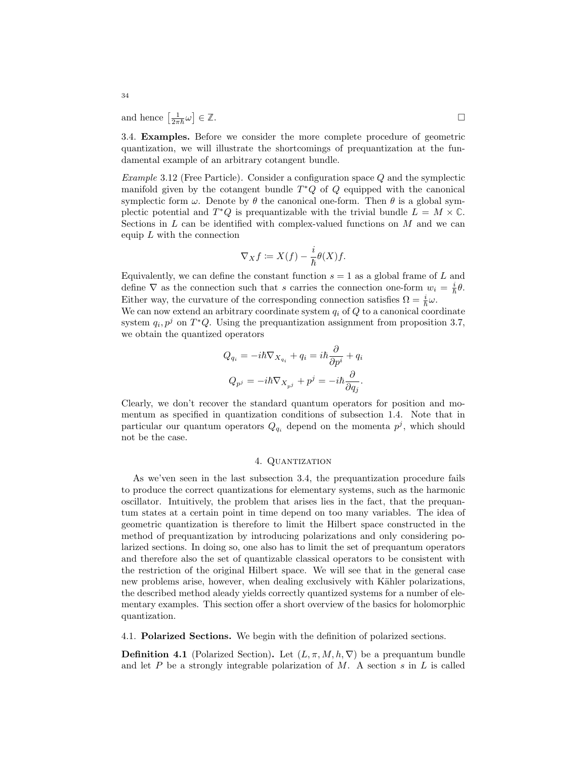and hence $\left[\frac{1}{2\pi\hbar}\omega\right] \in \mathbb{Z}$. □

3.4. **Examples.** Before we consider the more complete procedure of geometric quantization, we will illustrate the shortcomings of prequantization at the fundamental example of an arbitrary cotangent bundle.

*Example* 3.12 (Free Particle). Consider a configuration space $Q$ and the symplectic manifold given by the cotangent bundle $T^*Q$ of $Q$ equipped with the canonical symplectic form $\omega$. Denote by $\theta$ the canonical one-form. Then $\theta$ is a global symplectic potential and $T^*Q$ is prequantizable with the trivial bundle $L = M \times \mathbb{C}$. Sections in $L$ can be identified with complex-valued functions on $M$ and we can equip $L$ with the connection

$$\nabla_X f := X(f) - \frac{i}{\hbar}\theta(X)f.$$

Equivalently, we can define the constant function $s = 1$ as a global frame of $L$ and define $\nabla$ as the connection such that $s$ carries the connection one-form $w_i = \frac{i}{\hbar}\theta$. Either way, the curvature of the corresponding connection satisfies $\Omega = \frac{i}{\hbar}\omega$.
We can now extend an arbitrary coordinate system $q_i$ of $Q$ to a canonical coordinate system $q_i, p^j$ on $T^*Q$. Using the prequantization assignment from proposition 3.7, we obtain the quantized operators

$$Q_{q_i} = -i\hbar\nabla_{X_{q_i}} + q_i = i\hbar\frac{\partial}{\partial p^i} + q_i$$

$$Q_{p^j} = -i\hbar\nabla_{X_{p^j}} + p^j = -i\hbar\frac{\partial}{\partial q_j}.$$

Clearly, we don't recover the standard quantum operators for position and momentum as specified in quantization conditions of subsection 1.4. Note that in particular our quantum operators $Q_{q_i}$ depend on the momenta $p^j$, which should not be the case.

## 4. Quantization

As we'ven seen in the last subsection 3.4, the prequantization procedure fails to produce the correct quantizations for elementary systems, such as the harmonic oscillator. Intuitively, the problem that arises lies in the fact, that the prequantum states at a certain point in time depend on too many variables. The idea of geometric quantization is therefore to limit the Hilbert space constructed in the method of prequantization by introducing polarizations and only considering polarized sections. In doing so, one also has to limit the set of prequantum operators and therefore also the set of quantizable classical operators to be consistent with the restriction of the original Hilbert space. We will see that in the general case new problems arise, however, when dealing exclusively with Kähler polarizations, the described method aleady yields correctly quantized systems for a number of elementary examples. This section offer a short overview of the basics for holomorphic quantization.

4.1. **Polarized Sections.** We begin with the definition of polarized sections.

**Definition 4.1** (Polarized Section)**.** Let $(L, \pi, M, h, \nabla)$ be a prequantum bundle and let $P$ be a strongly integrable polarization of $M$. A section $s$ in $L$ is called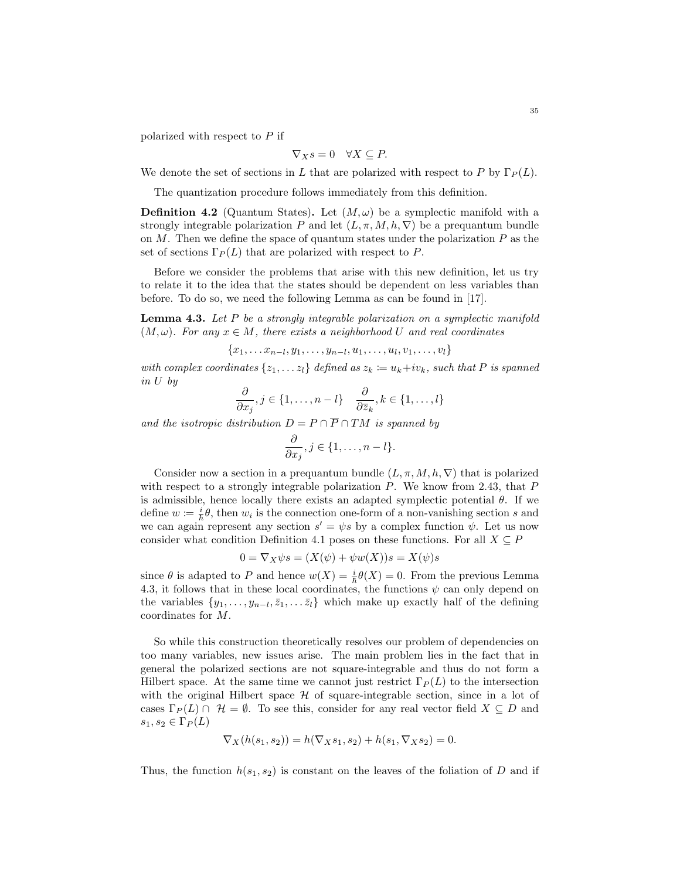polarized with respect to $P$ if

$$\nabla_X s = 0 \quad \forall X \subseteq P.$$

We denote the set of sections in $L$ that are polarized with respect to $P$ by $\Gamma_P(L)$.

The quantization procedure follows immediately from this definition.

**Definition 4.2** (Quantum States)**.** Let $(M, \omega)$ be a symplectic manifold with a strongly integrable polarization $P$ and let $(L, \pi, M, h, \nabla)$ be a prequantum bundle on $M$. Then we define the space of quantum states under the polarization $P$ as the set of sections $\Gamma_P(L)$ that are polarized with respect to $P$.

Before we consider the problems that arise with this new definition, let us try to relate it to the idea that the states should be dependent on less variables than before. To do so, we need the following Lemma as can be found in [17].

**Lemma 4.3.** *Let $P$ be a strongly integrable polarization on a symplectic manifold $(M, \omega)$. For any $x \in M$, there exists a neighborhood $U$ and real coordinates*

$$\{x_1, \ldots x_{n-l}, y_1, \ldots, y_{n-l}, u_1, \ldots, u_l, v_1, \ldots, v_l\}$$

*with complex coordinates $\{z_1, \ldots z_l\}$ defined as $z_k := u_k + iv_k$, such that $P$ is spanned in $U$ by*

$$\frac{\partial}{\partial x_j}, j \in \{1, \ldots, n-l\} \quad \frac{\partial}{\partial \overline{z}_k}, k \in \{1, \ldots, l\}$$

*and the isotropic distribution $D = P \cap \overline{P} \cap TM$ is spanned by*

$$\frac{\partial}{\partial x_j}, j \in \{1, \ldots, n-l\}.$$

Consider now a section in a prequantum bundle $(L, \pi, M, h, \nabla)$ that is polarized with respect to a strongly integrable polarization $P$. We know from 2.43, that $P$ is admissible, hence locally there exists an adapted symplectic potential $\theta$. If we define $w := \frac{i}{\hbar}\theta$, then $w_i$ is the connection one-form of a non-vanishing section $s$ and we can again represent any section $s' = \psi s$ by a complex function $\psi$. Let us now consider what condition Definition 4.1 poses on these functions. For all $X \subseteq P$

$$0 = \nabla_X \psi s = (X(\psi) + \psi w(X))s = X(\psi)s$$

since $\theta$ is adapted to $P$ and hence $w(X) = \frac{i}{\hbar}\theta(X) = 0$. From the previous Lemma 4.3, it follows that in these local coordinates, the functions $\psi$ can only depend on the variables $\{y_1, \ldots, y_{n-l}, \bar{z}_1, \ldots \bar{z}_l\}$ which make up exactly half of the defining coordinates for $M$.

So while this construction theoretically resolves our problem of dependencies on too many variables, new issues arise. The main problem lies in the fact that in general the polarized sections are not square-integrable and thus do not form a Hilbert space. At the same time we cannot just restrict $\Gamma_P(L)$ to the intersection with the original Hilbert space $\mathcal{H}$ of square-integrable section, since in a lot of cases $\Gamma_P(L) \cap \mathcal{H} = \emptyset$. To see this, consider for any real vector field $X \subseteq D$ and $s_1, s_2 \in \Gamma_P(L)$

$$\nabla_X(h(s_1, s_2)) = h(\nabla_X s_1, s_2) + h(s_1, \nabla_X s_2) = 0.$$

Thus, the function $h(s_1, s_2)$ is constant on the leaves of the foliation of $D$ and if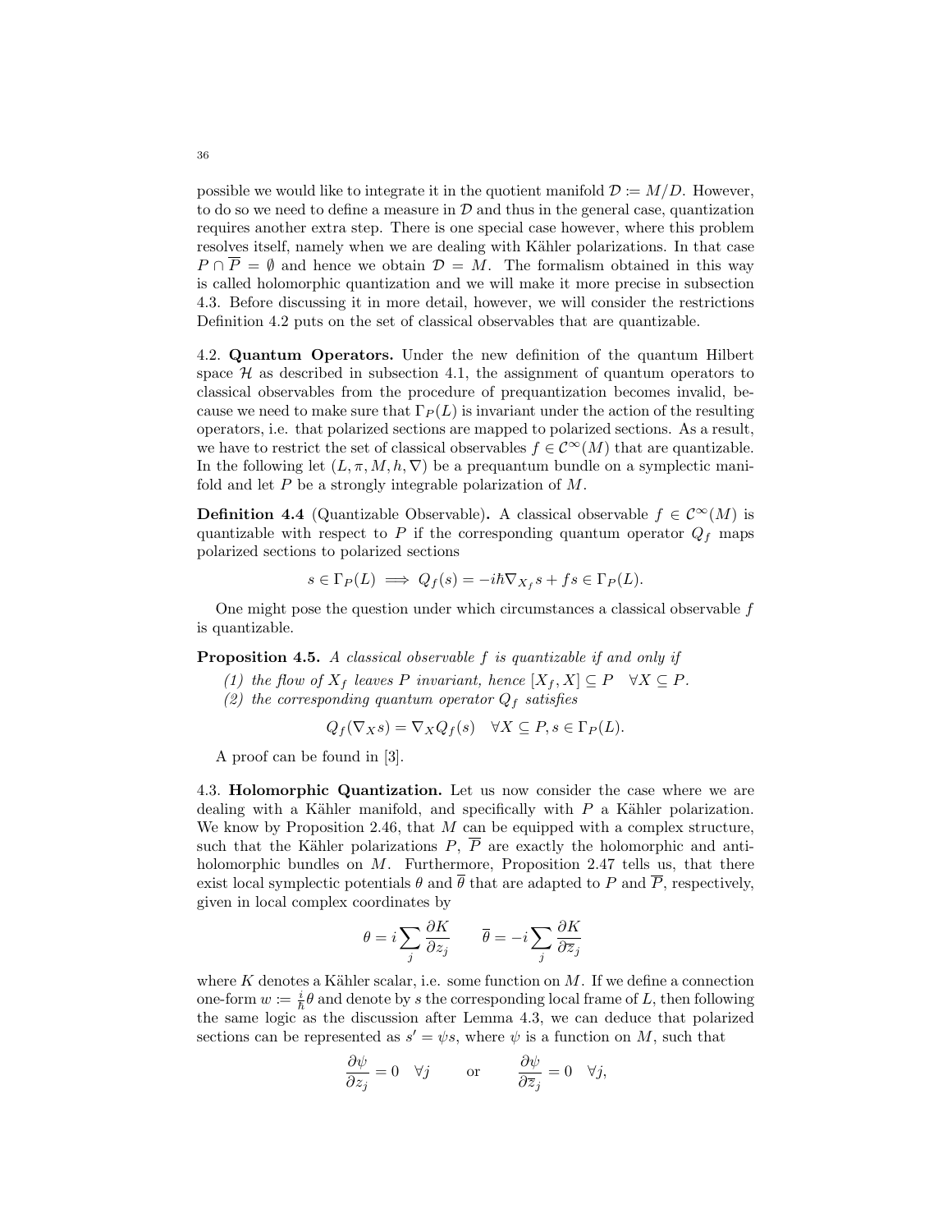possible we would like to integrate it in the quotient manifold $\mathcal{D} := M/D$. However, to do so we need to define a measure in $\mathcal{D}$ and thus in the general case, quantization requires another extra step. There is one special case however, where this problem resolves itself, namely when we are dealing with Kähler polarizations. In that case $P \cap \overline{P} = \emptyset$ and hence we obtain $\mathcal{D} = M$. The formalism obtained in this way is called holomorphic quantization and we will make it more precise in subsection 4.3. Before discussing it in more detail, however, we will consider the restrictions Definition 4.2 puts on the set of classical observables that are quantizable.

4.2. **Quantum Operators.** Under the new definition of the quantum Hilbert space $\mathcal{H}$ as described in subsection 4.1, the assignment of quantum operators to classical observables from the procedure of prequantization becomes invalid, because we need to make sure that $\Gamma_P(L)$ is invariant under the action of the resulting operators, i.e. that polarized sections are mapped to polarized sections. As a result, we have to restrict the set of classical observables $f \in \mathcal{C}^\infty(M)$ that are quantizable. In the following let $(L, \pi, M, h, \nabla)$ be a prequantum bundle on a symplectic manifold and let $P$ be a strongly integrable polarization of $M$.

**Definition 4.4** (Quantizable Observable)**.** A classical observable $f \in \mathcal{C}^\infty(M)$ is quantizable with respect to $P$ if the corresponding quantum operator $Q_f$ maps polarized sections to polarized sections

$$s \in \Gamma_P(L) \implies Q_f(s) = -i\hbar \nabla_{X_f} s + fs \in \Gamma_P(L).$$

One might pose the question under which circumstances a classical observable $f$ is quantizable.

**Proposition 4.5.** *A classical observable $f$ is quantizable if and only if*

*(1) the flow of $X_f$ leaves $P$ invariant, hence $[X_f, X] \subseteq P \quad \forall X \subseteq P$.*
*(2) the corresponding quantum operator $Q_f$ satisfies*

$$Q_f(\nabla_X s) = \nabla_X Q_f(s) \quad \forall X \subseteq P, s \in \Gamma_P(L).$$

A proof can be found in [3].

4.3. **Holomorphic Quantization.** Let us now consider the case where we are dealing with a Kähler manifold, and specifically with $P$ a Kähler polarization. We know by Proposition 2.46, that $M$ can be equipped with a complex structure, such that the Kähler polarizations $P$, $\overline{P}$ are exactly the holomorphic and antiholomorphic bundles on $M$. Furthermore, Proposition 2.47 tells us, that there exist local symplectic potentials $\theta$ and $\overline{\theta}$ that are adapted to $P$ and $\overline{P}$, respectively, given in local complex coordinates by

$$\theta = i \sum_j \frac{\partial K}{\partial z_j} \qquad \overline{\theta} = -i \sum_j \frac{\partial K}{\partial \overline{z}_j}$$

where $K$ denotes a Kähler scalar, i.e. some function on $M$. If we define a connection one-form $w := \frac{i}{\hbar}\theta$ and denote by $s$ the corresponding local frame of $L$, then following the same logic as the discussion after Lemma 4.3, we can deduce that polarized sections can be represented as $s' = \psi s$, where $\psi$ is a function on $M$, such that

$$\frac{\partial \psi}{\partial z_j} = 0 \quad \forall j \qquad \text{or} \qquad \frac{\partial \psi}{\partial \overline{z}_j} = 0 \quad \forall j,$$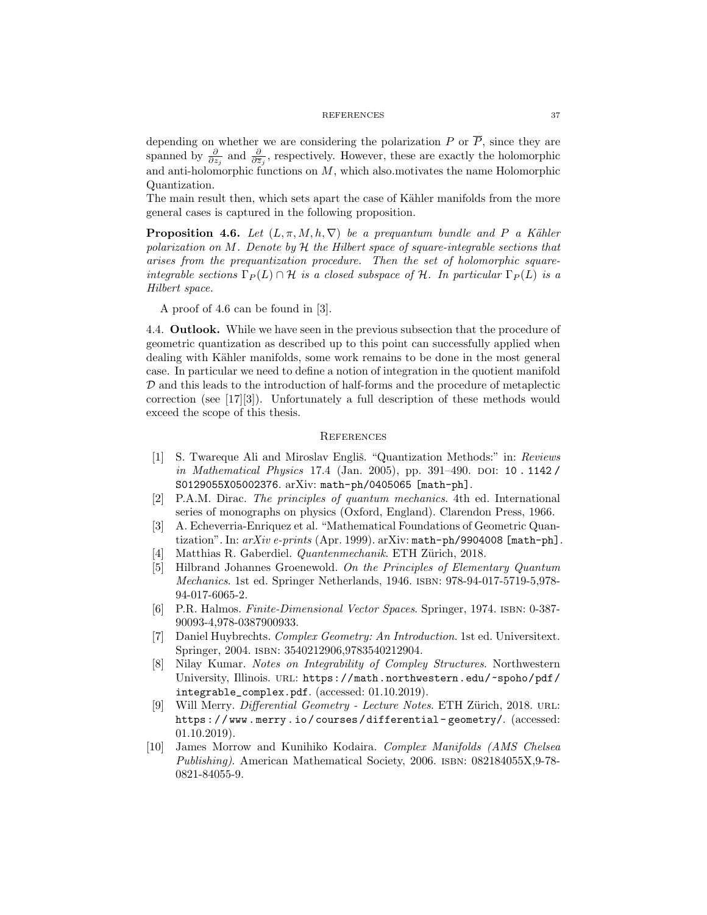depending on whether we are considering the polarization $P$ or $\overline{P}$, since they are spanned by $\frac{\partial}{\partial z_j}$ and $\frac{\partial}{\partial \overline{z}_j}$, respectively. However, these are exactly the holomorphic and anti-holomorphic functions on $M$, which also.motivates the name Holomorphic Quantization.

The main result then, which sets apart the case of Kähler manifolds from the more general cases is captured in the following proposition.

**Proposition 4.6.** *Let $(L, \pi, M, h, \nabla)$ be a prequantum bundle and $P$ a Kähler polarization on $M$. Denote by $\mathcal{H}$ the Hilbert space of square-integrable sections that arises from the prequantization procedure. Then the set of holomorphic square-integrable sections $\Gamma_P(L) \cap \mathcal{H}$ is a closed subspace of $\mathcal{H}$. In particular $\Gamma_P(L)$ is a Hilbert space.*

A proof of 4.6 can be found in [3].

4.4. **Outlook.** While we have seen in the previous subsection that the procedure of geometric quantization as described up to this point can successfully applied when dealing with Kähler manifolds, some work remains to be done in the most general case. In particular we need to define a notion of integration in the quotient manifold $\mathcal{D}$ and this leads to the introduction of half-forms and the procedure of metaplectic correction (see [17][3]). Unfortunately a full description of these methods would exceed the scope of this thesis.

## References

[1] S. Twareque Ali and Miroslav Engliš. "Quantization Methods:" in: *Reviews in Mathematical Physics* 17.4 (Jan. 2005), pp. 391–490. DOI: 10.1142/S0129055X05002376. arXiv: math-ph/0405065 [math-ph].

[2] P.A.M. Dirac. *The principles of quantum mechanics*. 4th ed. International series of monographs on physics (Oxford, England). Clarendon Press, 1966.

[3] A. Echeverria-Enriquez et al. "Mathematical Foundations of Geometric Quantization". In: *arXiv e-prints* (Apr. 1999). arXiv: math-ph/9904008 [math-ph].

[4] Matthias R. Gaberdiel. *Quantenmechanik*. ETH Zürich, 2018.

[5] Hilbrand Johannes Groenewold. *On the Principles of Elementary Quantum Mechanics*. 1st ed. Springer Netherlands, 1946. ISBN: 978-94-017-5719-5,978-94-017-6065-2.

[6] P.R. Halmos. *Finite-Dimensional Vector Spaces*. Springer, 1974. ISBN: 0-387-90093-4,978-0387900933.

[7] Daniel Huybrechts. *Complex Geometry: An Introduction*. 1st ed. Universitext. Springer, 2004. ISBN: 3540212906,9783540212904.

[8] Nilay Kumar. *Notes on Integrability of Compley Structures*. Northwestern University, Illinois. URL: https://math.northwestern.edu/~spoho/pdf/integrable_complex.pdf. (accessed: 01.10.2019).

[9] Will Merry. *Differential Geometry - Lecture Notes*. ETH Zürich, 2018. URL: https://www.merry.io/courses/differential-geometry/. (accessed: 01.10.2019).

[10] James Morrow and Kunihiko Kodaira. *Complex Manifolds (AMS Chelsea Publishing)*. American Mathematical Society, 2006. ISBN: 082184055X,9-78-0821-84055-9.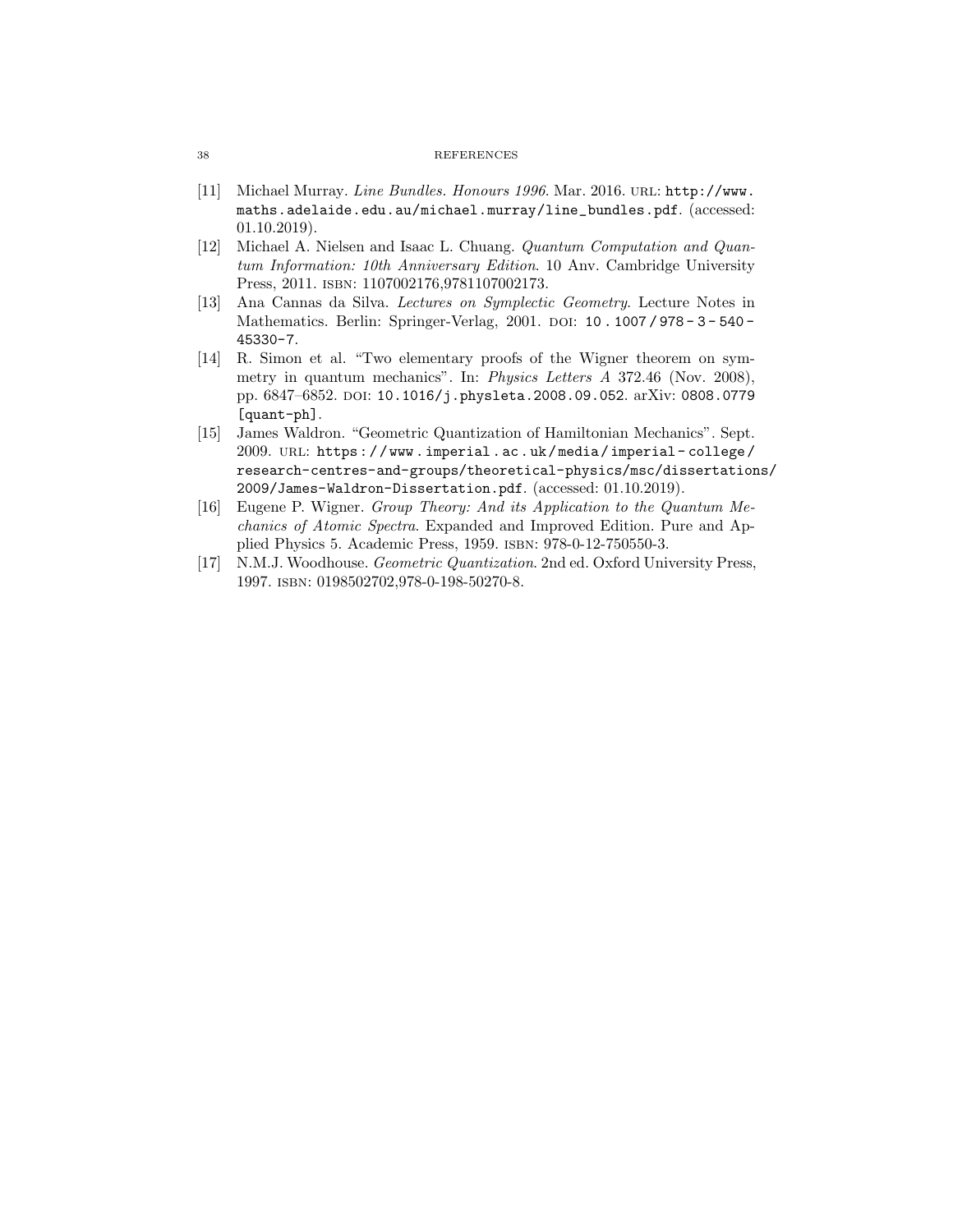- [11] Michael Murray. *Line Bundles. Honours 1996*. Mar. 2016. URL: `http://www.maths.adelaide.edu.au/michael.murray/line_bundles.pdf`. (accessed: 01.10.2019).
- [12] Michael A. Nielsen and Isaac L. Chuang. *Quantum Computation and Quantum Information: 10th Anniversary Edition*. 10 Anv. Cambridge University Press, 2011. ISBN: 1107002176,9781107002173.
- [13] Ana Cannas da Silva. *Lectures on Symplectic Geometry*. Lecture Notes in Mathematics. Berlin: Springer-Verlag, 2001. DOI: `10.1007/978-3-540-45330-7`.
- [14] R. Simon et al. "Two elementary proofs of the Wigner theorem on symmetry in quantum mechanics". In: *Physics Letters A* 372.46 (Nov. 2008), pp. 6847–6852. DOI: `10.1016/j.physleta.2008.09.052`. arXiv: `0808.0779 [quant-ph]`.
- [15] James Waldron. "Geometric Quantization of Hamiltonian Mechanics". Sept. 2009. URL: `https://www.imperial.ac.uk/media/imperial-college/research-centres-and-groups/theoretical-physics/msc/dissertations/2009/James-Waldron-Dissertation.pdf`. (accessed: 01.10.2019).
- [16] Eugene P. Wigner. *Group Theory: And its Application to the Quantum Mechanics of Atomic Spectra*. Expanded and Improved Edition. Pure and Applied Physics 5. Academic Press, 1959. ISBN: 978-0-12-750550-3.
- [17] N.M.J. Woodhouse. *Geometric Quantization*. 2nd ed. Oxford University Press, 1997. ISBN: 0198502702,978-0-198-50270-8.